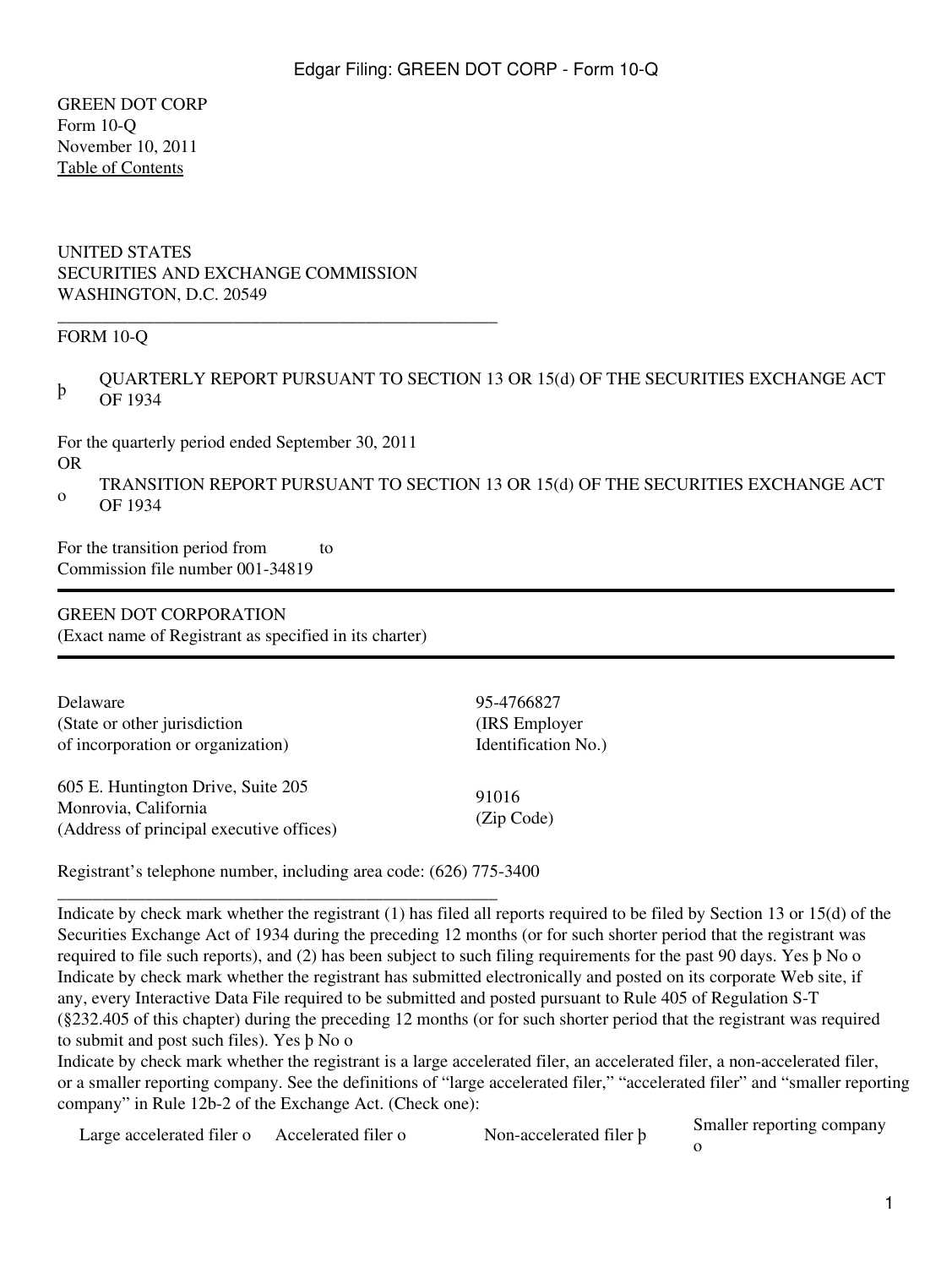GREEN DOT CORP
Form 10-Q
November 10, 2011
Table of Contents

UNITED STATES
SECURITIES AND EXCHANGE COMMISSION
WASHINGTON, D.C. 20549

---

FORM 10-Q

þ QUARTERLY REPORT PURSUANT TO SECTION 13 OR 15(d) OF THE SECURITIES EXCHANGE ACT OF 1934

For the quarterly period ended September 30, 2011
OR

o TRANSITION REPORT PURSUANT TO SECTION 13 OR 15(d) OF THE SECURITIES EXCHANGE ACT OF 1934

For the transition period from to
Commission file number 001-34819

---

GREEN DOT CORPORATION
(Exact name of Registrant as specified in its charter)

---

| | |
|---|---|
| Delaware<br>(State or other jurisdiction<br>of incorporation or organization) | 95-4766827<br>(IRS Employer<br>Identification No.) |
| 605 E. Huntington Drive, Suite 205<br>Monrovia, California<br>(Address of principal executive offices) | 91016<br>(Zip Code) |

Registrant's telephone number, including area code: (626) 775-3400

---

Indicate by check mark whether the registrant (1) has filed all reports required to be filed by Section 13 or 15(d) of the Securities Exchange Act of 1934 during the preceding 12 months (or for such shorter period that the registrant was required to file such reports), and (2) has been subject to such filing requirements for the past 90 days. Yes þ No o

Indicate by check mark whether the registrant has submitted electronically and posted on its corporate Web site, if any, every Interactive Data File required to be submitted and posted pursuant to Rule 405 of Regulation S-T (§232.405 of this chapter) during the preceding 12 months (or for such shorter period that the registrant was required to submit and post such files). Yes þ No o

Indicate by check mark whether the registrant is a large accelerated filer, an accelerated filer, a non-accelerated filer, or a smaller reporting company. See the definitions of "large accelerated filer," "accelerated filer" and "smaller reporting company" in Rule 12b-2 of the Exchange Act. (Check one):

| | | | |
|---|---|---|---|
| Large accelerated filer o | Accelerated filer o | Non-accelerated filer þ | Smaller reporting company o |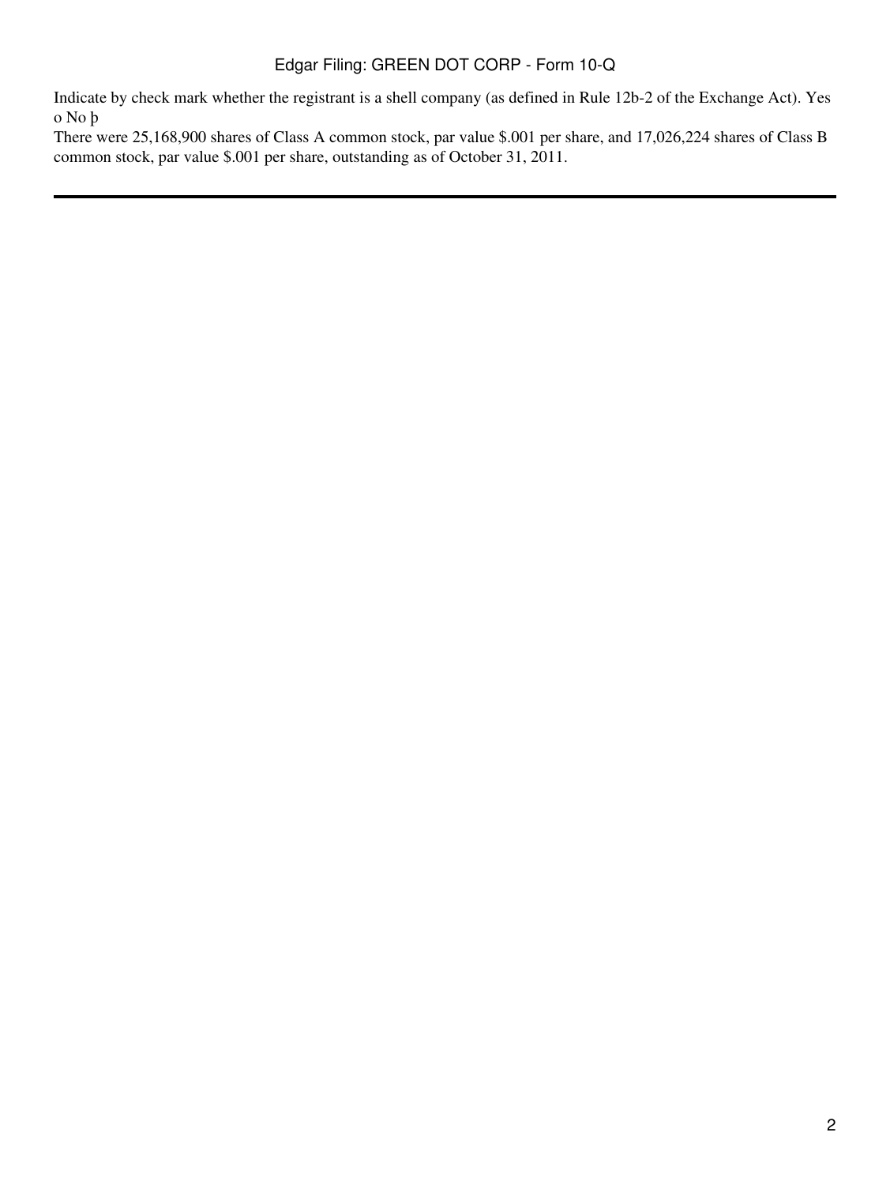Indicate by check mark whether the registrant is a shell company (as defined in Rule 12b-2 of the Exchange Act). Yes o No þ

There were 25,168,900 shares of Class A common stock, par value $.001 per share, and 17,026,224 shares of Class B common stock, par value $.001 per share, outstanding as of October 31, 2011.

---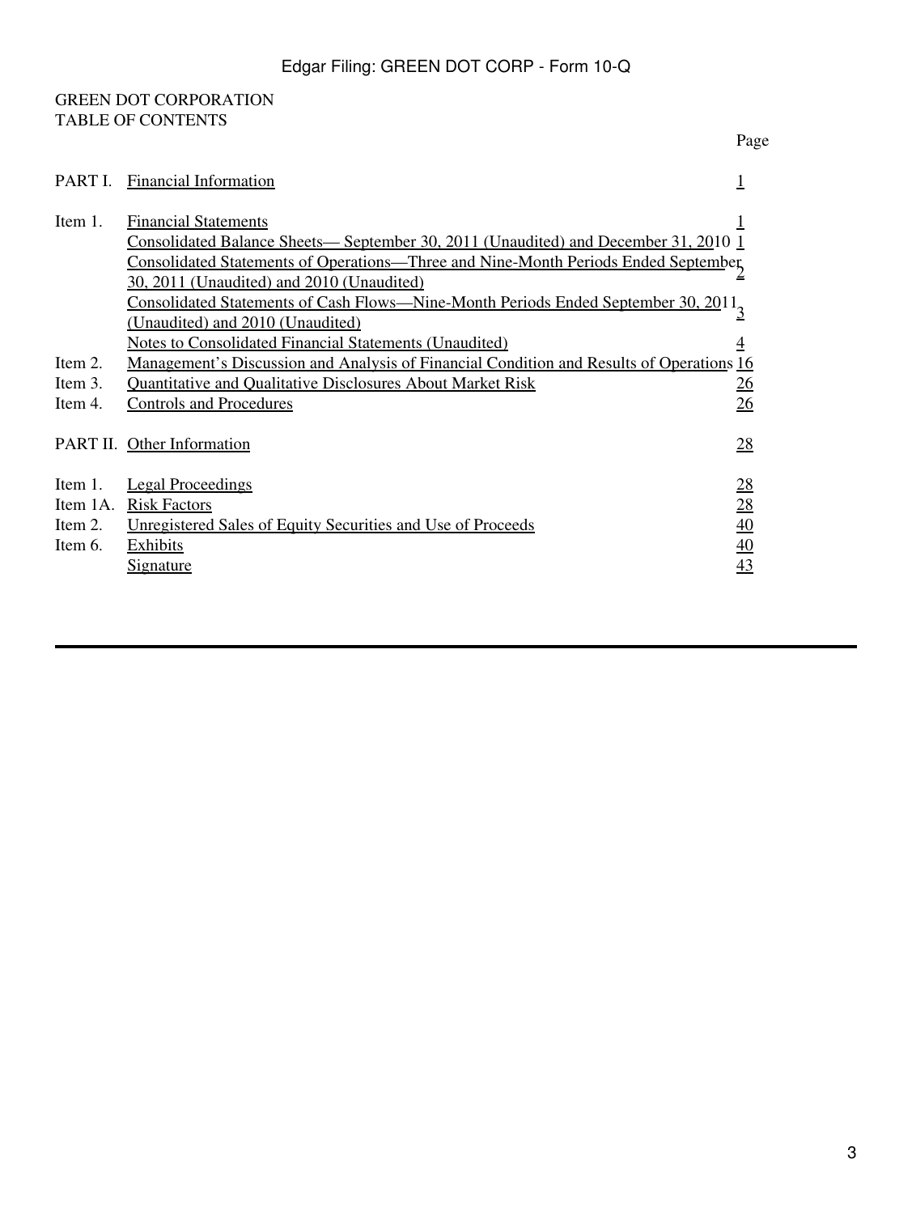GREEN DOT CORPORATION
TABLE OF CONTENTS

| | | Page |
|---|---|---|
| PART I. | Financial Information | 1 |
| Item 1. | Financial Statements | 1 |
| | Consolidated Balance Sheets— September 30, 2011 (Unaudited) and December 31, 2010 | 1 |
| | Consolidated Statements of Operations—Three and Nine-Month Periods Ended September 30, 2011 (Unaudited) and 2010 (Unaudited) | 2 |
| | Consolidated Statements of Cash Flows—Nine-Month Periods Ended September 30, 2011 (Unaudited) and 2010 (Unaudited) | 3 |
| | Notes to Consolidated Financial Statements (Unaudited) | 4 |
| Item 2. | Management's Discussion and Analysis of Financial Condition and Results of Operations | 16 |
| Item 3. | Quantitative and Qualitative Disclosures About Market Risk | 26 |
| Item 4. | Controls and Procedures | 26 |
| PART II. | Other Information | 28 |
| Item 1. | Legal Proceedings | 28 |
| Item 1A. | Risk Factors | 28 |
| Item 2. | Unregistered Sales of Equity Securities and Use of Proceeds | 40 |
| Item 6. | Exhibits | 40 |
| | Signature | 43 |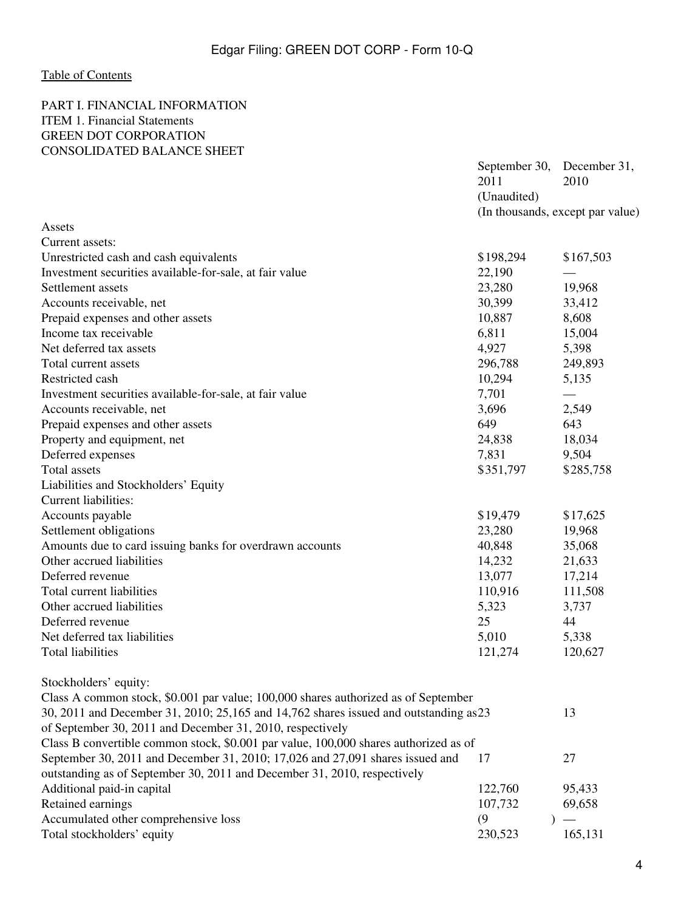[Table of Contents](#)

PART I. FINANCIAL INFORMATION
ITEM 1. Financial Statements
GREEN DOT CORPORATION
CONSOLIDATED BALANCE SHEET

| | September 30, 2011 (Unaudited) | December 31, 2010 |
|---|---|---|
| | (In thousands, except par value) | |
| Assets | | |
| Current assets: | | |
| Unrestricted cash and cash equivalents | $198,294 | $167,503 |
| Investment securities available-for-sale, at fair value | 22,190 | — |
| Settlement assets | 23,280 | 19,968 |
| Accounts receivable, net | 30,399 | 33,412 |
| Prepaid expenses and other assets | 10,887 | 8,608 |
| Income tax receivable | 6,811 | 15,004 |
| Net deferred tax assets | 4,927 | 5,398 |
| Total current assets | 296,788 | 249,893 |
| Restricted cash | 10,294 | 5,135 |
| Investment securities available-for-sale, at fair value | 7,701 | — |
| Accounts receivable, net | 3,696 | 2,549 |
| Prepaid expenses and other assets | 649 | 643 |
| Property and equipment, net | 24,838 | 18,034 |
| Deferred expenses | 7,831 | 9,504 |
| Total assets | $351,797 | $285,758 |
| Liabilities and Stockholders' Equity | | |
| Current liabilities: | | |
| Accounts payable | $19,479 | $17,625 |
| Settlement obligations | 23,280 | 19,968 |
| Amounts due to card issuing banks for overdrawn accounts | 40,848 | 35,068 |
| Other accrued liabilities | 14,232 | 21,633 |
| Deferred revenue | 13,077 | 17,214 |
| Total current liabilities | 110,916 | 111,508 |
| Other accrued liabilities | 5,323 | 3,737 |
| Deferred revenue | 25 | 44 |
| Net deferred tax liabilities | 5,010 | 5,338 |
| Total liabilities | 121,274 | 120,627 |
| | | |
| Stockholders' equity: | | |
| Class A common stock, $0.001 par value; 100,000 shares authorized as of September 30, 2011 and December 31, 2010; 25,165 and 14,762 shares issued and outstanding as of September 30, 2011 and December 31, 2010, respectively | 23 | 13 |
| Class B convertible common stock, $0.001 par value, 100,000 shares authorized as of September 30, 2011 and December 31, 2010; 17,026 and 27,091 shares issued and outstanding as of September 30, 2011 and December 31, 2010, respectively | 17 | 27 |
| Additional paid-in capital | 122,760 | 95,433 |
| Retained earnings | 107,732 | 69,658 |
| Accumulated other comprehensive loss | (9) | — |
| Total stockholders' equity | 230,523 | 165,131 |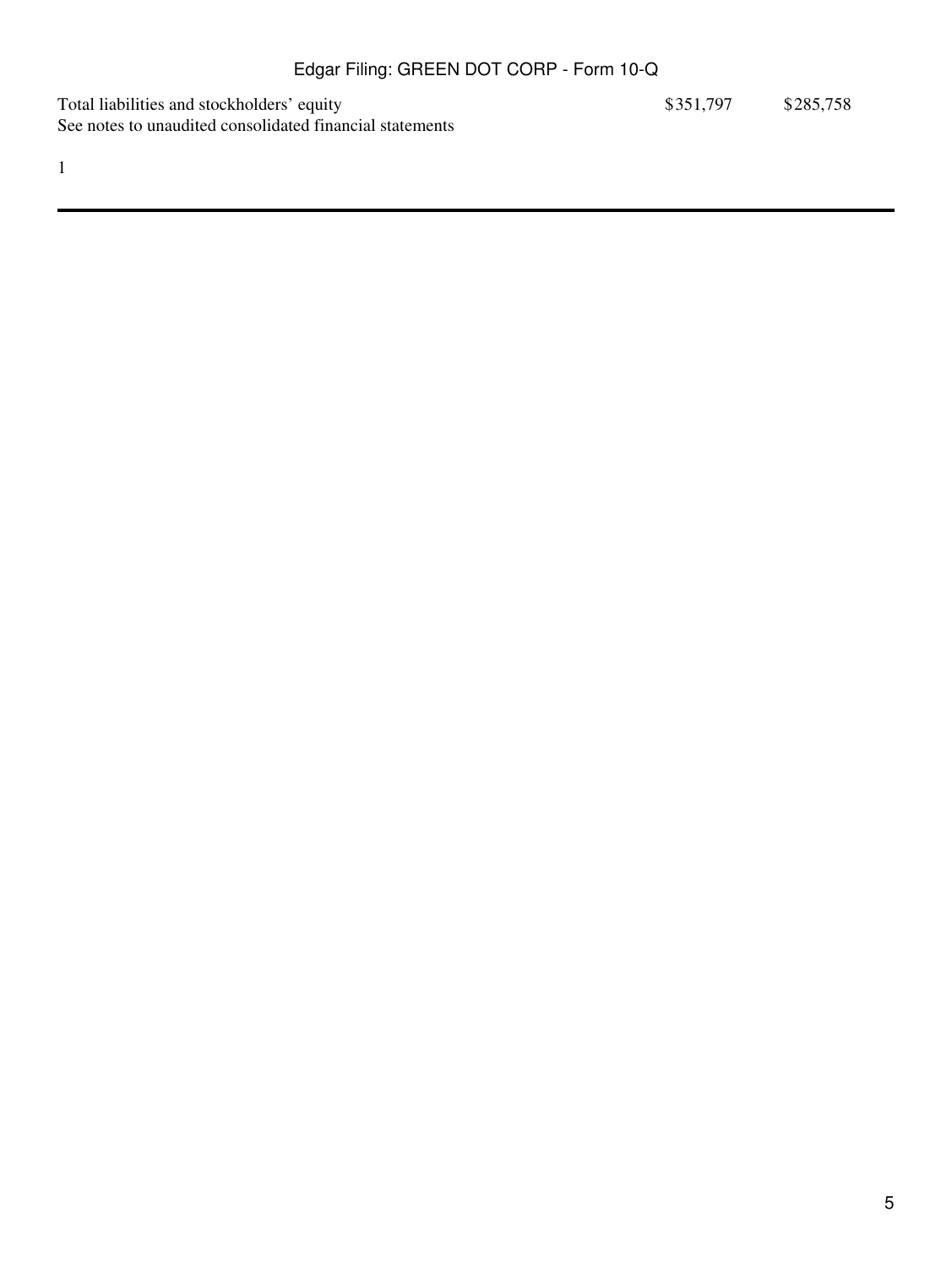| | | |
|---|---|---|
| Total liabilities and stockholders' equity | $351,797 | $285,758 |

See notes to unaudited consolidated financial statements

1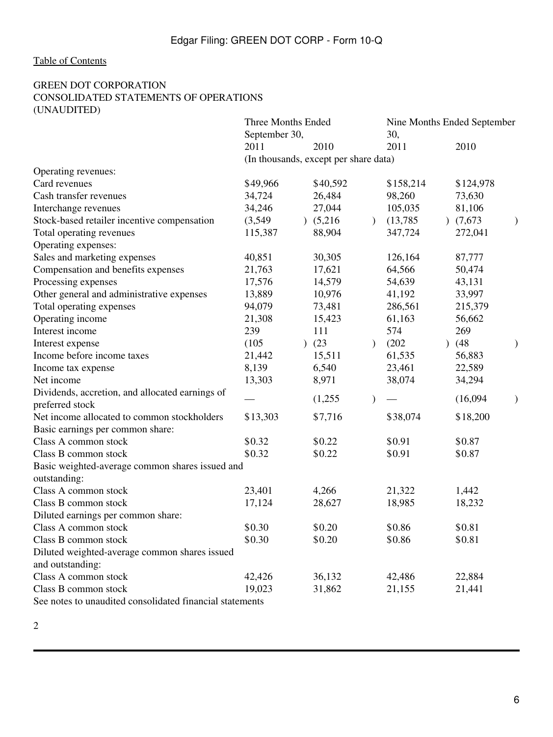Table of Contents

GREEN DOT CORPORATION
CONSOLIDATED STATEMENTS OF OPERATIONS
(UNAUDITED)

| | Three Months Ended September 30, | | Nine Months Ended September 30, | |
|---|---|---|---|---|
| | 2011 | 2010 | 2011 | 2010 |
| | (In thousands, except per share data) | | | |
| Operating revenues: | | | | |
| Card revenues | $49,966 | $40,592 | $158,214 | $124,978 |
| Cash transfer revenues | 34,724 | 26,484 | 98,260 | 73,630 |
| Interchange revenues | 34,246 | 27,044 | 105,035 | 81,106 |
| Stock-based retailer incentive compensation | (3,549) | (5,216) | (13,785) | (7,673) |
| Total operating revenues | 115,387 | 88,904 | 347,724 | 272,041 |
| Operating expenses: | | | | |
| Sales and marketing expenses | 40,851 | 30,305 | 126,164 | 87,777 |
| Compensation and benefits expenses | 21,763 | 17,621 | 64,566 | 50,474 |
| Processing expenses | 17,576 | 14,579 | 54,639 | 43,131 |
| Other general and administrative expenses | 13,889 | 10,976 | 41,192 | 33,997 |
| Total operating expenses | 94,079 | 73,481 | 286,561 | 215,379 |
| Operating income | 21,308 | 15,423 | 61,163 | 56,662 |
| Interest income | 239 | 111 | 574 | 269 |
| Interest expense | (105) | (23) | (202) | (48) |
| Income before income taxes | 21,442 | 15,511 | 61,535 | 56,883 |
| Income tax expense | 8,139 | 6,540 | 23,461 | 22,589 |
| Net income | 13,303 | 8,971 | 38,074 | 34,294 |
| Dividends, accretion, and allocated earnings of preferred stock | — | (1,255) | — | (16,094) |
| Net income allocated to common stockholders | $13,303 | $7,716 | $38,074 | $18,200 |
| Basic earnings per common share: | | | | |
| Class A common stock | $0.32 | $0.22 | $0.91 | $0.87 |
| Class B common stock | $0.32 | $0.22 | $0.91 | $0.87 |
| Basic weighted-average common shares issued and outstanding: | | | | |
| Class A common stock | 23,401 | 4,266 | 21,322 | 1,442 |
| Class B common stock | 17,124 | 28,627 | 18,985 | 18,232 |
| Diluted earnings per common share: | | | | |
| Class A common stock | $0.30 | $0.20 | $0.86 | $0.81 |
| Class B common stock | $0.30 | $0.20 | $0.86 | $0.81 |
| Diluted weighted-average common shares issued and outstanding: | | | | |
| Class A common stock | 42,426 | 36,132 | 42,486 | 22,884 |
| Class B common stock | 19,023 | 31,862 | 21,155 | 21,441 |

See notes to unaudited consolidated financial statements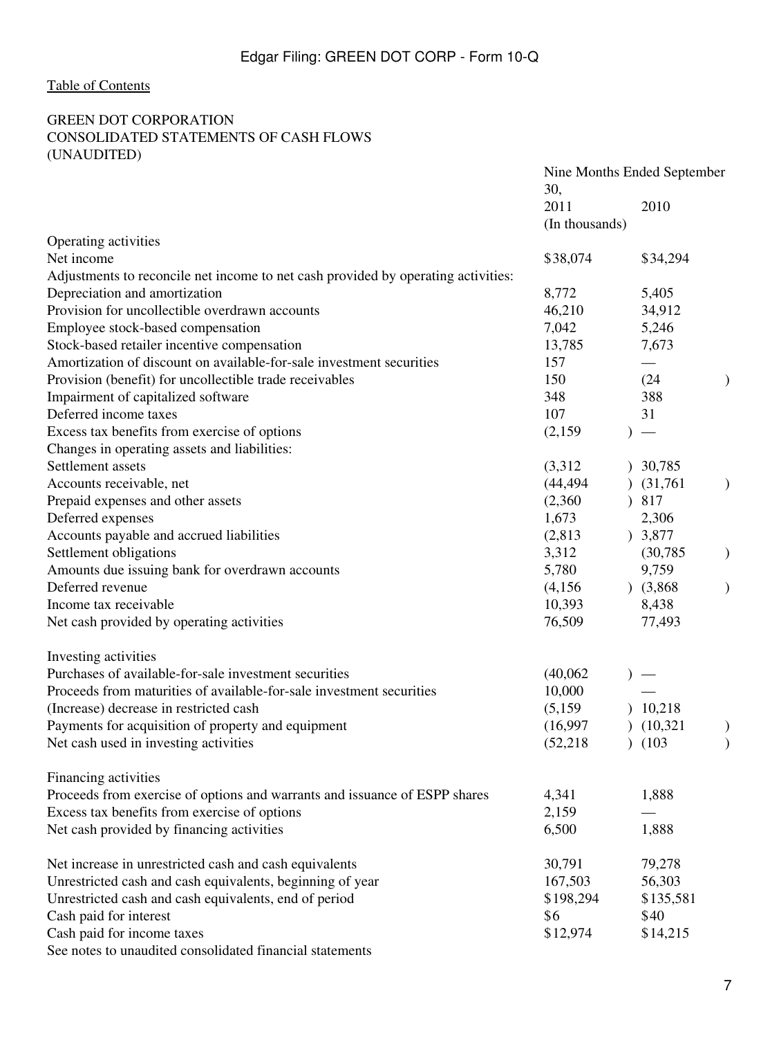Edgar Filing: GREEN DOT CORP - Form 10-Q

Table of Contents

GREEN DOT CORPORATION
CONSOLIDATED STATEMENTS OF CASH FLOWS
(UNAUDITED)

| | Nine Months Ended September 30, | |
|---|---|---|
| | 2011 | 2010 |
| | (In thousands) | |
| Operating activities | | |
| Net income | $38,074 | $34,294 |
| Adjustments to reconcile net income to net cash provided by operating activities: | | |
| Depreciation and amortization | 8,772 | 5,405 |
| Provision for uncollectible overdrawn accounts | 46,210 | 34,912 |
| Employee stock-based compensation | 7,042 | 5,246 |
| Stock-based retailer incentive compensation | 13,785 | 7,673 |
| Amortization of discount on available-for-sale investment securities | 157 | — |
| Provision (benefit) for uncollectible trade receivables | 150 | (24) |
| Impairment of capitalized software | 348 | 388 |
| Deferred income taxes | 107 | 31 |
| Excess tax benefits from exercise of options | (2,159) | — |
| Changes in operating assets and liabilities: | | |
| Settlement assets | (3,312) | 30,785 |
| Accounts receivable, net | (44,494) | (31,761) |
| Prepaid expenses and other assets | (2,360) | 817 |
| Deferred expenses | 1,673 | 2,306 |
| Accounts payable and accrued liabilities | (2,813) | 3,877 |
| Settlement obligations | 3,312 | (30,785) |
| Amounts due issuing bank for overdrawn accounts | 5,780 | 9,759 |
| Deferred revenue | (4,156) | (3,868) |
| Income tax receivable | 10,393 | 8,438 |
| Net cash provided by operating activities | 76,509 | 77,493 |
| | | |
| Investing activities | | |
| Purchases of available-for-sale investment securities | (40,062) | — |
| Proceeds from maturities of available-for-sale investment securities | 10,000 | — |
| (Increase) decrease in restricted cash | (5,159) | 10,218 |
| Payments for acquisition of property and equipment | (16,997) | (10,321) |
| Net cash used in investing activities | (52,218) | (103) |
| | | |
| Financing activities | | |
| Proceeds from exercise of options and warrants and issuance of ESPP shares | 4,341 | 1,888 |
| Excess tax benefits from exercise of options | 2,159 | — |
| Net cash provided by financing activities | 6,500 | 1,888 |
| | | |
| Net increase in unrestricted cash and cash equivalents | 30,791 | 79,278 |
| Unrestricted cash and cash equivalents, beginning of year | 167,503 | 56,303 |
| Unrestricted cash and cash equivalents, end of period | $198,294 | $135,581 |
| Cash paid for interest | $6 | $40 |
| Cash paid for income taxes | $12,974 | $14,215 |

See notes to unaudited consolidated financial statements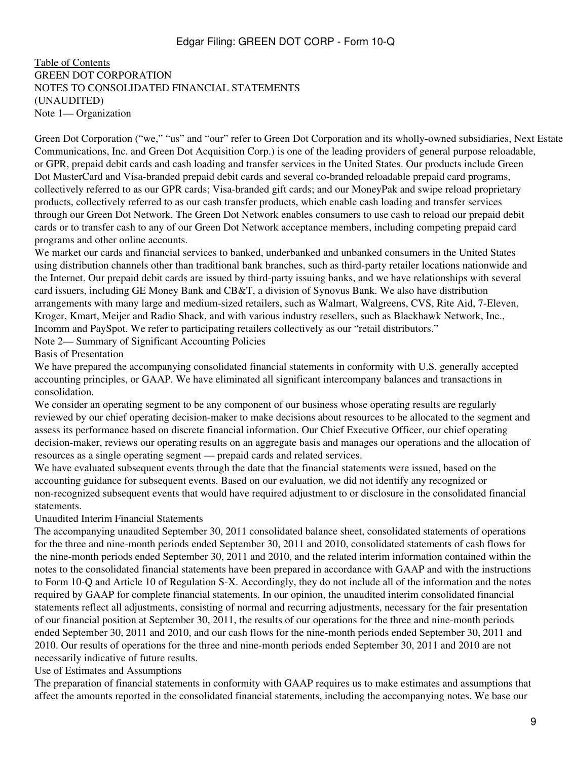Table of Contents

GREEN DOT CORPORATION

NOTES TO CONSOLIDATED FINANCIAL STATEMENTS

(UNAUDITED)

## Note 1— Organization

Green Dot Corporation ("we," "us" and "our" refer to Green Dot Corporation and its wholly-owned subsidiaries, Next Estate Communications, Inc. and Green Dot Acquisition Corp.) is one of the leading providers of general purpose reloadable, or GPR, prepaid debit cards and cash loading and transfer services in the United States. Our products include Green Dot MasterCard and Visa-branded prepaid debit cards and several co-branded reloadable prepaid card programs, collectively referred to as our GPR cards; Visa-branded gift cards; and our MoneyPak and swipe reload proprietary products, collectively referred to as our cash transfer products, which enable cash loading and transfer services through our Green Dot Network. The Green Dot Network enables consumers to use cash to reload our prepaid debit cards or to transfer cash to any of our Green Dot Network acceptance members, including competing prepaid card programs and other online accounts.

We market our cards and financial services to banked, underbanked and unbanked consumers in the United States using distribution channels other than traditional bank branches, such as third-party retailer locations nationwide and the Internet. Our prepaid debit cards are issued by third-party issuing banks, and we have relationships with several card issuers, including GE Money Bank and CB&T, a division of Synovus Bank. We also have distribution arrangements with many large and medium-sized retailers, such as Walmart, Walgreens, CVS, Rite Aid, 7-Eleven, Kroger, Kmart, Meijer and Radio Shack, and with various industry resellers, such as Blackhawk Network, Inc., Incomm and PaySpot. We refer to participating retailers collectively as our "retail distributors."

## Note 2— Summary of Significant Accounting Policies

### Basis of Presentation

We have prepared the accompanying consolidated financial statements in conformity with U.S. generally accepted accounting principles, or GAAP. We have eliminated all significant intercompany balances and transactions in consolidation.

We consider an operating segment to be any component of our business whose operating results are regularly reviewed by our chief operating decision-maker to make decisions about resources to be allocated to the segment and assess its performance based on discrete financial information. Our Chief Executive Officer, our chief operating decision-maker, reviews our operating results on an aggregate basis and manages our operations and the allocation of resources as a single operating segment — prepaid cards and related services.

We have evaluated subsequent events through the date that the financial statements were issued, based on the accounting guidance for subsequent events. Based on our evaluation, we did not identify any recognized or non-recognized subsequent events that would have required adjustment to or disclosure in the consolidated financial statements.

### Unaudited Interim Financial Statements

The accompanying unaudited September 30, 2011 consolidated balance sheet, consolidated statements of operations for the three and nine-month periods ended September 30, 2011 and 2010, consolidated statements of cash flows for the nine-month periods ended September 30, 2011 and 2010, and the related interim information contained within the notes to the consolidated financial statements have been prepared in accordance with GAAP and with the instructions to Form 10-Q and Article 10 of Regulation S-X. Accordingly, they do not include all of the information and the notes required by GAAP for complete financial statements. In our opinion, the unaudited interim consolidated financial statements reflect all adjustments, consisting of normal and recurring adjustments, necessary for the fair presentation of our financial position at September 30, 2011, the results of our operations for the three and nine-month periods ended September 30, 2011 and 2010, and our cash flows for the nine-month periods ended September 30, 2011 and 2010. Our results of operations for the three and nine-month periods ended September 30, 2011 and 2010 are not necessarily indicative of future results.

### Use of Estimates and Assumptions

The preparation of financial statements in conformity with GAAP requires us to make estimates and assumptions that affect the amounts reported in the consolidated financial statements, including the accompanying notes. We base our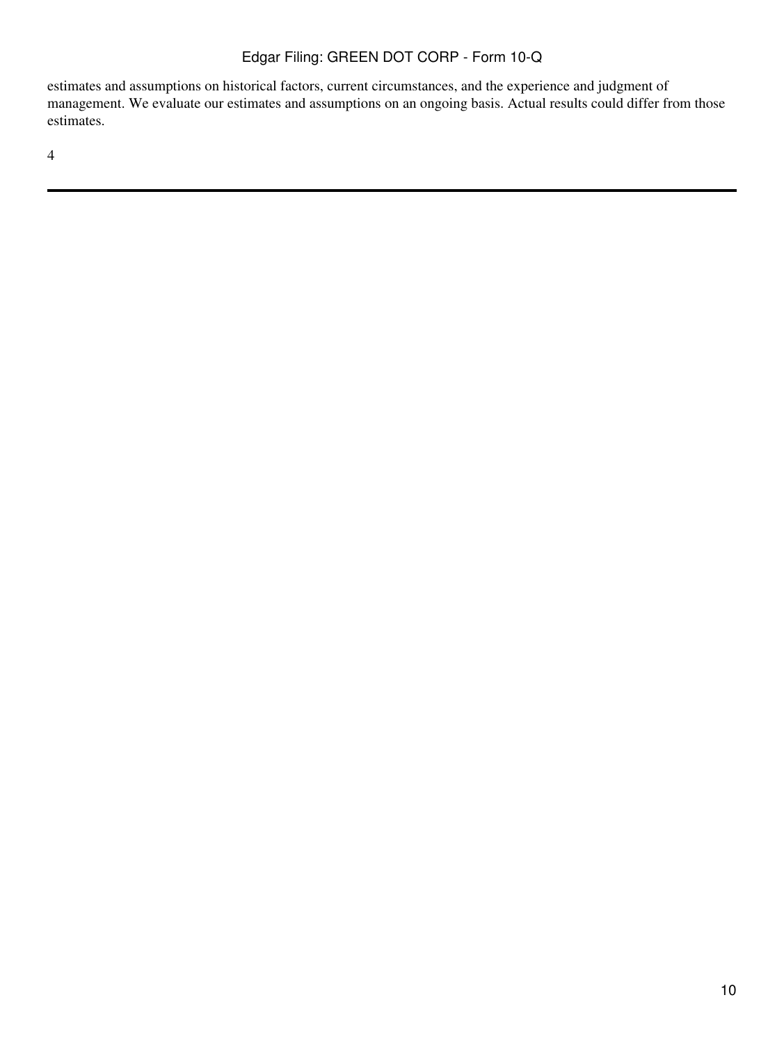estimates and assumptions on historical factors, current circumstances, and the experience and judgment of management. We evaluate our estimates and assumptions on an ongoing basis. Actual results could differ from those estimates.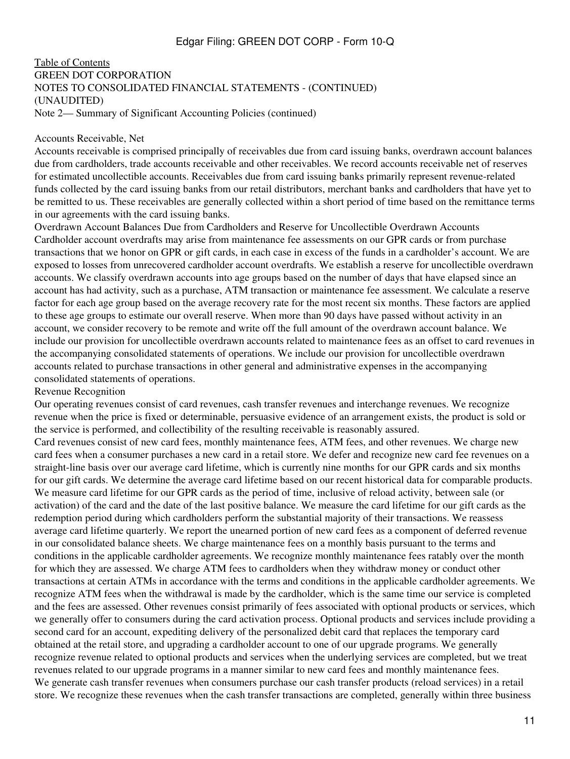Table of Contents
GREEN DOT CORPORATION
NOTES TO CONSOLIDATED FINANCIAL STATEMENTS - (CONTINUED)
(UNAUDITED)
Note 2— Summary of Significant Accounting Policies (continued)

Accounts Receivable, Net

Accounts receivable is comprised principally of receivables due from card issuing banks, overdrawn account balances due from cardholders, trade accounts receivable and other receivables. We record accounts receivable net of reserves for estimated uncollectible accounts. Receivables due from card issuing banks primarily represent revenue-related funds collected by the card issuing banks from our retail distributors, merchant banks and cardholders that have yet to be remitted to us. These receivables are generally collected within a short period of time based on the remittance terms in our agreements with the card issuing banks.

Overdrawn Account Balances Due from Cardholders and Reserve for Uncollectible Overdrawn Accounts

Cardholder account overdrafts may arise from maintenance fee assessments on our GPR cards or from purchase transactions that we honor on GPR or gift cards, in each case in excess of the funds in a cardholder's account. We are exposed to losses from unrecovered cardholder account overdrafts. We establish a reserve for uncollectible overdrawn accounts. We classify overdrawn accounts into age groups based on the number of days that have elapsed since an account has had activity, such as a purchase, ATM transaction or maintenance fee assessment. We calculate a reserve factor for each age group based on the average recovery rate for the most recent six months. These factors are applied to these age groups to estimate our overall reserve. When more than 90 days have passed without activity in an account, we consider recovery to be remote and write off the full amount of the overdrawn account balance. We include our provision for uncollectible overdrawn accounts related to maintenance fees as an offset to card revenues in the accompanying consolidated statements of operations. We include our provision for uncollectible overdrawn accounts related to purchase transactions in other general and administrative expenses in the accompanying consolidated statements of operations.

Revenue Recognition

Our operating revenues consist of card revenues, cash transfer revenues and interchange revenues. We recognize revenue when the price is fixed or determinable, persuasive evidence of an arrangement exists, the product is sold or the service is performed, and collectibility of the resulting receivable is reasonably assured.

Card revenues consist of new card fees, monthly maintenance fees, ATM fees, and other revenues. We charge new card fees when a consumer purchases a new card in a retail store. We defer and recognize new card fee revenues on a straight-line basis over our average card lifetime, which is currently nine months for our GPR cards and six months for our gift cards. We determine the average card lifetime based on our recent historical data for comparable products. We measure card lifetime for our GPR cards as the period of time, inclusive of reload activity, between sale (or activation) of the card and the date of the last positive balance. We measure the card lifetime for our gift cards as the redemption period during which cardholders perform the substantial majority of their transactions. We reassess average card lifetime quarterly. We report the unearned portion of new card fees as a component of deferred revenue in our consolidated balance sheets. We charge maintenance fees on a monthly basis pursuant to the terms and conditions in the applicable cardholder agreements. We recognize monthly maintenance fees ratably over the month for which they are assessed. We charge ATM fees to cardholders when they withdraw money or conduct other transactions at certain ATMs in accordance with the terms and conditions in the applicable cardholder agreements. We recognize ATM fees when the withdrawal is made by the cardholder, which is the same time our service is completed and the fees are assessed. Other revenues consist primarily of fees associated with optional products or services, which we generally offer to consumers during the card activation process. Optional products and services include providing a second card for an account, expediting delivery of the personalized debit card that replaces the temporary card obtained at the retail store, and upgrading a cardholder account to one of our upgrade programs. We generally recognize revenue related to optional products and services when the underlying services are completed, but we treat revenues related to our upgrade programs in a manner similar to new card fees and monthly maintenance fees.

We generate cash transfer revenues when consumers purchase our cash transfer products (reload services) in a retail store. We recognize these revenues when the cash transfer transactions are completed, generally within three business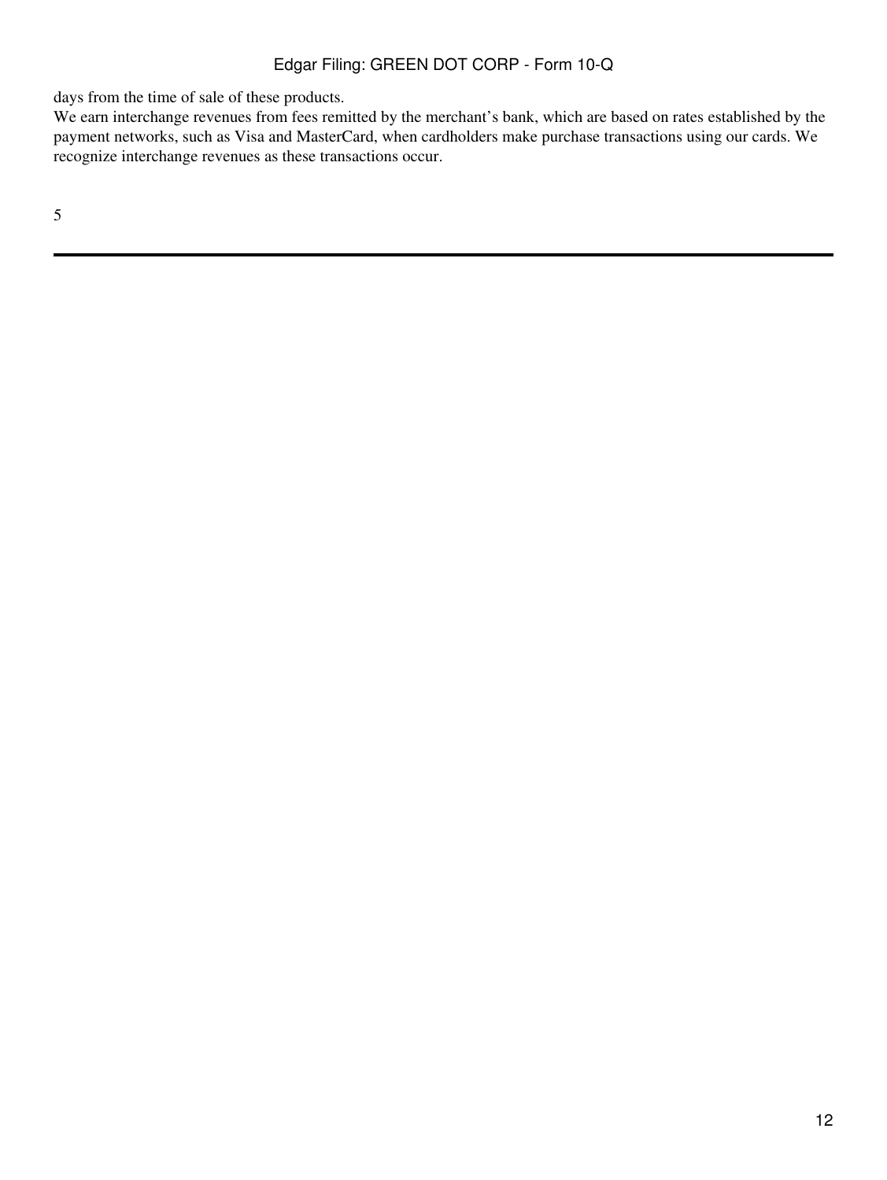days from the time of sale of these products.

We earn interchange revenues from fees remitted by the merchant’s bank, which are based on rates established by the payment networks, such as Visa and MasterCard, when cardholders make purchase transactions using our cards. We recognize interchange revenues as these transactions occur.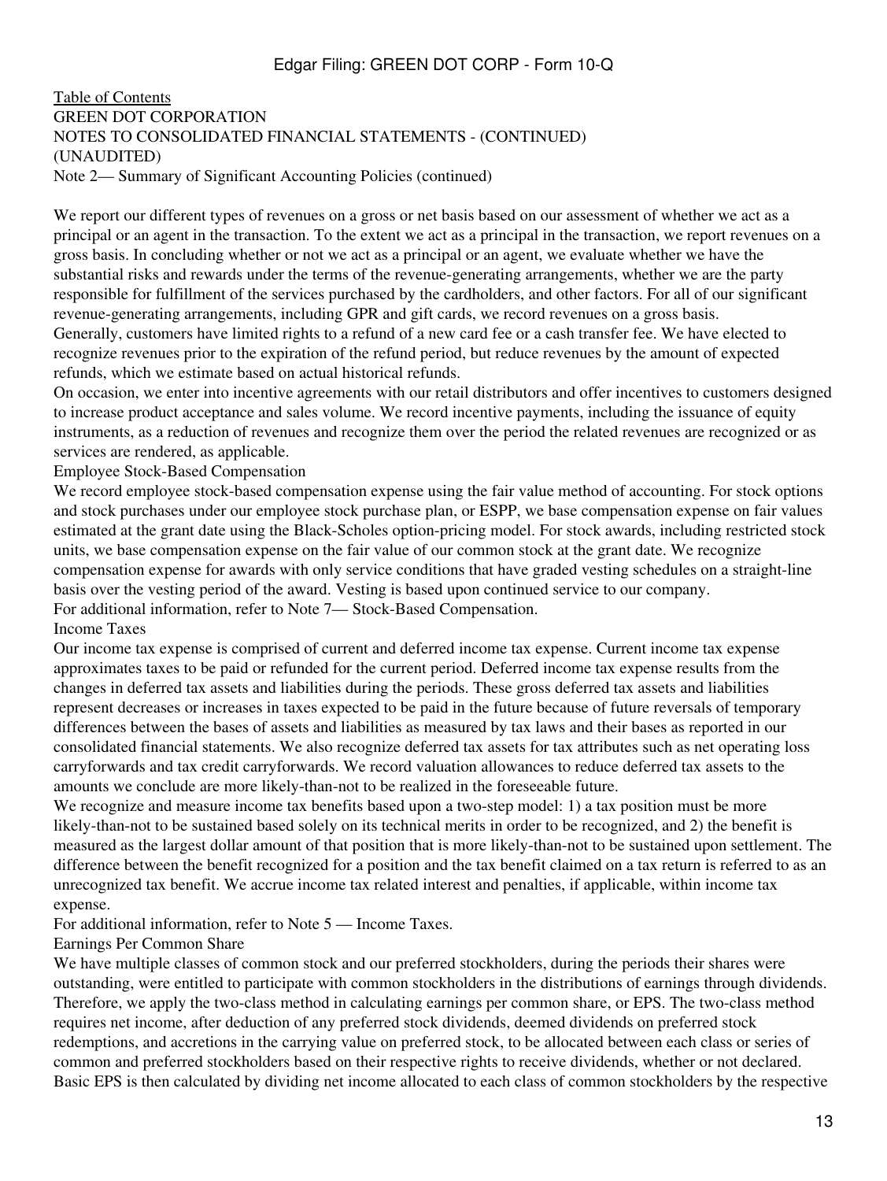Table of Contents

GREEN DOT CORPORATION
NOTES TO CONSOLIDATED FINANCIAL STATEMENTS - (CONTINUED)
(UNAUDITED)
Note 2— Summary of Significant Accounting Policies (continued)

We report our different types of revenues on a gross or net basis based on our assessment of whether we act as a principal or an agent in the transaction. To the extent we act as a principal in the transaction, we report revenues on a gross basis. In concluding whether or not we act as a principal or an agent, we evaluate whether we have the substantial risks and rewards under the terms of the revenue-generating arrangements, whether we are the party responsible for fulfillment of the services purchased by the cardholders, and other factors. For all of our significant revenue-generating arrangements, including GPR and gift cards, we record revenues on a gross basis.

Generally, customers have limited rights to a refund of a new card fee or a cash transfer fee. We have elected to recognize revenues prior to the expiration of the refund period, but reduce revenues by the amount of expected refunds, which we estimate based on actual historical refunds.

On occasion, we enter into incentive agreements with our retail distributors and offer incentives to customers designed to increase product acceptance and sales volume. We record incentive payments, including the issuance of equity instruments, as a reduction of revenues and recognize them over the period the related revenues are recognized or as services are rendered, as applicable.

### Employee Stock-Based Compensation

We record employee stock-based compensation expense using the fair value method of accounting. For stock options and stock purchases under our employee stock purchase plan, or ESPP, we base compensation expense on fair values estimated at the grant date using the Black-Scholes option-pricing model. For stock awards, including restricted stock units, we base compensation expense on the fair value of our common stock at the grant date. We recognize compensation expense for awards with only service conditions that have graded vesting schedules on a straight-line basis over the vesting period of the award. Vesting is based upon continued service to our company.

For additional information, refer to Note 7— Stock-Based Compensation.

### Income Taxes

Our income tax expense is comprised of current and deferred income tax expense. Current income tax expense approximates taxes to be paid or refunded for the current period. Deferred income tax expense results from the changes in deferred tax assets and liabilities during the periods. These gross deferred tax assets and liabilities represent decreases or increases in taxes expected to be paid in the future because of future reversals of temporary differences between the bases of assets and liabilities as measured by tax laws and their bases as reported in our consolidated financial statements. We also recognize deferred tax assets for tax attributes such as net operating loss carryforwards and tax credit carryforwards. We record valuation allowances to reduce deferred tax assets to the amounts we conclude are more likely-than-not to be realized in the foreseeable future.

We recognize and measure income tax benefits based upon a two-step model: 1) a tax position must be more likely-than-not to be sustained based solely on its technical merits in order to be recognized, and 2) the benefit is measured as the largest dollar amount of that position that is more likely-than-not to be sustained upon settlement. The difference between the benefit recognized for a position and the tax benefit claimed on a tax return is referred to as an unrecognized tax benefit. We accrue income tax related interest and penalties, if applicable, within income tax expense.

For additional information, refer to Note 5 — Income Taxes.

### Earnings Per Common Share

We have multiple classes of common stock and our preferred stockholders, during the periods their shares were outstanding, were entitled to participate with common stockholders in the distributions of earnings through dividends. Therefore, we apply the two-class method in calculating earnings per common share, or EPS. The two-class method requires net income, after deduction of any preferred stock dividends, deemed dividends on preferred stock redemptions, and accretions in the carrying value on preferred stock, to be allocated between each class or series of common and preferred stockholders based on their respective rights to receive dividends, whether or not declared. Basic EPS is then calculated by dividing net income allocated to each class of common stockholders by the respective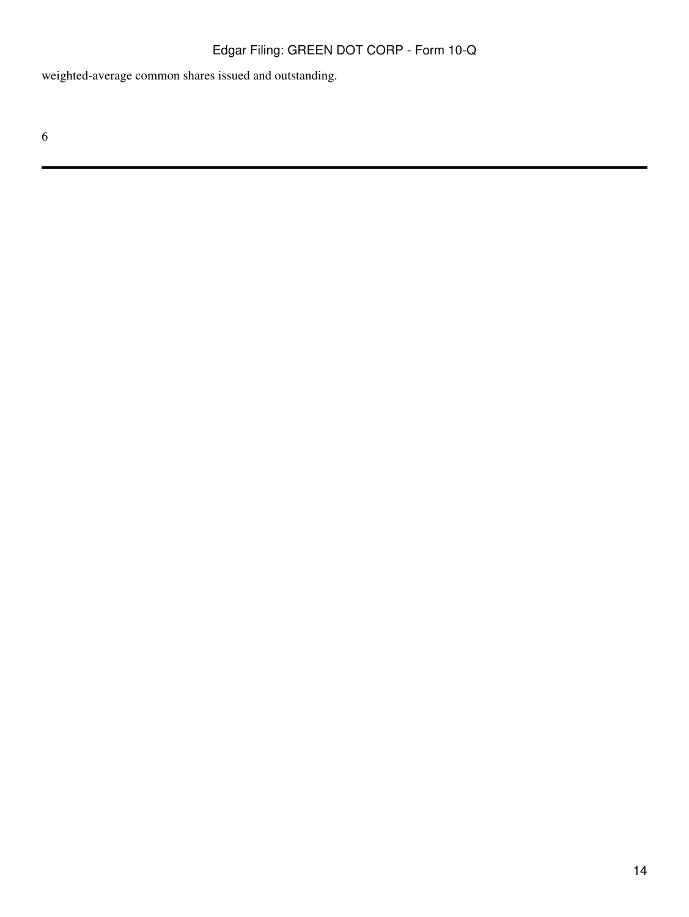weighted-average common shares issued and outstanding.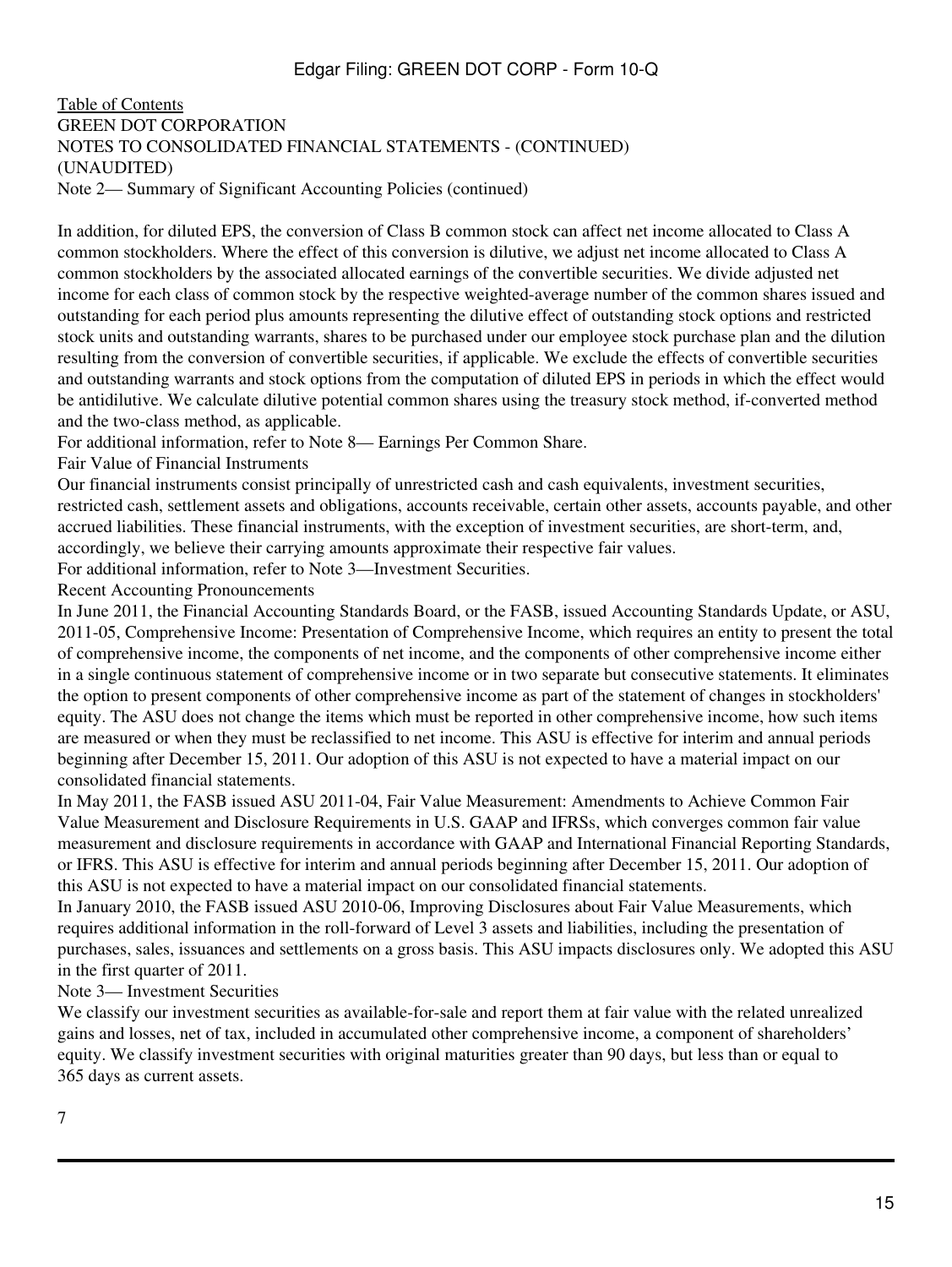[Table of Contents](#)
GREEN DOT CORPORATION
NOTES TO CONSOLIDATED FINANCIAL STATEMENTS - (CONTINUED)
(UNAUDITED)
Note 2— Summary of Significant Accounting Policies (continued)

In addition, for diluted EPS, the conversion of Class B common stock can affect net income allocated to Class A common stockholders. Where the effect of this conversion is dilutive, we adjust net income allocated to Class A common stockholders by the associated allocated earnings of the convertible securities. We divide adjusted net income for each class of common stock by the respective weighted-average number of the common shares issued and outstanding for each period plus amounts representing the dilutive effect of outstanding stock options and restricted stock units and outstanding warrants, shares to be purchased under our employee stock purchase plan and the dilution resulting from the conversion of convertible securities, if applicable. We exclude the effects of convertible securities and outstanding warrants and stock options from the computation of diluted EPS in periods in which the effect would be antidilutive. We calculate dilutive potential common shares using the treasury stock method, if-converted method and the two-class method, as applicable.

For additional information, refer to Note 8— Earnings Per Common Share.

Fair Value of Financial Instruments

Our financial instruments consist principally of unrestricted cash and cash equivalents, investment securities, restricted cash, settlement assets and obligations, accounts receivable, certain other assets, accounts payable, and other accrued liabilities. These financial instruments, with the exception of investment securities, are short-term, and, accordingly, we believe their carrying amounts approximate their respective fair values.

For additional information, refer to Note 3—Investment Securities.

Recent Accounting Pronouncements

In June 2011, the Financial Accounting Standards Board, or the FASB, issued Accounting Standards Update, or ASU, 2011-05, Comprehensive Income: Presentation of Comprehensive Income, which requires an entity to present the total of comprehensive income, the components of net income, and the components of other comprehensive income either in a single continuous statement of comprehensive income or in two separate but consecutive statements. It eliminates the option to present components of other comprehensive income as part of the statement of changes in stockholders' equity. The ASU does not change the items which must be reported in other comprehensive income, how such items are measured or when they must be reclassified to net income. This ASU is effective for interim and annual periods beginning after December 15, 2011. Our adoption of this ASU is not expected to have a material impact on our consolidated financial statements.

In May 2011, the FASB issued ASU 2011-04, Fair Value Measurement: Amendments to Achieve Common Fair Value Measurement and Disclosure Requirements in U.S. GAAP and IFRSs, which converges common fair value measurement and disclosure requirements in accordance with GAAP and International Financial Reporting Standards, or IFRS. This ASU is effective for interim and annual periods beginning after December 15, 2011. Our adoption of this ASU is not expected to have a material impact on our consolidated financial statements.

In January 2010, the FASB issued ASU 2010-06, Improving Disclosures about Fair Value Measurements, which requires additional information in the roll-forward of Level 3 assets and liabilities, including the presentation of purchases, sales, issuances and settlements on a gross basis. This ASU impacts disclosures only. We adopted this ASU in the first quarter of 2011.

Note 3— Investment Securities

We classify our investment securities as available-for-sale and report them at fair value with the related unrealized gains and losses, net of tax, included in accumulated other comprehensive income, a component of shareholders' equity. We classify investment securities with original maturities greater than 90 days, but less than or equal to 365 days as current assets.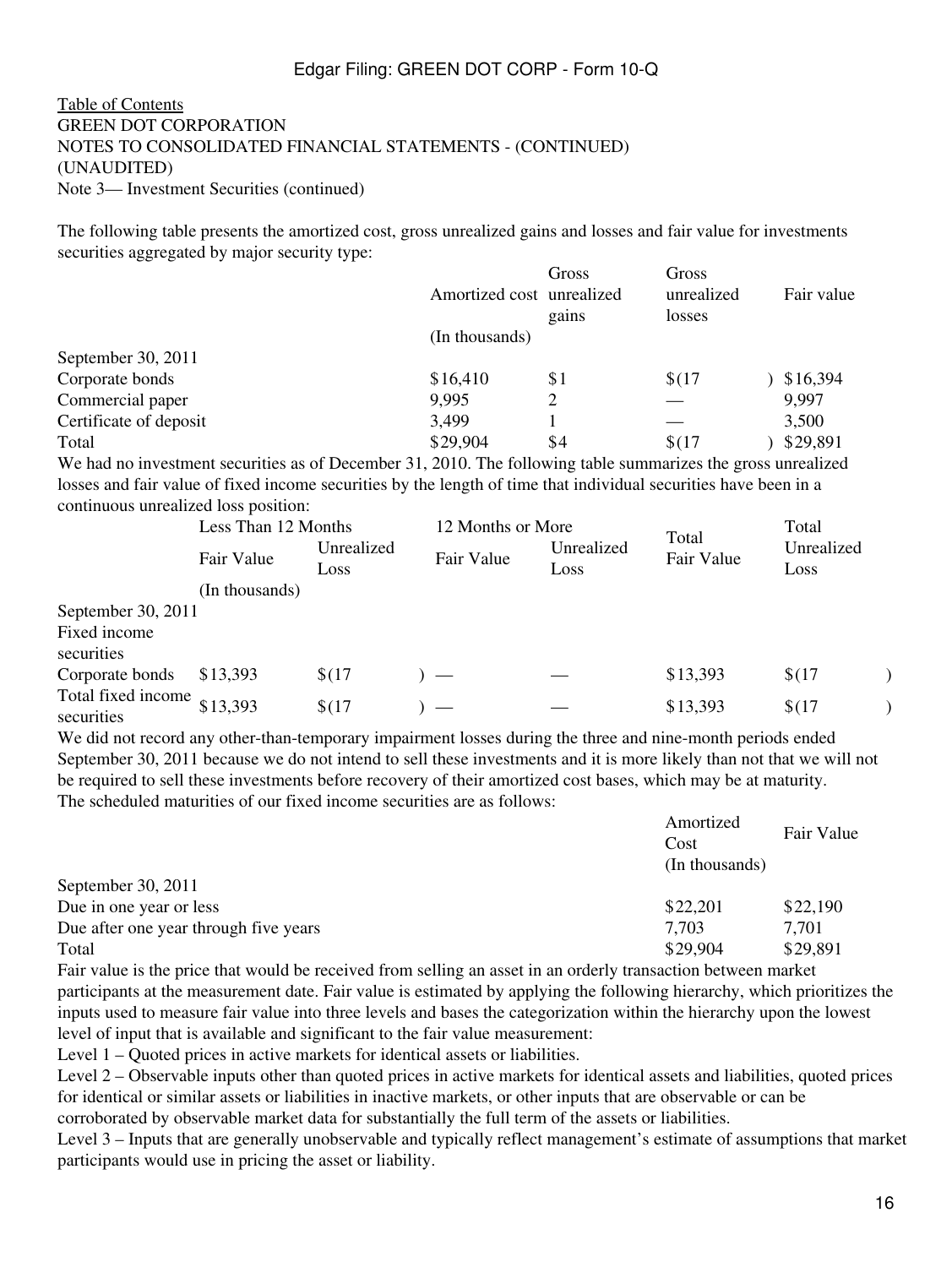Table of Contents
GREEN DOT CORPORATION
NOTES TO CONSOLIDATED FINANCIAL STATEMENTS - (CONTINUED)
(UNAUDITED)
Note 3— Investment Securities (continued)

The following table presents the amortized cost, gross unrealized gains and losses and fair value for investments securities aggregated by major security type:

| | Amortized cost | Gross unrealized gains | Gross unrealized losses | Fair value |
|---|---|---|---|---|
| | (In thousands) | | | |
| September 30, 2011 | | | | |
| Corporate bonds | $16,410 | $1 | $(17) | $16,394 |
| Commercial paper | 9,995 | 2 | — | 9,997 |
| Certificate of deposit | 3,499 | 1 | — | 3,500 |
| Total | $29,904 | $4 | $(17) | $29,891 |

We had no investment securities as of December 31, 2010. The following table summarizes the gross unrealized losses and fair value of fixed income securities by the length of time that individual securities have been in a continuous unrealized loss position:

| | Less Than 12 Months | | 12 Months or More | | Total Fair Value | Total Unrealized Loss |
|---|---|---|---|---|---|---|
| | Fair Value | Unrealized Loss | Fair Value | Unrealized Loss | | |
| | (In thousands) | | | | | |
| September 30, 2011 | | | | | | |
| Fixed income securities | | | | | | |
| Corporate bonds | $13,393 | $(17) | — | — | $13,393 | $(17) |
| Total fixed income securities | $13,393 | $(17) | — | — | $13,393 | $(17) |

We did not record any other-than-temporary impairment losses during the three and nine-month periods ended September 30, 2011 because we do not intend to sell these investments and it is more likely than not that we will not be required to sell these investments before recovery of their amortized cost bases, which may be at maturity.
The scheduled maturities of our fixed income securities are as follows:

| | Amortized Cost | Fair Value |
|---|---|---|
| | (In thousands) | |
| September 30, 2011 | | |
| Due in one year or less | $22,201 | $22,190 |
| Due after one year through five years | 7,703 | 7,701 |
| Total | $29,904 | $29,891 |

Fair value is the price that would be received from selling an asset in an orderly transaction between market participants at the measurement date. Fair value is estimated by applying the following hierarchy, which prioritizes the inputs used to measure fair value into three levels and bases the categorization within the hierarchy upon the lowest level of input that is available and significant to the fair value measurement:

Level 1 – Quoted prices in active markets for identical assets or liabilities.

Level 2 – Observable inputs other than quoted prices in active markets for identical assets and liabilities, quoted prices for identical or similar assets or liabilities in inactive markets, or other inputs that are observable or can be corroborated by observable market data for substantially the full term of the assets or liabilities.

Level 3 – Inputs that are generally unobservable and typically reflect management's estimate of assumptions that market participants would use in pricing the asset or liability.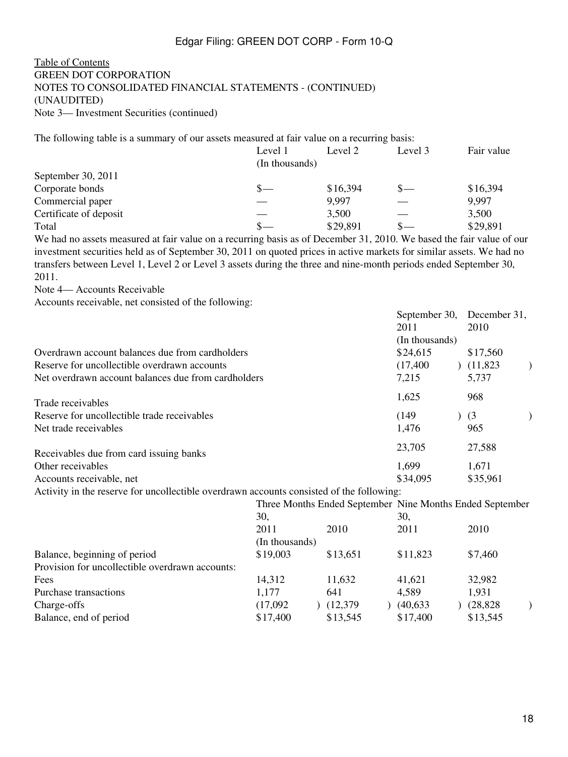Table of Contents

GREEN DOT CORPORATION

NOTES TO CONSOLIDATED FINANCIAL STATEMENTS - (CONTINUED)

(UNAUDITED)

Note 3— Investment Securities (continued)

The following table is a summary of our assets measured at fair value on a recurring basis:

| | Level 1 | Level 2 | Level 3 | Fair value |
|---|---|---|---|---|
| | (In thousands) | | | |
| September 30, 2011 | | | | |
| Corporate bonds | $— | $16,394 | $— | $16,394 |
| Commercial paper | — | 9,997 | — | 9,997 |
| Certificate of deposit | — | 3,500 | — | 3,500 |
| Total | $— | $29,891 | $— | $29,891 |

We had no assets measured at fair value on a recurring basis as of December 31, 2010. We based the fair value of our investment securities held as of September 30, 2011 on quoted prices in active markets for similar assets. We had no transfers between Level 1, Level 2 or Level 3 assets during the three and nine-month periods ended September 30, 2011.

Note 4— Accounts Receivable

Accounts receivable, net consisted of the following:

| | September 30, 2011 | December 31, 2010 |
|---|---|---|
| | (In thousands) | |
| Overdrawn account balances due from cardholders | $24,615 | $17,560 |
| Reserve for uncollectible overdrawn accounts | (17,400) | (11,823) |
| Net overdrawn account balances due from cardholders | 7,215 | 5,737 |
| Trade receivables | 1,625 | 968 |
| Reserve for uncollectible trade receivables | (149) | (3) |
| Net trade receivables | 1,476 | 965 |
| Receivables due from card issuing banks | 23,705 | 27,588 |
| Other receivables | 1,699 | 1,671 |
| Accounts receivable, net | $34,095 | $35,961 |

Activity in the reserve for uncollectible overdrawn accounts consisted of the following:

| | Three Months Ended September 30, | | Nine Months Ended September 30, | |
|---|---|---|---|---|
| | 2011 | 2010 | 2011 | 2010 |
| | (In thousands) | | | |
| Balance, beginning of period | $19,003 | $13,651 | $11,823 | $7,460 |
| Provision for uncollectible overdrawn accounts: | | | | |
| Fees | 14,312 | 11,632 | 41,621 | 32,982 |
| Purchase transactions | 1,177 | 641 | 4,589 | 1,931 |
| Charge-offs | (17,092) | (12,379) | (40,633) | (28,828) |
| Balance, end of period | $17,400 | $13,545 | $17,400 | $13,545 |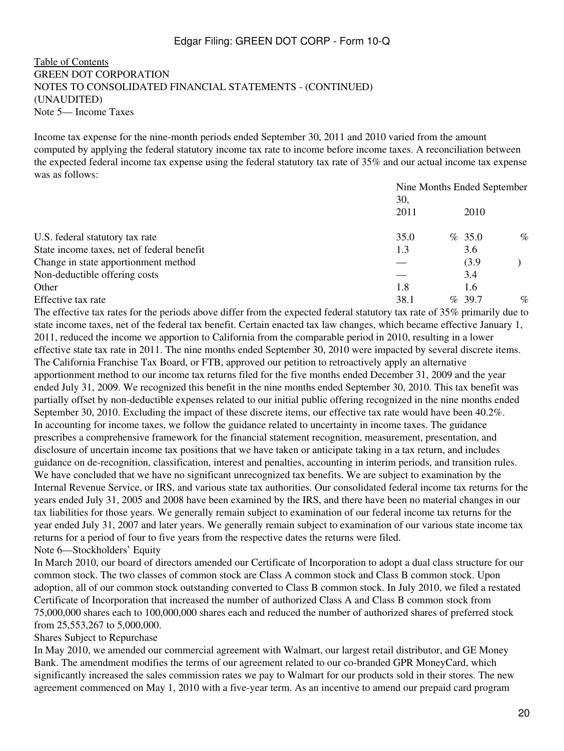Table of Contents
GREEN DOT CORPORATION
NOTES TO CONSOLIDATED FINANCIAL STATEMENTS - (CONTINUED)
(UNAUDITED)

## Note 5— Income Taxes

Income tax expense for the nine-month periods ended September 30, 2011 and 2010 varied from the amount computed by applying the federal statutory income tax rate to income before income taxes. A reconciliation between the expected federal income tax expense using the federal statutory tax rate of 35% and our actual income tax expense was as follows:

| | Nine Months Ended September 30, | |
|---|---|---|
| | 2011 | 2010 |
| U.S. federal statutory tax rate | 35.0 % | 35.0 % |
| State income taxes, net of federal benefit | 1.3 | 3.6 |
| Change in state apportionment method | — | (3.9 ) |
| Non-deductible offering costs | — | 3.4 |
| Other | 1.8 | 1.6 |
| Effective tax rate | 38.1 % | 39.7 % |

The effective tax rates for the periods above differ from the expected federal statutory tax rate of 35% primarily due to state income taxes, net of the federal tax benefit. Certain enacted tax law changes, which became effective January 1, 2011, reduced the income we apportion to California from the comparable period in 2010, resulting in a lower effective state tax rate in 2011. The nine months ended September 30, 2010 were impacted by several discrete items. The California Franchise Tax Board, or FTB, approved our petition to retroactively apply an alternative apportionment method to our income tax returns filed for the five months ended December 31, 2009 and the year ended July 31, 2009. We recognized this benefit in the nine months ended September 30, 2010. This tax benefit was partially offset by non-deductible expenses related to our initial public offering recognized in the nine months ended September 30, 2010. Excluding the impact of these discrete items, our effective tax rate would have been 40.2%.

In accounting for income taxes, we follow the guidance related to uncertainty in income taxes. The guidance prescribes a comprehensive framework for the financial statement recognition, measurement, presentation, and disclosure of uncertain income tax positions that we have taken or anticipate taking in a tax return, and includes guidance on de-recognition, classification, interest and penalties, accounting in interim periods, and transition rules. We have concluded that we have no significant unrecognized tax benefits. We are subject to examination by the Internal Revenue Service, or IRS, and various state tax authorities. Our consolidated federal income tax returns for the years ended July 31, 2005 and 2008 have been examined by the IRS, and there have been no material changes in our tax liabilities for those years. We generally remain subject to examination of our federal income tax returns for the year ended July 31, 2007 and later years. We generally remain subject to examination of our various state income tax returns for a period of four to five years from the respective dates the returns were filed.

## Note 6—Stockholders' Equity

In March 2010, our board of directors amended our Certificate of Incorporation to adopt a dual class structure for our common stock. The two classes of common stock are Class A common stock and Class B common stock. Upon adoption, all of our common stock outstanding converted to Class B common stock. In July 2010, we filed a restated Certificate of Incorporation that increased the number of authorized Class A and Class B common stock from 75,000,000 shares each to 100,000,000 shares each and reduced the number of authorized shares of preferred stock from 25,553,267 to 5,000,000.

### Shares Subject to Repurchase

In May 2010, we amended our commercial agreement with Walmart, our largest retail distributor, and GE Money Bank. The amendment modifies the terms of our agreement related to our co-branded GPR MoneyCard, which significantly increased the sales commission rates we pay to Walmart for our products sold in their stores. The new agreement commenced on May 1, 2010 with a five-year term. As an incentive to amend our prepaid card program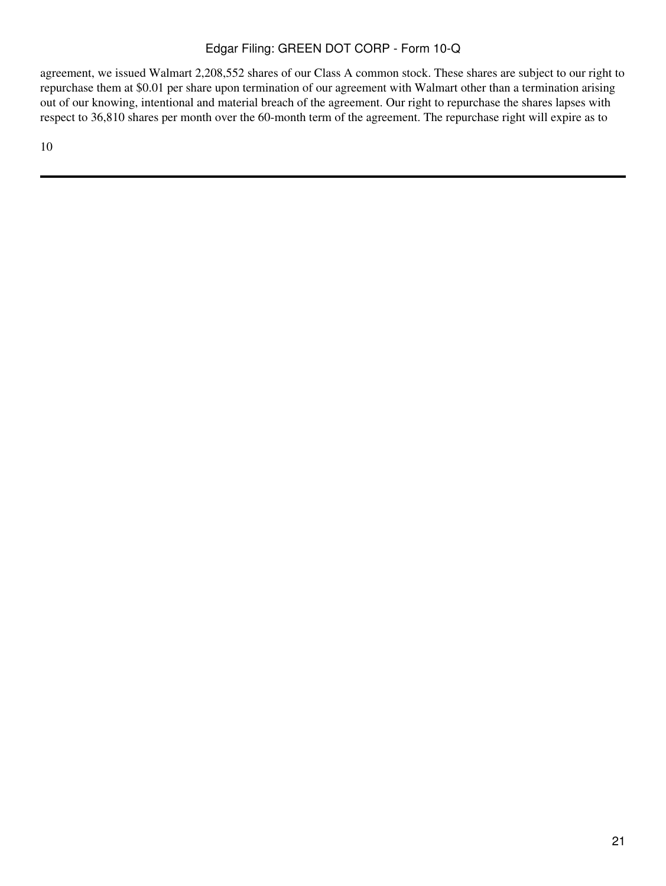agreement, we issued Walmart 2,208,552 shares of our Class A common stock. These shares are subject to our right to repurchase them at $0.01 per share upon termination of our agreement with Walmart other than a termination arising out of our knowing, intentional and material breach of the agreement. Our right to repurchase the shares lapses with respect to 36,810 shares per month over the 60-month term of the agreement. The repurchase right will expire as to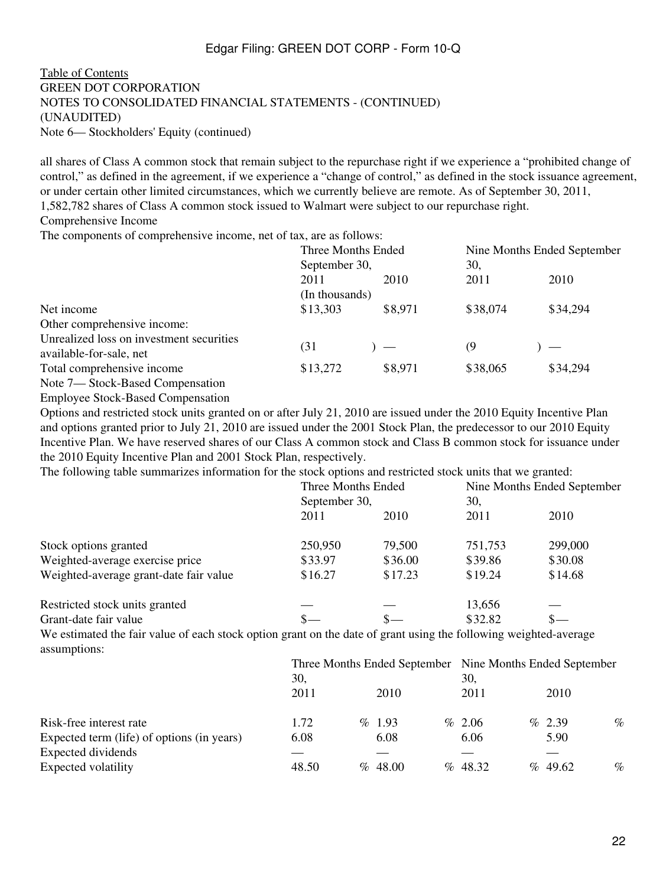Table of Contents
GREEN DOT CORPORATION
NOTES TO CONSOLIDATED FINANCIAL STATEMENTS - (CONTINUED)
(UNAUDITED)
Note 6— Stockholders' Equity (continued)

all shares of Class A common stock that remain subject to the repurchase right if we experience a "prohibited change of control," as defined in the agreement, if we experience a "change of control," as defined in the stock issuance agreement, or under certain other limited circumstances, which we currently believe are remote. As of September 30, 2011, 1,582,782 shares of Class A common stock issued to Walmart were subject to our repurchase right.

Comprehensive Income

The components of comprehensive income, net of tax, are as follows:

| | Three Months Ended September 30, | | Nine Months Ended September 30, | |
|---|---|---|---|---|
| | 2011 | 2010 | 2011 | 2010 |
| | (In thousands) | | | |
| Net income | $13,303 | $8,971 | $38,074 | $34,294 |
| Other comprehensive income: | | | | |
| Unrealized loss on investment securities available-for-sale, net | (31) | — | (9) | — |
| Total comprehensive income | $13,272 | $8,971 | $38,065 | $34,294 |

Note 7— Stock-Based Compensation

Employee Stock-Based Compensation

Options and restricted stock units granted on or after July 21, 2010 are issued under the 2010 Equity Incentive Plan and options granted prior to July 21, 2010 are issued under the 2001 Stock Plan, the predecessor to our 2010 Equity Incentive Plan. We have reserved shares of our Class A common stock and Class B common stock for issuance under the 2010 Equity Incentive Plan and 2001 Stock Plan, respectively.

The following table summarizes information for the stock options and restricted stock units that we granted:

| | Three Months Ended September 30, | | Nine Months Ended September 30, | |
|---|---|---|---|---|
| | 2011 | 2010 | 2011 | 2010 |
| Stock options granted | 250,950 | 79,500 | 751,753 | 299,000 |
| Weighted-average exercise price | $33.97 | $36.00 | $39.86 | $30.08 |
| Weighted-average grant-date fair value | $16.27 | $17.23 | $19.24 | $14.68 |
| Restricted stock units granted | — | — | 13,656 | — |
| Grant-date fair value | $— | $— | $32.82 | $— |

We estimated the fair value of each stock option grant on the date of grant using the following weighted-average assumptions:

| | Three Months Ended September 30, | | Nine Months Ended September 30, | |
|---|---|---|---|---|
| | 2011 | 2010 | 2011 | 2010 |
| Risk-free interest rate | 1.72 % | 1.93 % | 2.06 % | 2.39 % |
| Expected term (life) of options (in years) | 6.08 | 6.08 | 6.06 | 5.90 |
| Expected dividends | — | — | — | — |
| Expected volatility | 48.50 % | 48.00 % | 48.32 % | 49.62 % |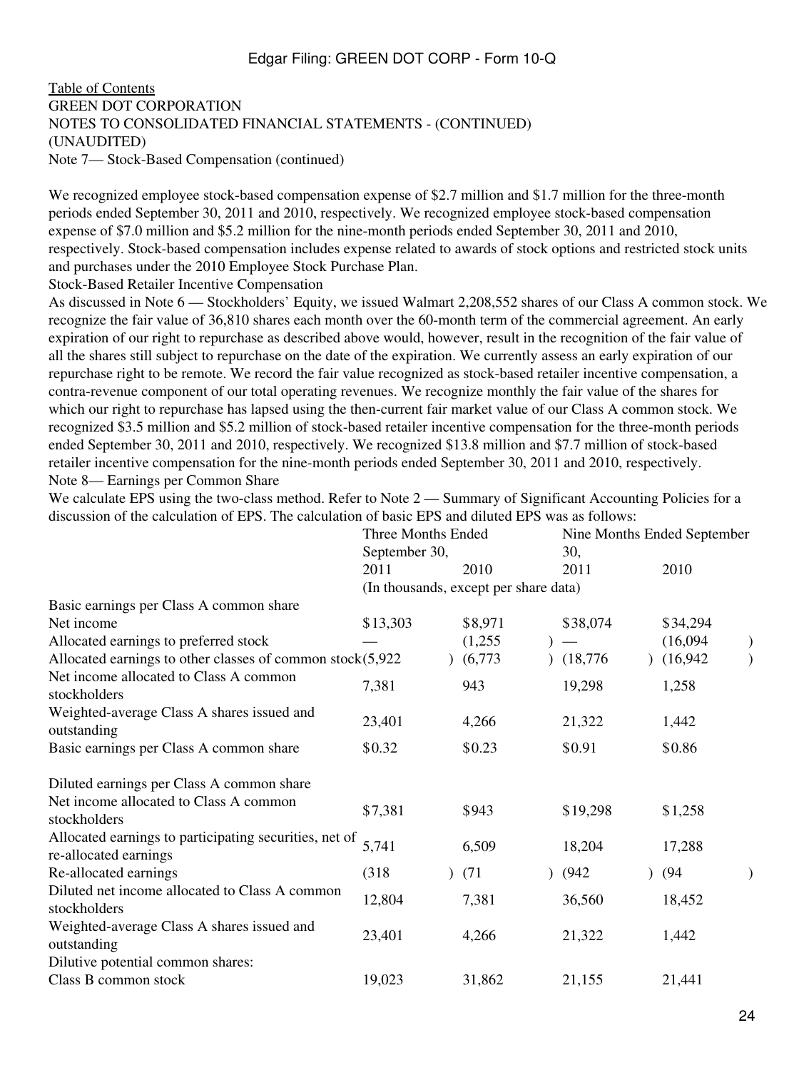Table of Contents
GREEN DOT CORPORATION
NOTES TO CONSOLIDATED FINANCIAL STATEMENTS - (CONTINUED)
(UNAUDITED)
Note 7— Stock-Based Compensation (continued)

We recognized employee stock-based compensation expense of $2.7 million and $1.7 million for the three-month periods ended September 30, 2011 and 2010, respectively. We recognized employee stock-based compensation expense of $7.0 million and $5.2 million for the nine-month periods ended September 30, 2011 and 2010, respectively. Stock-based compensation includes expense related to awards of stock options and restricted stock units and purchases under the 2010 Employee Stock Purchase Plan.

Stock-Based Retailer Incentive Compensation

As discussed in Note 6 — Stockholders' Equity, we issued Walmart 2,208,552 shares of our Class A common stock. We recognize the fair value of 36,810 shares each month over the 60-month term of the commercial agreement. An early expiration of our right to repurchase as described above would, however, result in the recognition of the fair value of all the shares still subject to repurchase on the date of the expiration. We currently assess an early expiration of our repurchase right to be remote. We record the fair value recognized as stock-based retailer incentive compensation, a contra-revenue component of our total operating revenues. We recognize monthly the fair value of the shares for which our right to repurchase has lapsed using the then-current fair market value of our Class A common stock. We recognized $3.5 million and $5.2 million of stock-based retailer incentive compensation for the three-month periods ended September 30, 2011 and 2010, respectively. We recognized $13.8 million and $7.7 million of stock-based retailer incentive compensation for the nine-month periods ended September 30, 2011 and 2010, respectively.

Note 8— Earnings per Common Share

We calculate EPS using the two-class method. Refer to Note 2 — Summary of Significant Accounting Policies for a discussion of the calculation of EPS. The calculation of basic EPS and diluted EPS was as follows:

| | Three Months Ended September 30, | | Nine Months Ended September 30, | |
|---|---|---|---|---|
| | 2011 | 2010 | 2011 | 2010 |
| | (In thousands, except per share data) | | | |
| Basic earnings per Class A common share | | | | |
| Net income | $13,303 | $8,971 | $38,074 | $34,294 |
| Allocated earnings to preferred stock | — | (1,255) | — | (16,094) |
| Allocated earnings to other classes of common stock | (5,922) | (6,773) | (18,776) | (16,942) |
| Net income allocated to Class A common stockholders | 7,381 | 943 | 19,298 | 1,258 |
| Weighted-average Class A shares issued and outstanding | 23,401 | 4,266 | 21,322 | 1,442 |
| Basic earnings per Class A common share | $0.32 | $0.23 | $0.91 | $0.86 |
| | | | | |
| Diluted earnings per Class A common share | | | | |
| Net income allocated to Class A common stockholders | $7,381 | $943 | $19,298 | $1,258 |
| Allocated earnings to participating securities, net of re-allocated earnings | 5,741 | 6,509 | 18,204 | 17,288 |
| Re-allocated earnings | (318) | (71) | (942) | (94) |
| Diluted net income allocated to Class A common stockholders | 12,804 | 7,381 | 36,560 | 18,452 |
| Weighted-average Class A shares issued and outstanding | 23,401 | 4,266 | 21,322 | 1,442 |
| Dilutive potential common shares: | | | | |
| Class B common stock | 19,023 | 31,862 | 21,155 | 21,441 |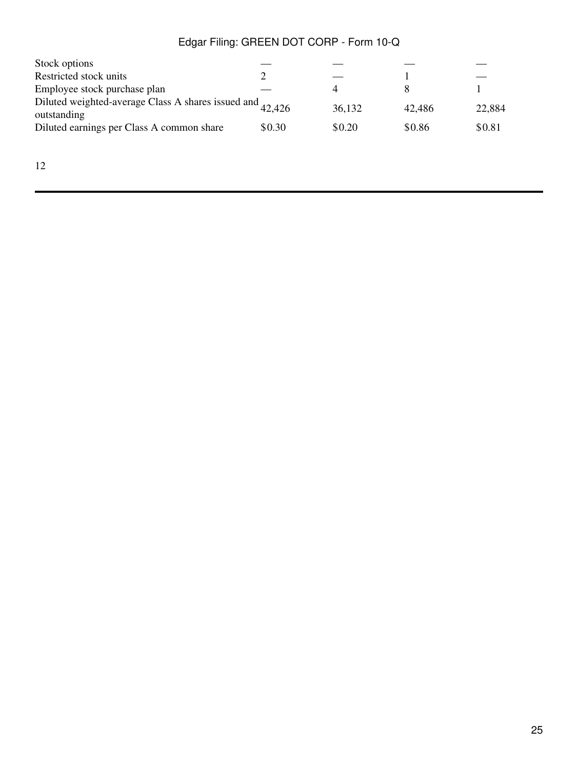| | | | | |
|---|---|---|---|---|
| Stock options | — | — | — | — |
| Restricted stock units | 2 | — | 1 | — |
| Employee stock purchase plan | — | 4 | 8 | 1 |
| Diluted weighted-average Class A shares issued and outstanding | 42,426 | 36,132 | 42,486 | 22,884 |
| Diluted earnings per Class A common share | $0.30 | $0.20 | $0.86 | $0.81 |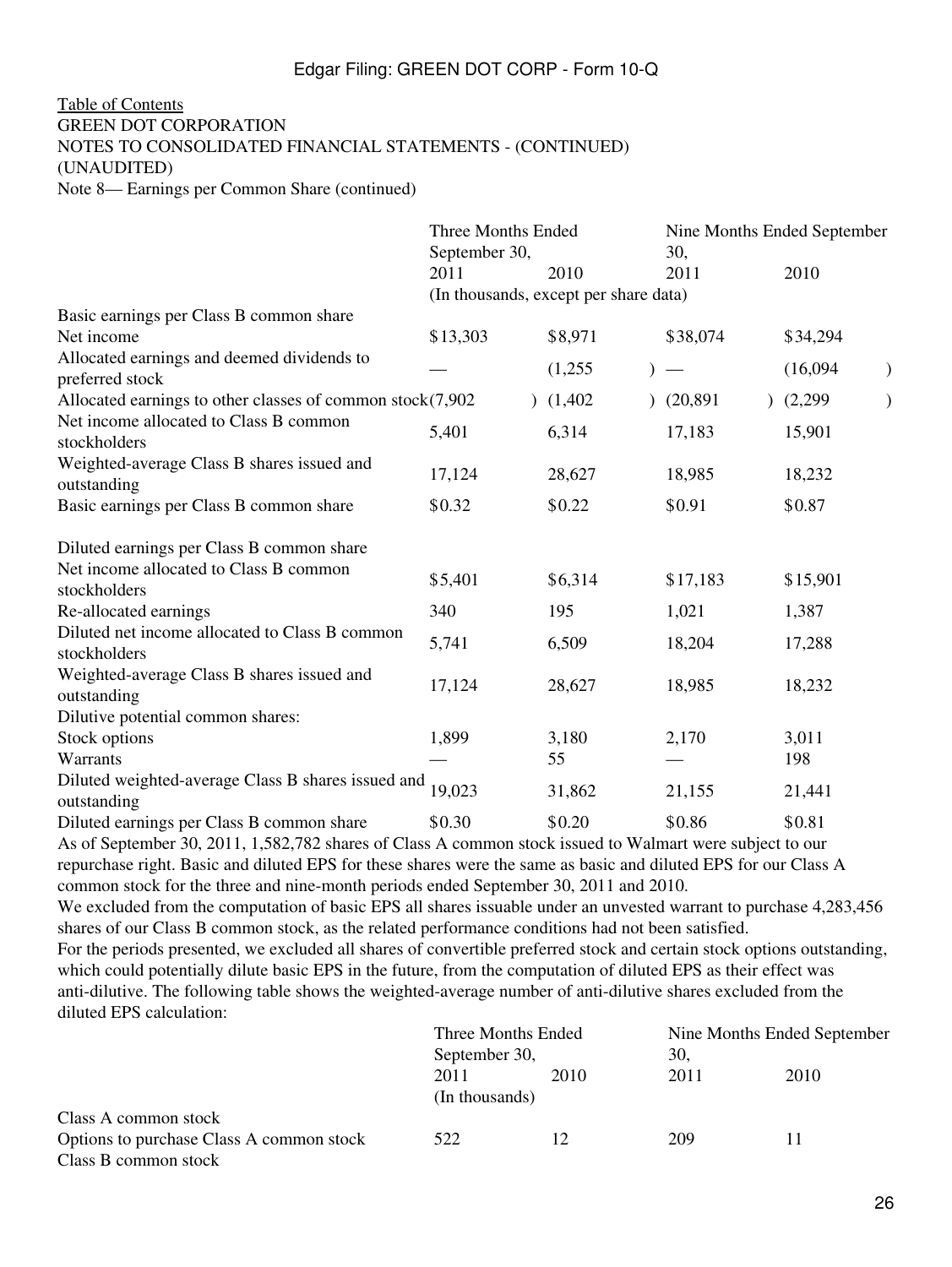Table of Contents
GREEN DOT CORPORATION
NOTES TO CONSOLIDATED FINANCIAL STATEMENTS - (CONTINUED)
(UNAUDITED)
Note 8— Earnings per Common Share (continued)

| | Three Months Ended September 30, | | Nine Months Ended September 30, | |
|---|---|---|---|---|
| | 2011 | 2010 | 2011 | 2010 |
| | (In thousands, except per share data) | | | |
| **Basic earnings per Class B common share** | | | | |
| Net income | $13,303 | $8,971 | $38,074 | $34,294 |
| Allocated earnings and deemed dividends to preferred stock | — | (1,255) | — | (16,094) |
| Allocated earnings to other classes of common stock | (7,902) | (1,402) | (20,891) | (2,299) |
| Net income allocated to Class B common stockholders | 5,401 | 6,314 | 17,183 | 15,901 |
| Weighted-average Class B shares issued and outstanding | 17,124 | 28,627 | 18,985 | 18,232 |
| Basic earnings per Class B common share | $0.32 | $0.22 | $0.91 | $0.87 |
| | | | | |
| **Diluted earnings per Class B common share** | | | | |
| Net income allocated to Class B common stockholders | $5,401 | $6,314 | $17,183 | $15,901 |
| Re-allocated earnings | 340 | 195 | 1,021 | 1,387 |
| Diluted net income allocated to Class B common stockholders | 5,741 | 6,509 | 18,204 | 17,288 |
| Weighted-average Class B shares issued and outstanding | 17,124 | 28,627 | 18,985 | 18,232 |
| Dilutive potential common shares: | | | | |
| Stock options | 1,899 | 3,180 | 2,170 | 3,011 |
| Warrants | — | 55 | — | 198 |
| Diluted weighted-average Class B shares issued and outstanding | 19,023 | 31,862 | 21,155 | 21,441 |
| Diluted earnings per Class B common share | $0.30 | $0.20 | $0.86 | $0.81 |

As of September 30, 2011, 1,582,782 shares of Class A common stock issued to Walmart were subject to our repurchase right. Basic and diluted EPS for these shares were the same as basic and diluted EPS for our Class A common stock for the three and nine-month periods ended September 30, 2011 and 2010.

We excluded from the computation of basic EPS all shares issuable under an unvested warrant to purchase 4,283,456 shares of our Class B common stock, as the related performance conditions had not been satisfied.

For the periods presented, we excluded all shares of convertible preferred stock and certain stock options outstanding, which could potentially dilute basic EPS in the future, from the computation of diluted EPS as their effect was anti-dilutive. The following table shows the weighted-average number of anti-dilutive shares excluded from the diluted EPS calculation:

| | Three Months Ended September 30, | | Nine Months Ended September 30, | |
|---|---|---|---|---|
| | 2011 | 2010 | 2011 | 2010 |
| | (In thousands) | | | |
| **Class A common stock** | | | | |
| Options to purchase Class A common stock | 522 | 12 | 209 | 11 |
| **Class B common stock** | | | | |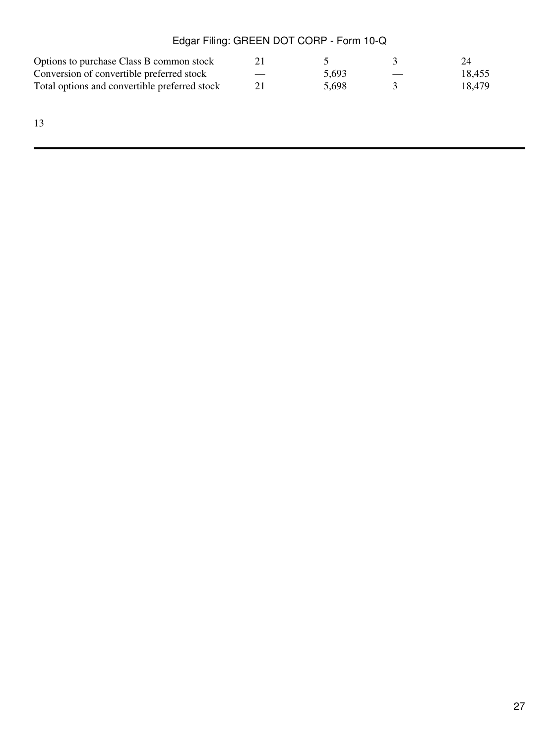| | | | | |
|---|---|---|---|---|
| Options to purchase Class B common stock | 21 | 5 | 3 | 24 |
| Conversion of convertible preferred stock | — | 5,693 | — | 18,455 |
| Total options and convertible preferred stock | 21 | 5,698 | 3 | 18,479 |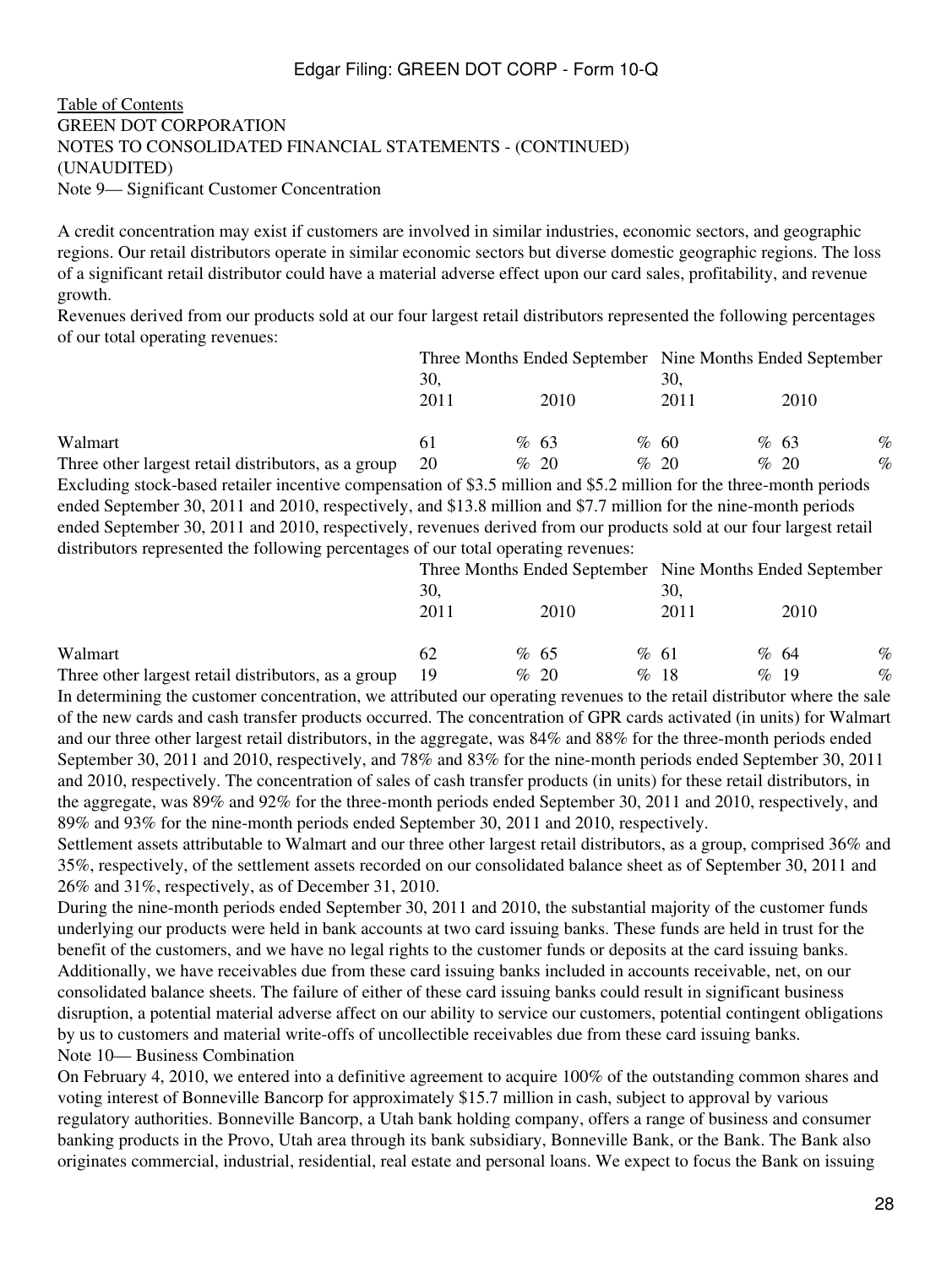[Table of Contents](#)
GREEN DOT CORPORATION
NOTES TO CONSOLIDATED FINANCIAL STATEMENTS - (CONTINUED)
(UNAUDITED)

Note 9— Significant Customer Concentration

A credit concentration may exist if customers are involved in similar industries, economic sectors, and geographic regions. Our retail distributors operate in similar economic sectors but diverse domestic geographic regions. The loss of a significant retail distributor could have a material adverse effect upon our card sales, profitability, and revenue growth.

Revenues derived from our products sold at our four largest retail distributors represented the following percentages of our total operating revenues:

| | Three Months Ended September 30, | | Nine Months Ended September 30, | |
|---|---|---|---|---|
| | 2011 | 2010 | 2011 | 2010 |
| Walmart | 61 % | 63 % | 60 % | 63 % |
| Three other largest retail distributors, as a group | 20 % | 20 % | 20 % | 20 % |

Excluding stock-based retailer incentive compensation of $3.5 million and $5.2 million for the three-month periods ended September 30, 2011 and 2010, respectively, and $13.8 million and $7.7 million for the nine-month periods ended September 30, 2011 and 2010, respectively, revenues derived from our products sold at our four largest retail distributors represented the following percentages of our total operating revenues:

| | Three Months Ended September 30, | | Nine Months Ended September 30, | |
|---|---|---|---|---|
| | 2011 | 2010 | 2011 | 2010 |
| Walmart | 62 % | 65 % | 61 % | 64 % |
| Three other largest retail distributors, as a group | 19 % | 20 % | 18 % | 19 % |

In determining the customer concentration, we attributed our operating revenues to the retail distributor where the sale of the new cards and cash transfer products occurred. The concentration of GPR cards activated (in units) for Walmart and our three other largest retail distributors, in the aggregate, was 84% and 88% for the three-month periods ended September 30, 2011 and 2010, respectively, and 78% and 83% for the nine-month periods ended September 30, 2011 and 2010, respectively. The concentration of sales of cash transfer products (in units) for these retail distributors, in the aggregate, was 89% and 92% for the three-month periods ended September 30, 2011 and 2010, respectively, and 89% and 93% for the nine-month periods ended September 30, 2011 and 2010, respectively.

Settlement assets attributable to Walmart and our three other largest retail distributors, as a group, comprised 36% and 35%, respectively, of the settlement assets recorded on our consolidated balance sheet as of September 30, 2011 and 26% and 31%, respectively, as of December 31, 2010.

During the nine-month periods ended September 30, 2011 and 2010, the substantial majority of the customer funds underlying our products were held in bank accounts at two card issuing banks. These funds are held in trust for the benefit of the customers, and we have no legal rights to the customer funds or deposits at the card issuing banks. Additionally, we have receivables due from these card issuing banks included in accounts receivable, net, on our consolidated balance sheets. The failure of either of these card issuing banks could result in significant business disruption, a potential material adverse affect on our ability to service our customers, potential contingent obligations by us to customers and material write-offs of uncollectible receivables due from these card issuing banks.

Note 10— Business Combination

On February 4, 2010, we entered into a definitive agreement to acquire 100% of the outstanding common shares and voting interest of Bonneville Bancorp for approximately $15.7 million in cash, subject to approval by various regulatory authorities. Bonneville Bancorp, a Utah bank holding company, offers a range of business and consumer banking products in the Provo, Utah area through its bank subsidiary, Bonneville Bank, or the Bank. The Bank also originates commercial, industrial, residential, real estate and personal loans. We expect to focus the Bank on issuing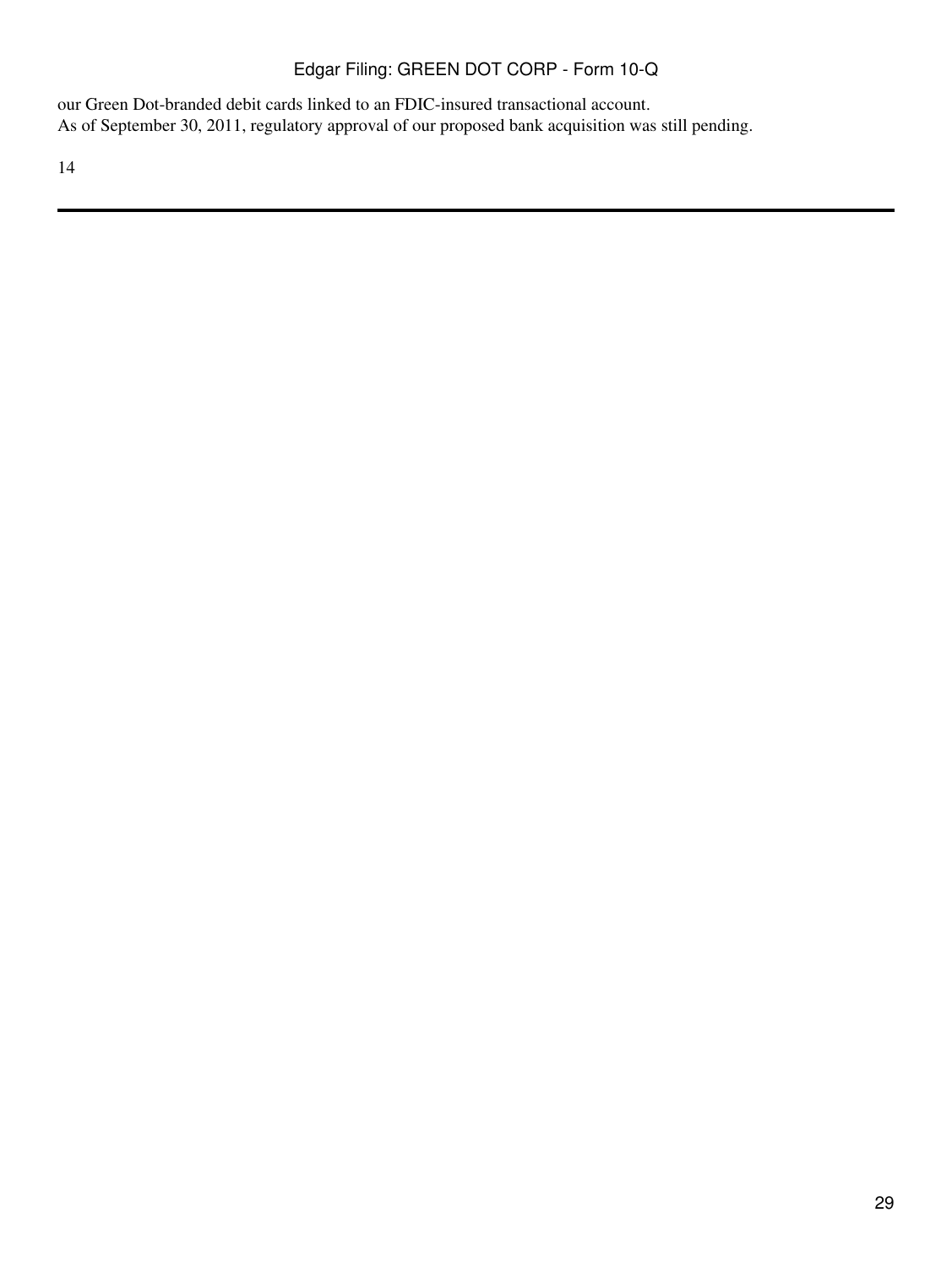our Green Dot-branded debit cards linked to an FDIC-insured transactional account.
As of September 30, 2011, regulatory approval of our proposed bank acquisition was still pending.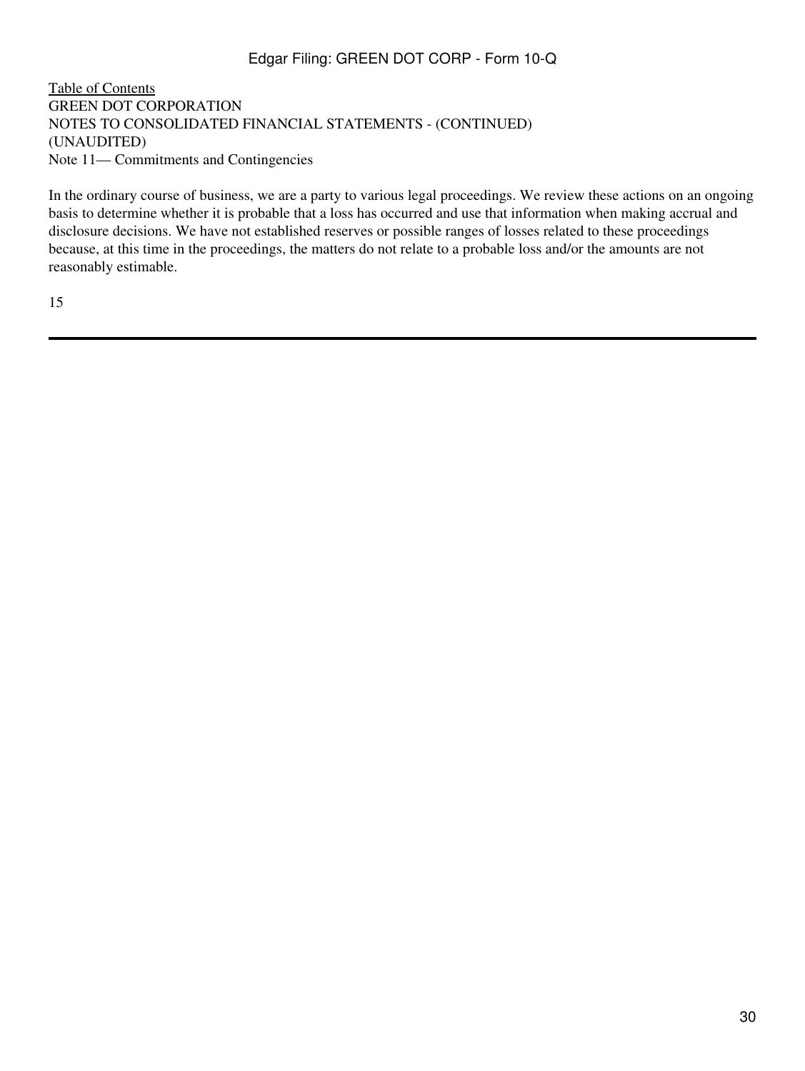[Table of Contents](#)

GREEN DOT CORPORATION

NOTES TO CONSOLIDATED FINANCIAL STATEMENTS - (CONTINUED)

(UNAUDITED)

Note 11— Commitments and Contingencies

In the ordinary course of business, we are a party to various legal proceedings. We review these actions on an ongoing basis to determine whether it is probable that a loss has occurred and use that information when making accrual and disclosure decisions. We have not established reserves or possible ranges of losses related to these proceedings because, at this time in the proceedings, the matters do not relate to a probable loss and/or the amounts are not reasonably estimable.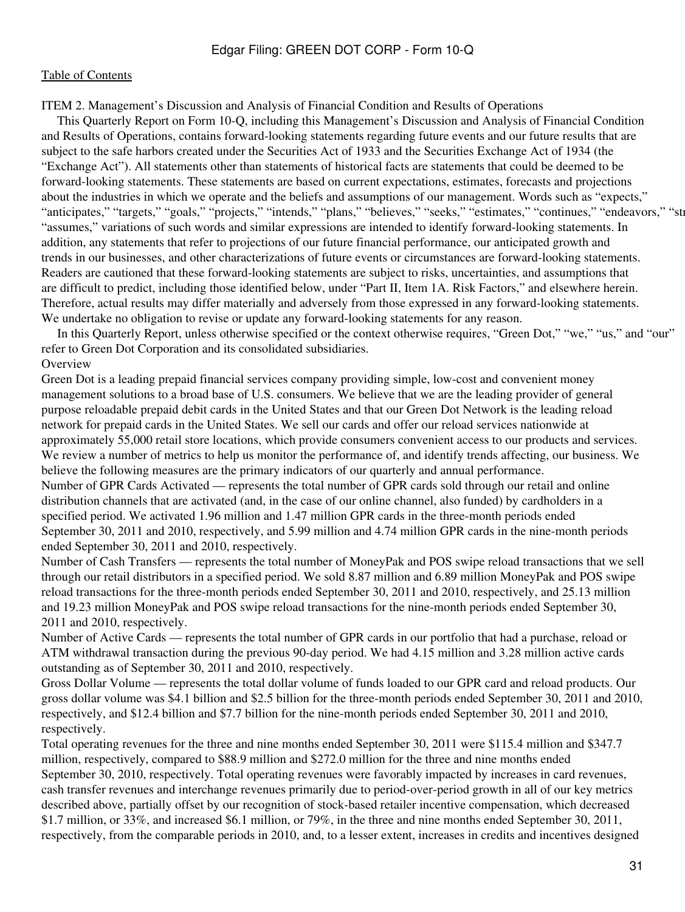ITEM 2. Management's Discussion and Analysis of Financial Condition and Results of Operations

This Quarterly Report on Form 10-Q, including this Management's Discussion and Analysis of Financial Condition and Results of Operations, contains forward-looking statements regarding future events and our future results that are subject to the safe harbors created under the Securities Act of 1933 and the Securities Exchange Act of 1934 (the "Exchange Act"). All statements other than statements of historical facts are statements that could be deemed to be forward-looking statements. These statements are based on current expectations, estimates, forecasts and projections about the industries in which we operate and the beliefs and assumptions of our management. Words such as "expects," "anticipates," "targets," "goals," "projects," "intends," "plans," "believes," "seeks," "estimates," "continues," "endeavors," "st "assumes," variations of such words and similar expressions are intended to identify forward-looking statements. In addition, any statements that refer to projections of our future financial performance, our anticipated growth and trends in our businesses, and other characterizations of future events or circumstances are forward-looking statements. Readers are cautioned that these forward-looking statements are subject to risks, uncertainties, and assumptions that are difficult to predict, including those identified below, under "Part II, Item 1A. Risk Factors," and elsewhere herein. Therefore, actual results may differ materially and adversely from those expressed in any forward-looking statements. We undertake no obligation to revise or update any forward-looking statements for any reason.

In this Quarterly Report, unless otherwise specified or the context otherwise requires, "Green Dot," "we," "us," and "our" refer to Green Dot Corporation and its consolidated subsidiaries.

## Overview

Green Dot is a leading prepaid financial services company providing simple, low-cost and convenient money management solutions to a broad base of U.S. consumers. We believe that we are the leading provider of general purpose reloadable prepaid debit cards in the United States and that our Green Dot Network is the leading reload network for prepaid cards in the United States. We sell our cards and offer our reload services nationwide at approximately 55,000 retail store locations, which provide consumers convenient access to our products and services.

We review a number of metrics to help us monitor the performance of, and identify trends affecting, our business. We believe the following measures are the primary indicators of our quarterly and annual performance.

Number of GPR Cards Activated — represents the total number of GPR cards sold through our retail and online distribution channels that are activated (and, in the case of our online channel, also funded) by cardholders in a specified period. We activated 1.96 million and 1.47 million GPR cards in the three-month periods ended September 30, 2011 and 2010, respectively, and 5.99 million and 4.74 million GPR cards in the nine-month periods ended September 30, 2011 and 2010, respectively.

Number of Cash Transfers — represents the total number of MoneyPak and POS swipe reload transactions that we sell through our retail distributors in a specified period. We sold 8.87 million and 6.89 million MoneyPak and POS swipe reload transactions for the three-month periods ended September 30, 2011 and 2010, respectively, and 25.13 million and 19.23 million MoneyPak and POS swipe reload transactions for the nine-month periods ended September 30, 2011 and 2010, respectively.

Number of Active Cards — represents the total number of GPR cards in our portfolio that had a purchase, reload or ATM withdrawal transaction during the previous 90-day period. We had 4.15 million and 3.28 million active cards outstanding as of September 30, 2011 and 2010, respectively.

Gross Dollar Volume — represents the total dollar volume of funds loaded to our GPR card and reload products. Our gross dollar volume was $4.1 billion and $2.5 billion for the three-month periods ended September 30, 2011 and 2010, respectively, and $12.4 billion and $7.7 billion for the nine-month periods ended September 30, 2011 and 2010, respectively.

Total operating revenues for the three and nine months ended September 30, 2011 were $115.4 million and $347.7 million, respectively, compared to $88.9 million and $272.0 million for the three and nine months ended September 30, 2010, respectively. Total operating revenues were favorably impacted by increases in card revenues, cash transfer revenues and interchange revenues primarily due to period-over-period growth in all of our key metrics described above, partially offset by our recognition of stock-based retailer incentive compensation, which decreased $1.7 million, or 33%, and increased $6.1 million, or 79%, in the three and nine months ended September 30, 2011, respectively, from the comparable periods in 2010, and, to a lesser extent, increases in credits and incentives designed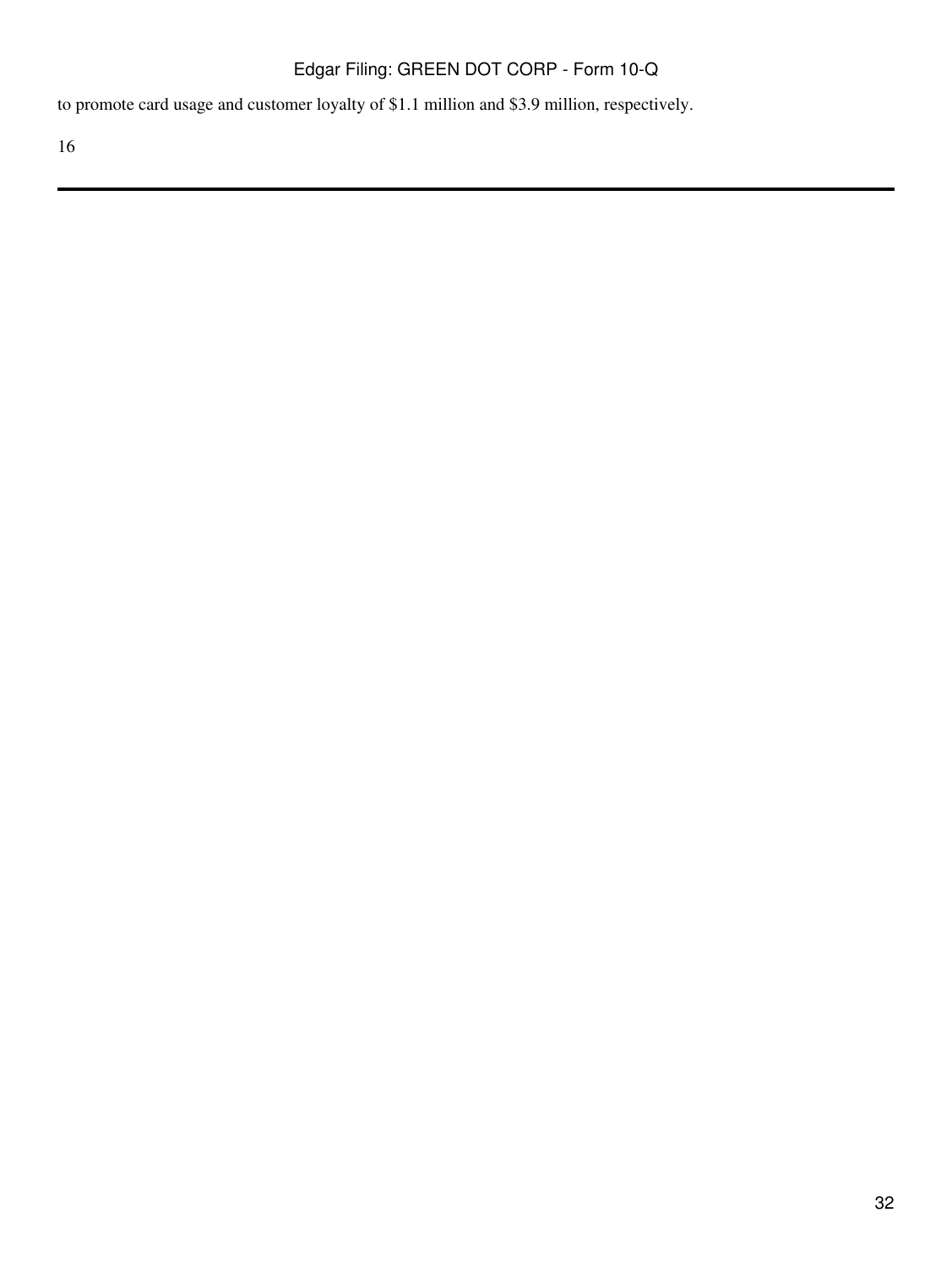to promote card usage and customer loyalty of $1.1 million and $3.9 million, respectively.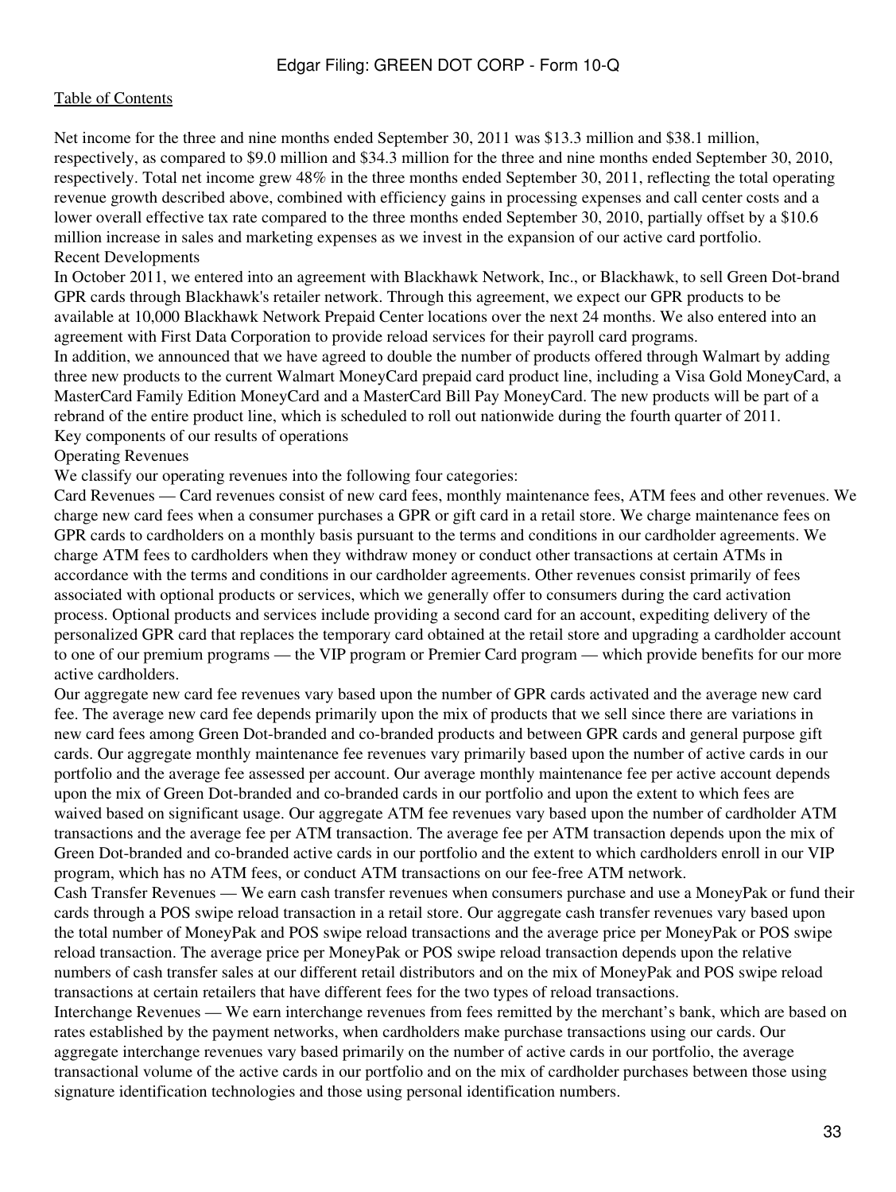Net income for the three and nine months ended September 30, 2011 was $13.3 million and $38.1 million, respectively, as compared to $9.0 million and $34.3 million for the three and nine months ended September 30, 2010, respectively. Total net income grew 48% in the three months ended September 30, 2011, reflecting the total operating revenue growth described above, combined with efficiency gains in processing expenses and call center costs and a lower overall effective tax rate compared to the three months ended September 30, 2010, partially offset by a $10.6 million increase in sales and marketing expenses as we invest in the expansion of our active card portfolio.

## Recent Developments

In October 2011, we entered into an agreement with Blackhawk Network, Inc., or Blackhawk, to sell Green Dot-brand GPR cards through Blackhawk's retailer network. Through this agreement, we expect our GPR products to be available at 10,000 Blackhawk Network Prepaid Center locations over the next 24 months. We also entered into an agreement with First Data Corporation to provide reload services for their payroll card programs.

In addition, we announced that we have agreed to double the number of products offered through Walmart by adding three new products to the current Walmart MoneyCard prepaid card product line, including a Visa Gold MoneyCard, a MasterCard Family Edition MoneyCard and a MasterCard Bill Pay MoneyCard. The new products will be part of a rebrand of the entire product line, which is scheduled to roll out nationwide during the fourth quarter of 2011.

## Key components of our results of operations

### Operating Revenues

We classify our operating revenues into the following four categories:

Card Revenues — Card revenues consist of new card fees, monthly maintenance fees, ATM fees and other revenues. We charge new card fees when a consumer purchases a GPR or gift card in a retail store. We charge maintenance fees on GPR cards to cardholders on a monthly basis pursuant to the terms and conditions in our cardholder agreements. We charge ATM fees to cardholders when they withdraw money or conduct other transactions at certain ATMs in accordance with the terms and conditions in our cardholder agreements. Other revenues consist primarily of fees associated with optional products or services, which we generally offer to consumers during the card activation process. Optional products and services include providing a second card for an account, expediting delivery of the personalized GPR card that replaces the temporary card obtained at the retail store and upgrading a cardholder account to one of our premium programs — the VIP program or Premier Card program — which provide benefits for our more active cardholders.

Our aggregate new card fee revenues vary based upon the number of GPR cards activated and the average new card fee. The average new card fee depends primarily upon the mix of products that we sell since there are variations in new card fees among Green Dot-branded and co-branded products and between GPR cards and general purpose gift cards. Our aggregate monthly maintenance fee revenues vary primarily based upon the number of active cards in our portfolio and the average fee assessed per account. Our average monthly maintenance fee per active account depends upon the mix of Green Dot-branded and co-branded cards in our portfolio and upon the extent to which fees are waived based on significant usage. Our aggregate ATM fee revenues vary based upon the number of cardholder ATM transactions and the average fee per ATM transaction. The average fee per ATM transaction depends upon the mix of Green Dot-branded and co-branded active cards in our portfolio and the extent to which cardholders enroll in our VIP program, which has no ATM fees, or conduct ATM transactions on our fee-free ATM network.

Cash Transfer Revenues — We earn cash transfer revenues when consumers purchase and use a MoneyPak or fund their cards through a POS swipe reload transaction in a retail store. Our aggregate cash transfer revenues vary based upon the total number of MoneyPak and POS swipe reload transactions and the average price per MoneyPak or POS swipe reload transaction. The average price per MoneyPak or POS swipe reload transaction depends upon the relative numbers of cash transfer sales at our different retail distributors and on the mix of MoneyPak and POS swipe reload transactions at certain retailers that have different fees for the two types of reload transactions.

Interchange Revenues — We earn interchange revenues from fees remitted by the merchant's bank, which are based on rates established by the payment networks, when cardholders make purchase transactions using our cards. Our aggregate interchange revenues vary based primarily on the number of active cards in our portfolio, the average transactional volume of the active cards in our portfolio and on the mix of cardholder purchases between those using signature identification technologies and those using personal identification numbers.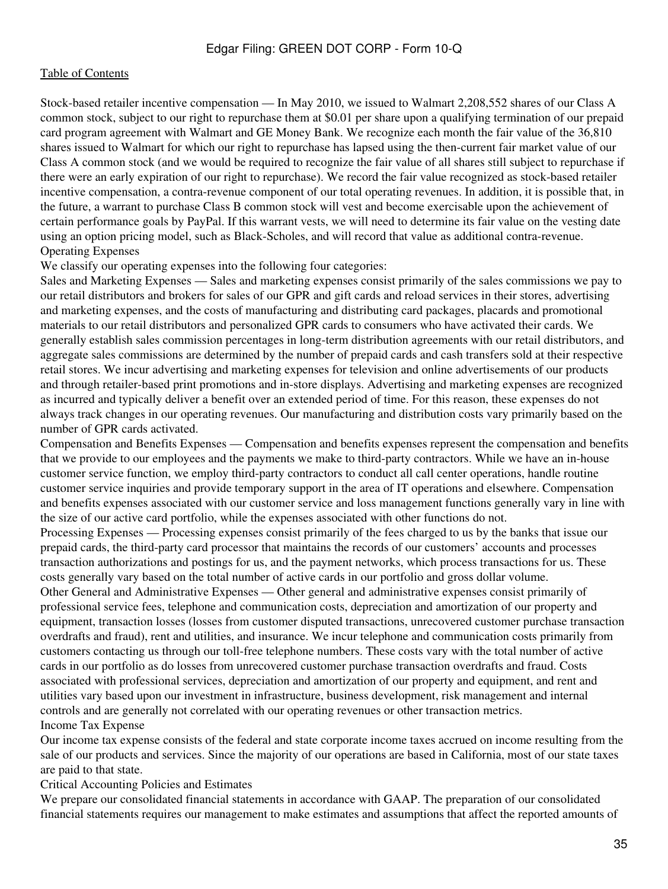Stock-based retailer incentive compensation — In May 2010, we issued to Walmart 2,208,552 shares of our Class A common stock, subject to our right to repurchase them at $0.01 per share upon a qualifying termination of our prepaid card program agreement with Walmart and GE Money Bank. We recognize each month the fair value of the 36,810 shares issued to Walmart for which our right to repurchase has lapsed using the then-current fair market value of our Class A common stock (and we would be required to recognize the fair value of all shares still subject to repurchase if there were an early expiration of our right to repurchase). We record the fair value recognized as stock-based retailer incentive compensation, a contra-revenue component of our total operating revenues. In addition, it is possible that, in the future, a warrant to purchase Class B common stock will vest and become exercisable upon the achievement of certain performance goals by PayPal. If this warrant vests, we will need to determine its fair value on the vesting date using an option pricing model, such as Black-Scholes, and will record that value as additional contra-revenue.

### Operating Expenses

We classify our operating expenses into the following four categories:

Sales and Marketing Expenses — Sales and marketing expenses consist primarily of the sales commissions we pay to our retail distributors and brokers for sales of our GPR and gift cards and reload services in their stores, advertising and marketing expenses, and the costs of manufacturing and distributing card packages, placards and promotional materials to our retail distributors and personalized GPR cards to consumers who have activated their cards. We generally establish sales commission percentages in long-term distribution agreements with our retail distributors, and aggregate sales commissions are determined by the number of prepaid cards and cash transfers sold at their respective retail stores. We incur advertising and marketing expenses for television and online advertisements of our products and through retailer-based print promotions and in-store displays. Advertising and marketing expenses are recognized as incurred and typically deliver a benefit over an extended period of time. For this reason, these expenses do not always track changes in our operating revenues. Our manufacturing and distribution costs vary primarily based on the number of GPR cards activated.

Compensation and Benefits Expenses — Compensation and benefits expenses represent the compensation and benefits that we provide to our employees and the payments we make to third-party contractors. While we have an in-house customer service function, we employ third-party contractors to conduct all call center operations, handle routine customer service inquiries and provide temporary support in the area of IT operations and elsewhere. Compensation and benefits expenses associated with our customer service and loss management functions generally vary in line with the size of our active card portfolio, while the expenses associated with other functions do not.

Processing Expenses — Processing expenses consist primarily of the fees charged to us by the banks that issue our prepaid cards, the third-party card processor that maintains the records of our customers' accounts and processes transaction authorizations and postings for us, and the payment networks, which process transactions for us. These costs generally vary based on the total number of active cards in our portfolio and gross dollar volume.

Other General and Administrative Expenses — Other general and administrative expenses consist primarily of professional service fees, telephone and communication costs, depreciation and amortization of our property and equipment, transaction losses (losses from customer disputed transactions, unrecovered customer purchase transaction overdrafts and fraud), rent and utilities, and insurance. We incur telephone and communication costs primarily from customers contacting us through our toll-free telephone numbers. These costs vary with the total number of active cards in our portfolio as do losses from unrecovered customer purchase transaction overdrafts and fraud. Costs associated with professional services, depreciation and amortization of our property and equipment, and rent and utilities vary based upon our investment in infrastructure, business development, risk management and internal controls and are generally not correlated with our operating revenues or other transaction metrics.

### Income Tax Expense

Our income tax expense consists of the federal and state corporate income taxes accrued on income resulting from the sale of our products and services. Since the majority of our operations are based in California, most of our state taxes are paid to that state.

### Critical Accounting Policies and Estimates

We prepare our consolidated financial statements in accordance with GAAP. The preparation of our consolidated financial statements requires our management to make estimates and assumptions that affect the reported amounts of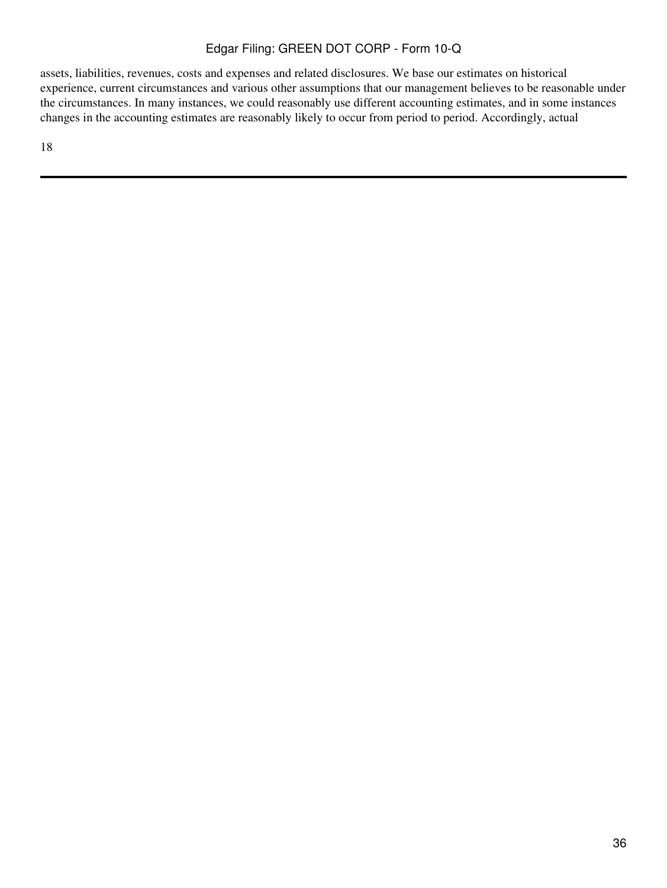assets, liabilities, revenues, costs and expenses and related disclosures. We base our estimates on historical experience, current circumstances and various other assumptions that our management believes to be reasonable under the circumstances. In many instances, we could reasonably use different accounting estimates, and in some instances changes in the accounting estimates are reasonably likely to occur from period to period. Accordingly, actual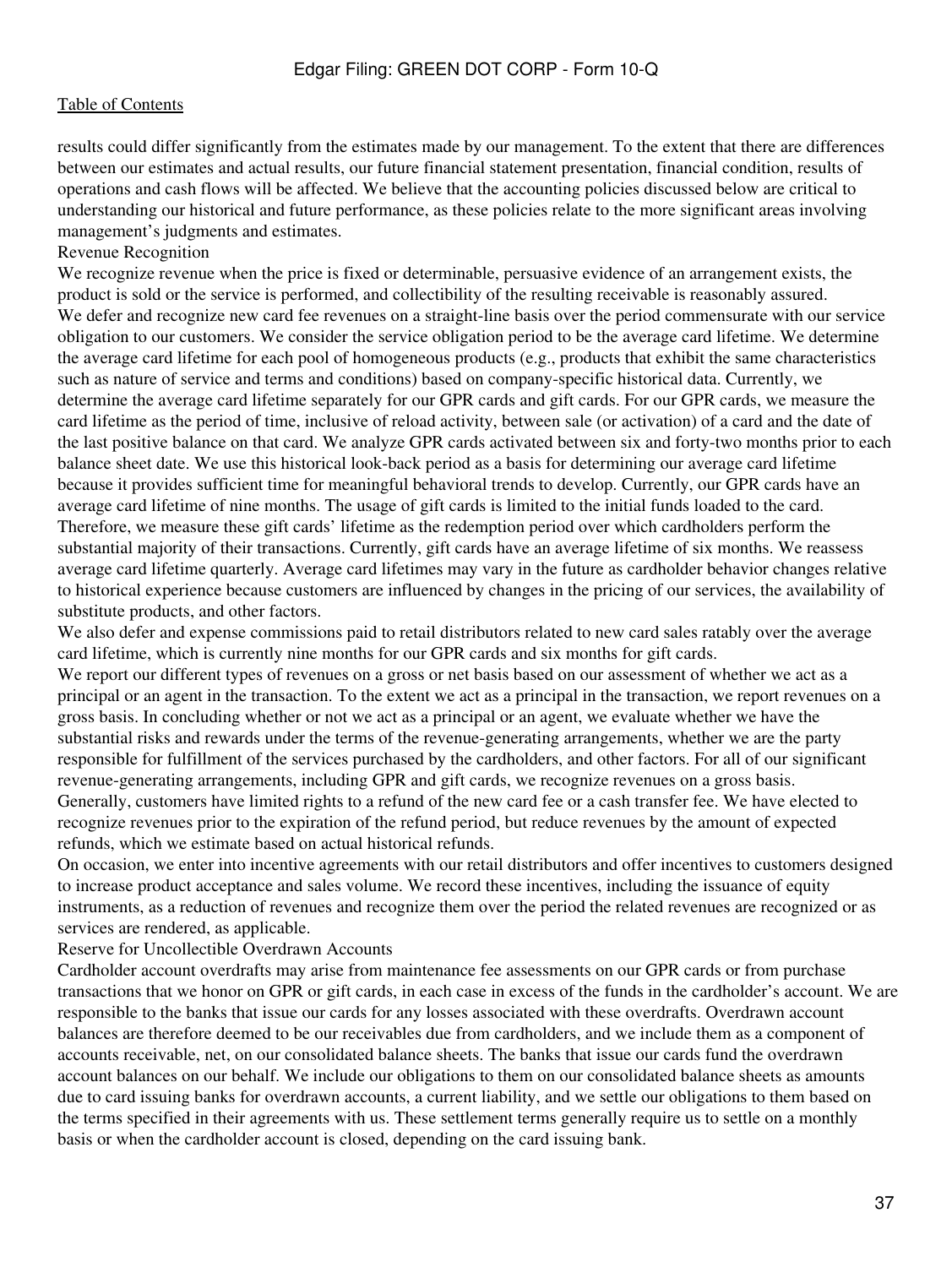results could differ significantly from the estimates made by our management. To the extent that there are differences between our estimates and actual results, our future financial statement presentation, financial condition, results of operations and cash flows will be affected. We believe that the accounting policies discussed below are critical to understanding our historical and future performance, as these policies relate to the more significant areas involving management's judgments and estimates.

### Revenue Recognition

We recognize revenue when the price is fixed or determinable, persuasive evidence of an arrangement exists, the product is sold or the service is performed, and collectibility of the resulting receivable is reasonably assured.

We defer and recognize new card fee revenues on a straight-line basis over the period commensurate with our service obligation to our customers. We consider the service obligation period to be the average card lifetime. We determine the average card lifetime for each pool of homogeneous products (e.g., products that exhibit the same characteristics such as nature of service and terms and conditions) based on company-specific historical data. Currently, we determine the average card lifetime separately for our GPR cards and gift cards. For our GPR cards, we measure the card lifetime as the period of time, inclusive of reload activity, between sale (or activation) of a card and the date of the last positive balance on that card. We analyze GPR cards activated between six and forty-two months prior to each balance sheet date. We use this historical look-back period as a basis for determining our average card lifetime because it provides sufficient time for meaningful behavioral trends to develop. Currently, our GPR cards have an average card lifetime of nine months. The usage of gift cards is limited to the initial funds loaded to the card. Therefore, we measure these gift cards' lifetime as the redemption period over which cardholders perform the substantial majority of their transactions. Currently, gift cards have an average lifetime of six months. We reassess average card lifetime quarterly. Average card lifetimes may vary in the future as cardholder behavior changes relative to historical experience because customers are influenced by changes in the pricing of our services, the availability of substitute products, and other factors.

We also defer and expense commissions paid to retail distributors related to new card sales ratably over the average card lifetime, which is currently nine months for our GPR cards and six months for gift cards.

We report our different types of revenues on a gross or net basis based on our assessment of whether we act as a principal or an agent in the transaction. To the extent we act as a principal in the transaction, we report revenues on a gross basis. In concluding whether or not we act as a principal or an agent, we evaluate whether we have the substantial risks and rewards under the terms of the revenue-generating arrangements, whether we are the party responsible for fulfillment of the services purchased by the cardholders, and other factors. For all of our significant revenue-generating arrangements, including GPR and gift cards, we recognize revenues on a gross basis.

Generally, customers have limited rights to a refund of the new card fee or a cash transfer fee. We have elected to recognize revenues prior to the expiration of the refund period, but reduce revenues by the amount of expected refunds, which we estimate based on actual historical refunds.

On occasion, we enter into incentive agreements with our retail distributors and offer incentives to customers designed to increase product acceptance and sales volume. We record these incentives, including the issuance of equity instruments, as a reduction of revenues and recognize them over the period the related revenues are recognized or as services are rendered, as applicable.

### Reserve for Uncollectible Overdrawn Accounts

Cardholder account overdrafts may arise from maintenance fee assessments on our GPR cards or from purchase transactions that we honor on GPR or gift cards, in each case in excess of the funds in the cardholder's account. We are responsible to the banks that issue our cards for any losses associated with these overdrafts. Overdrawn account balances are therefore deemed to be our receivables due from cardholders, and we include them as a component of accounts receivable, net, on our consolidated balance sheets. The banks that issue our cards fund the overdrawn account balances on our behalf. We include our obligations to them on our consolidated balance sheets as amounts due to card issuing banks for overdrawn accounts, a current liability, and we settle our obligations to them based on the terms specified in their agreements with us. These settlement terms generally require us to settle on a monthly basis or when the cardholder account is closed, depending on the card issuing bank.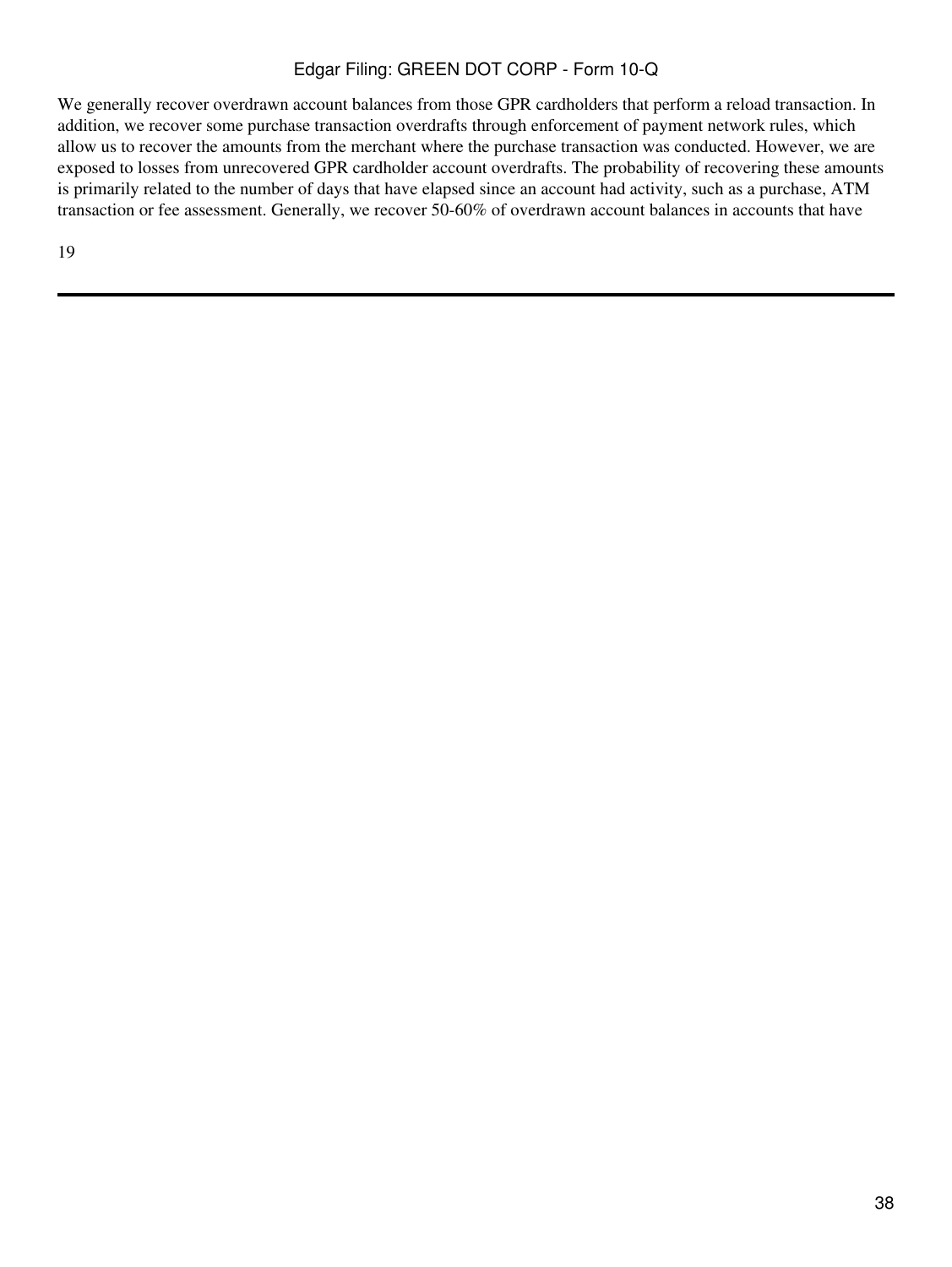We generally recover overdrawn account balances from those GPR cardholders that perform a reload transaction. In addition, we recover some purchase transaction overdrafts through enforcement of payment network rules, which allow us to recover the amounts from the merchant where the purchase transaction was conducted. However, we are exposed to losses from unrecovered GPR cardholder account overdrafts. The probability of recovering these amounts is primarily related to the number of days that have elapsed since an account had activity, such as a purchase, ATM transaction or fee assessment. Generally, we recover 50-60% of overdrawn account balances in accounts that have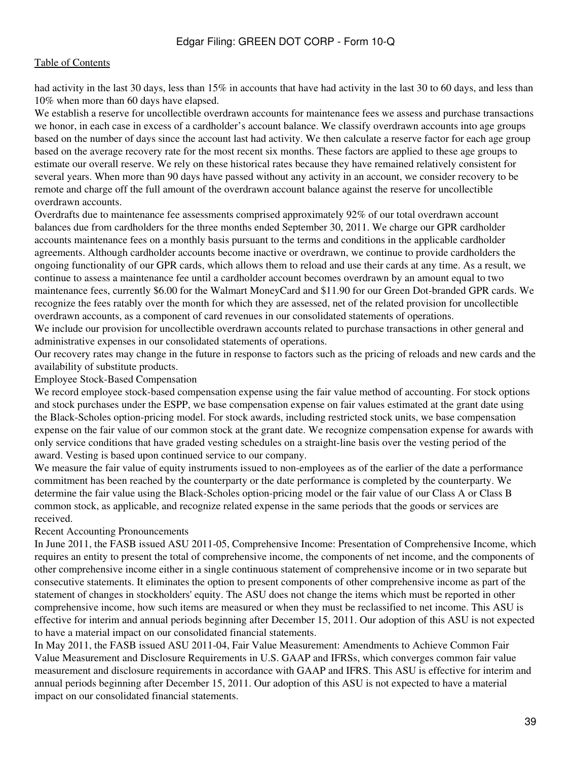had activity in the last 30 days, less than 15% in accounts that have had activity in the last 30 to 60 days, and less than 10% when more than 60 days have elapsed.

We establish a reserve for uncollectible overdrawn accounts for maintenance fees we assess and purchase transactions we honor, in each case in excess of a cardholder's account balance. We classify overdrawn accounts into age groups based on the number of days since the account last had activity. We then calculate a reserve factor for each age group based on the average recovery rate for the most recent six months. These factors are applied to these age groups to estimate our overall reserve. We rely on these historical rates because they have remained relatively consistent for several years. When more than 90 days have passed without any activity in an account, we consider recovery to be remote and charge off the full amount of the overdrawn account balance against the reserve for uncollectible overdrawn accounts.

Overdrafts due to maintenance fee assessments comprised approximately 92% of our total overdrawn account balances due from cardholders for the three months ended September 30, 2011. We charge our GPR cardholder accounts maintenance fees on a monthly basis pursuant to the terms and conditions in the applicable cardholder agreements. Although cardholder accounts become inactive or overdrawn, we continue to provide cardholders the ongoing functionality of our GPR cards, which allows them to reload and use their cards at any time. As a result, we continue to assess a maintenance fee until a cardholder account becomes overdrawn by an amount equal to two maintenance fees, currently $6.00 for the Walmart MoneyCard and $11.90 for our Green Dot-branded GPR cards. We recognize the fees ratably over the month for which they are assessed, net of the related provision for uncollectible overdrawn accounts, as a component of card revenues in our consolidated statements of operations.

We include our provision for uncollectible overdrawn accounts related to purchase transactions in other general and administrative expenses in our consolidated statements of operations.

Our recovery rates may change in the future in response to factors such as the pricing of reloads and new cards and the availability of substitute products.

### Employee Stock-Based Compensation

We record employee stock-based compensation expense using the fair value method of accounting. For stock options and stock purchases under the ESPP, we base compensation expense on fair values estimated at the grant date using the Black-Scholes option-pricing model. For stock awards, including restricted stock units, we base compensation expense on the fair value of our common stock at the grant date. We recognize compensation expense for awards with only service conditions that have graded vesting schedules on a straight-line basis over the vesting period of the award. Vesting is based upon continued service to our company.

We measure the fair value of equity instruments issued to non-employees as of the earlier of the date a performance commitment has been reached by the counterparty or the date performance is completed by the counterparty. We determine the fair value using the Black-Scholes option-pricing model or the fair value of our Class A or Class B common stock, as applicable, and recognize related expense in the same periods that the goods or services are received.

### Recent Accounting Pronouncements

In June 2011, the FASB issued ASU 2011-05, Comprehensive Income: Presentation of Comprehensive Income, which requires an entity to present the total of comprehensive income, the components of net income, and the components of other comprehensive income either in a single continuous statement of comprehensive income or in two separate but consecutive statements. It eliminates the option to present components of other comprehensive income as part of the statement of changes in stockholders' equity. The ASU does not change the items which must be reported in other comprehensive income, how such items are measured or when they must be reclassified to net income. This ASU is effective for interim and annual periods beginning after December 15, 2011. Our adoption of this ASU is not expected to have a material impact on our consolidated financial statements.

In May 2011, the FASB issued ASU 2011-04, Fair Value Measurement: Amendments to Achieve Common Fair Value Measurement and Disclosure Requirements in U.S. GAAP and IFRSs, which converges common fair value measurement and disclosure requirements in accordance with GAAP and IFRS. This ASU is effective for interim and annual periods beginning after December 15, 2011. Our adoption of this ASU is not expected to have a material impact on our consolidated financial statements.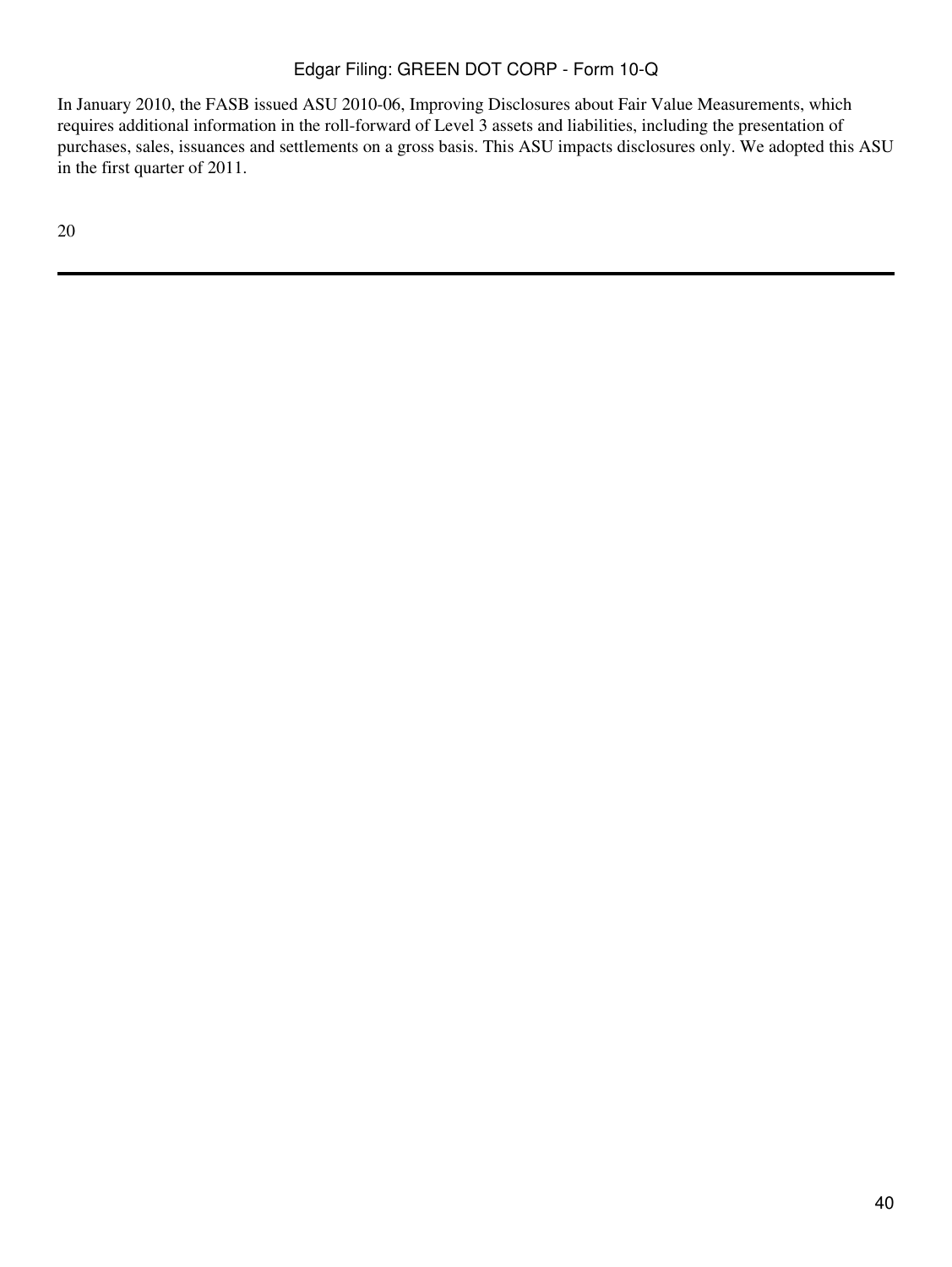In January 2010, the FASB issued ASU 2010-06, Improving Disclosures about Fair Value Measurements, which requires additional information in the roll-forward of Level 3 assets and liabilities, including the presentation of purchases, sales, issuances and settlements on a gross basis. This ASU impacts disclosures only. We adopted this ASU in the first quarter of 2011.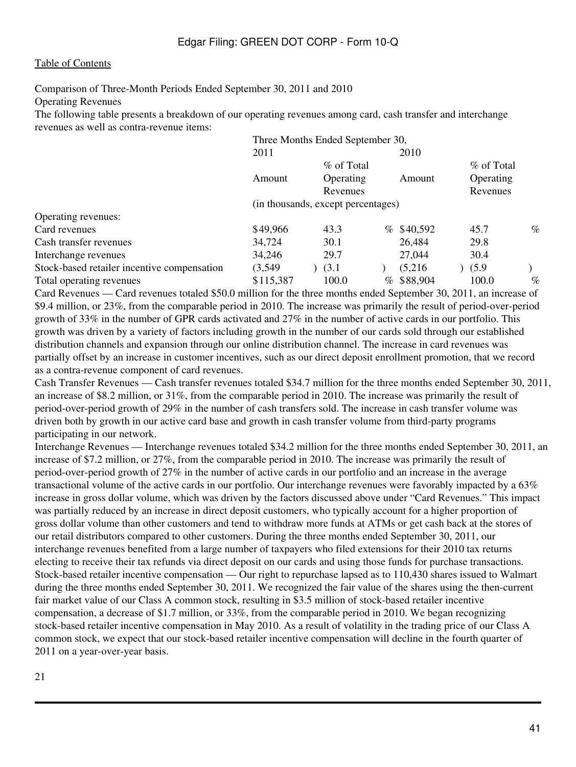Comparison of Three-Month Periods Ended September 30, 2011 and 2010

Operating Revenues

The following table presents a breakdown of our operating revenues among card, cash transfer and interchange revenues as well as contra-revenue items:

| | Three Months Ended September 30, | | | |
|---|---|---|---|---|
| | 2011 | | 2010 | |
| | Amount | % of Total Operating Revenues | Amount | % of Total Operating Revenues |
| | (in thousands, except percentages) | | | |
| Operating revenues: | | | | |
| Card revenues | $49,966 | 43.3 % | $40,592 | 45.7 % |
| Cash transfer revenues | 34,724 | 30.1 | 26,484 | 29.8 |
| Interchange revenues | 34,246 | 29.7 | 27,044 | 30.4 |
| Stock-based retailer incentive compensation | (3,549) | (3.1) | (5,216) | (5.9) |
| Total operating revenues | $115,387 | 100.0 % | $88,904 | 100.0 % |

Card Revenues — Card revenues totaled $50.0 million for the three months ended September 30, 2011, an increase of $9.4 million, or 23%, from the comparable period in 2010. The increase was primarily the result of period-over-period growth of 33% in the number of GPR cards activated and 27% in the number of active cards in our portfolio. This growth was driven by a variety of factors including growth in the number of our cards sold through our established distribution channels and expansion through our online distribution channel. The increase in card revenues was partially offset by an increase in customer incentives, such as our direct deposit enrollment promotion, that we record as a contra-revenue component of card revenues.

Cash Transfer Revenues — Cash transfer revenues totaled $34.7 million for the three months ended September 30, 2011, an increase of $8.2 million, or 31%, from the comparable period in 2010. The increase was primarily the result of period-over-period growth of 29% in the number of cash transfers sold. The increase in cash transfer volume was driven both by growth in our active card base and growth in cash transfer volume from third-party programs participating in our network.

Interchange Revenues — Interchange revenues totaled $34.2 million for the three months ended September 30, 2011, an increase of $7.2 million, or 27%, from the comparable period in 2010. The increase was primarily the result of period-over-period growth of 27% in the number of active cards in our portfolio and an increase in the average transactional volume of the active cards in our portfolio. Our interchange revenues were favorably impacted by a 63% increase in gross dollar volume, which was driven by the factors discussed above under "Card Revenues." This impact was partially reduced by an increase in direct deposit customers, who typically account for a higher proportion of gross dollar volume than other customers and tend to withdraw more funds at ATMs or get cash back at the stores of our retail distributors compared to other customers. During the three months ended September 30, 2011, our interchange revenues benefited from a large number of taxpayers who filed extensions for their 2010 tax returns electing to receive their tax refunds via direct deposit on our cards and using those funds for purchase transactions.

Stock-based retailer incentive compensation — Our right to repurchase lapsed as to 110,430 shares issued to Walmart during the three months ended September 30, 2011. We recognized the fair value of the shares using the then-current fair market value of our Class A common stock, resulting in $3.5 million of stock-based retailer incentive compensation, a decrease of $1.7 million, or 33%, from the comparable period in 2010. We began recognizing stock-based retailer incentive compensation in May 2010. As a result of volatility in the trading price of our Class A common stock, we expect that our stock-based retailer incentive compensation will decline in the fourth quarter of 2011 on a year-over-year basis.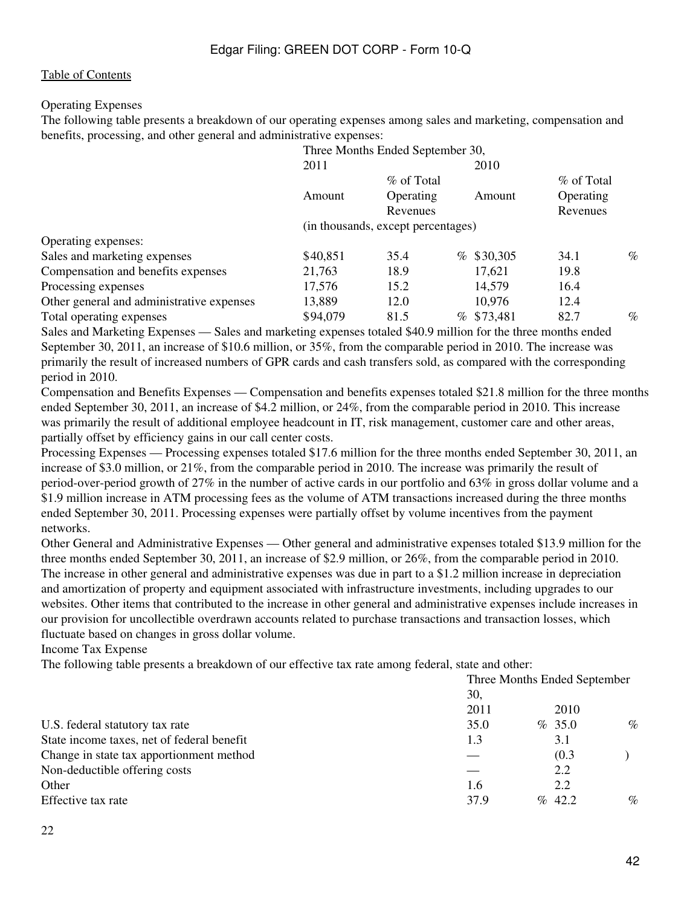Table of Contents

Operating Expenses

The following table presents a breakdown of our operating expenses among sales and marketing, compensation and benefits, processing, and other general and administrative expenses:

| | Three Months Ended September 30, | | | |
|---|---|---|---|---|
| | 2011 | | 2010 | |
| | Amount | % of Total Operating Revenues | Amount | % of Total Operating Revenues |
| | (in thousands, except percentages) | | | |
| Operating expenses: | | | | |
| Sales and marketing expenses | $40,851 | 35.4 % | $30,305 | 34.1 % |
| Compensation and benefits expenses | 21,763 | 18.9 | 17,621 | 19.8 |
| Processing expenses | 17,576 | 15.2 | 14,579 | 16.4 |
| Other general and administrative expenses | 13,889 | 12.0 | 10,976 | 12.4 |
| Total operating expenses | $94,079 | 81.5 % | $73,481 | 82.7 % |

Sales and Marketing Expenses — Sales and marketing expenses totaled $40.9 million for the three months ended September 30, 2011, an increase of $10.6 million, or 35%, from the comparable period in 2010. The increase was primarily the result of increased numbers of GPR cards and cash transfers sold, as compared with the corresponding period in 2010.

Compensation and Benefits Expenses — Compensation and benefits expenses totaled $21.8 million for the three months ended September 30, 2011, an increase of $4.2 million, or 24%, from the comparable period in 2010. This increase was primarily the result of additional employee headcount in IT, risk management, customer care and other areas, partially offset by efficiency gains in our call center costs.

Processing Expenses — Processing expenses totaled $17.6 million for the three months ended September 30, 2011, an increase of $3.0 million, or 21%, from the comparable period in 2010. The increase was primarily the result of period-over-period growth of 27% in the number of active cards in our portfolio and 63% in gross dollar volume and a $1.9 million increase in ATM processing fees as the volume of ATM transactions increased during the three months ended September 30, 2011. Processing expenses were partially offset by volume incentives from the payment networks.

Other General and Administrative Expenses — Other general and administrative expenses totaled $13.9 million for the three months ended September 30, 2011, an increase of $2.9 million, or 26%, from the comparable period in 2010. The increase in other general and administrative expenses was due in part to a $1.2 million increase in depreciation and amortization of property and equipment associated with infrastructure investments, including upgrades to our websites. Other items that contributed to the increase in other general and administrative expenses include increases in our provision for uncollectible overdrawn accounts related to purchase transactions and transaction losses, which fluctuate based on changes in gross dollar volume.

Income Tax Expense

The following table presents a breakdown of our effective tax rate among federal, state and other:

| | Three Months Ended September 30, | |
|---|---|---|
| | 2011 | 2010 |
| U.S. federal statutory tax rate | 35.0 % | 35.0 % |
| State income taxes, net of federal benefit | 1.3 | 3.1 |
| Change in state tax apportionment method | — | (0.3 ) |
| Non-deductible offering costs | — | 2.2 |
| Other | 1.6 | 2.2 |
| Effective tax rate | 37.9 % | 42.2 % |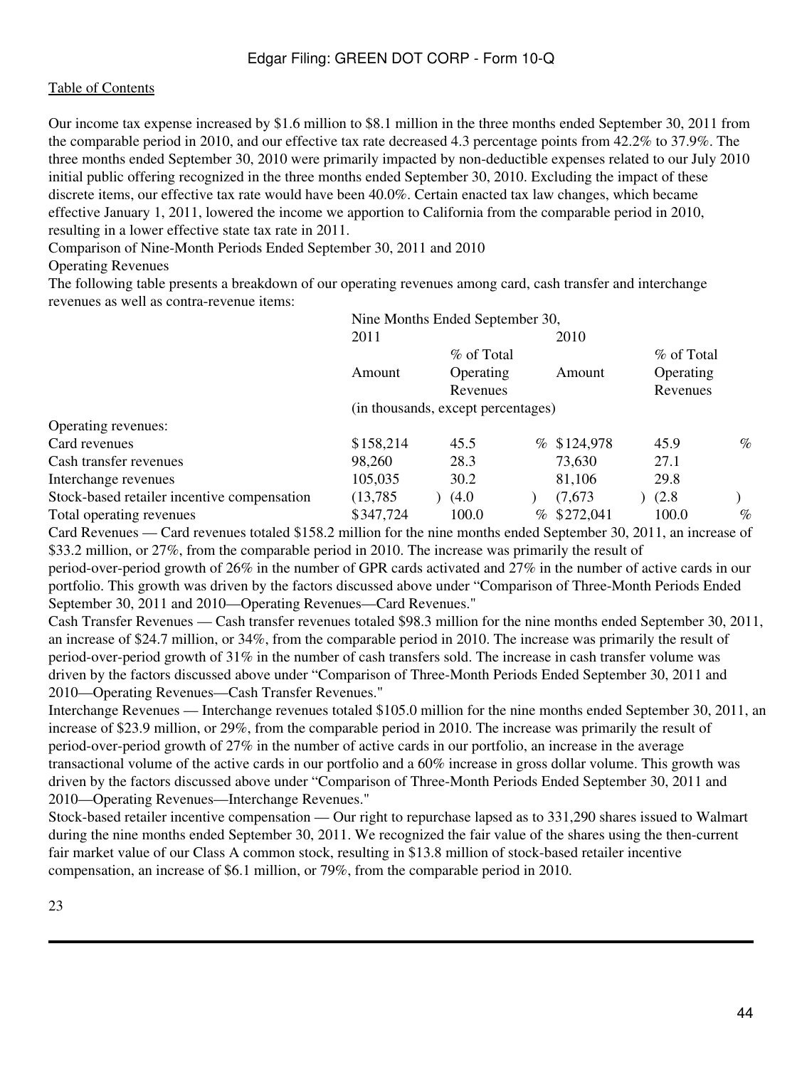Our income tax expense increased by $1.6 million to $8.1 million in the three months ended September 30, 2011 from the comparable period in 2010, and our effective tax rate decreased 4.3 percentage points from 42.2% to 37.9%. The three months ended September 30, 2010 were primarily impacted by non-deductible expenses related to our July 2010 initial public offering recognized in the three months ended September 30, 2010. Excluding the impact of these discrete items, our effective tax rate would have been 40.0%. Certain enacted tax law changes, which became effective January 1, 2011, lowered the income we apportion to California from the comparable period in 2010, resulting in a lower effective state tax rate in 2011.

Comparison of Nine-Month Periods Ended September 30, 2011 and 2010

Operating Revenues

The following table presents a breakdown of our operating revenues among card, cash transfer and interchange revenues as well as contra-revenue items:

| | Nine Months Ended September 30, | | | |
|---|---|---|---|---|
| | 2011 | | 2010 | |
| | Amount | % of Total Operating Revenues | Amount | % of Total Operating Revenues |
| | (in thousands, except percentages) | | | |
| Operating revenues: | | | | |
| Card revenues | $158,214 | 45.5 % | $124,978 | 45.9 % |
| Cash transfer revenues | 98,260 | 28.3 | 73,630 | 27.1 |
| Interchange revenues | 105,035 | 30.2 | 81,106 | 29.8 |
| Stock-based retailer incentive compensation | (13,785) | (4.0) | (7,673) | (2.8) |
| Total operating revenues | $347,724 | 100.0 % | $272,041 | 100.0 % |

Card Revenues — Card revenues totaled $158.2 million for the nine months ended September 30, 2011, an increase of $33.2 million, or 27%, from the comparable period in 2010. The increase was primarily the result of period-over-period growth of 26% in the number of GPR cards activated and 27% in the number of active cards in our portfolio. This growth was driven by the factors discussed above under "Comparison of Three-Month Periods Ended September 30, 2011 and 2010—Operating Revenues—Card Revenues."

Cash Transfer Revenues — Cash transfer revenues totaled $98.3 million for the nine months ended September 30, 2011, an increase of $24.7 million, or 34%, from the comparable period in 2010. The increase was primarily the result of period-over-period growth of 31% in the number of cash transfers sold. The increase in cash transfer volume was driven by the factors discussed above under "Comparison of Three-Month Periods Ended September 30, 2011 and 2010—Operating Revenues—Cash Transfer Revenues."

Interchange Revenues — Interchange revenues totaled $105.0 million for the nine months ended September 30, 2011, an increase of $23.9 million, or 29%, from the comparable period in 2010. The increase was primarily the result of period-over-period growth of 27% in the number of active cards in our portfolio, an increase in the average transactional volume of the active cards in our portfolio and a 60% increase in gross dollar volume. This growth was driven by the factors discussed above under "Comparison of Three-Month Periods Ended September 30, 2011 and 2010—Operating Revenues—Interchange Revenues."

Stock-based retailer incentive compensation — Our right to repurchase lapsed as to 331,290 shares issued to Walmart during the nine months ended September 30, 2011. We recognized the fair value of the shares using the then-current fair market value of our Class A common stock, resulting in $13.8 million of stock-based retailer incentive compensation, an increase of $6.1 million, or 79%, from the comparable period in 2010.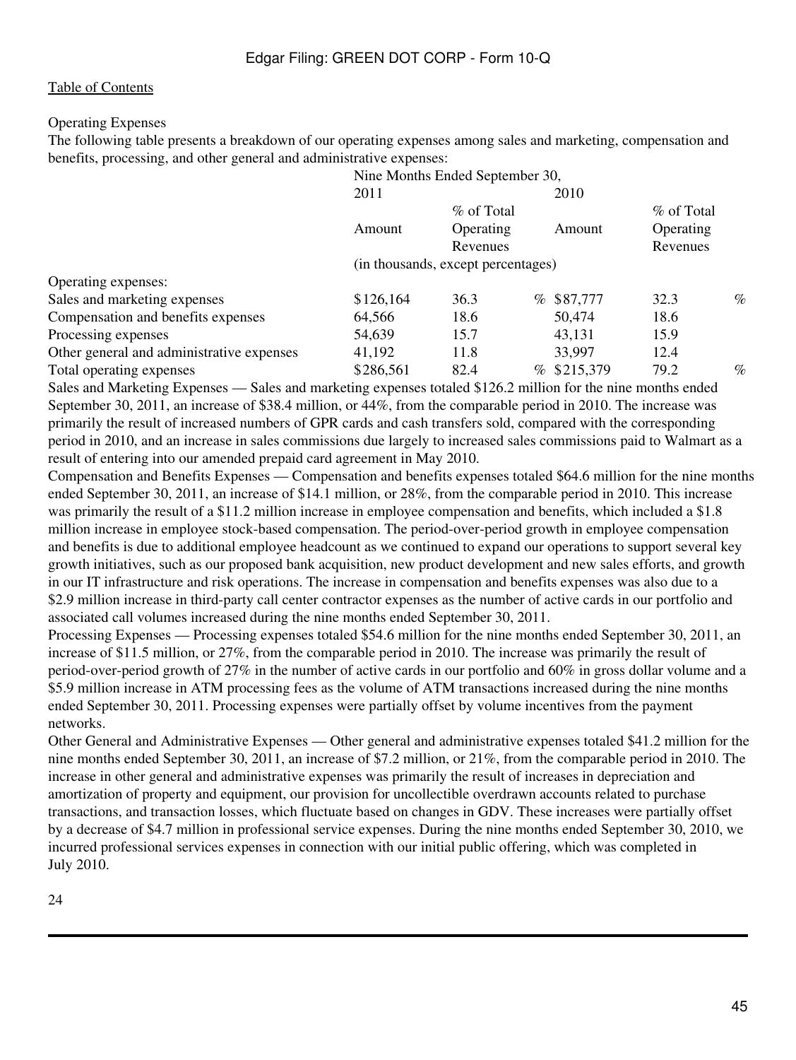Operating Expenses

The following table presents a breakdown of our operating expenses among sales and marketing, compensation and benefits, processing, and other general and administrative expenses:

| | Nine Months Ended September 30, | | | |
|---|---|---|---|---|
| | 2011 | | 2010 | |
| | Amount | % of Total Operating Revenues | Amount | % of Total Operating Revenues |
| | (in thousands, except percentages) | | | |
| Operating expenses: | | | | |
| Sales and marketing expenses | $126,164 | 36.3 % | $87,777 | 32.3 % |
| Compensation and benefits expenses | 64,566 | 18.6 | 50,474 | 18.6 |
| Processing expenses | 54,639 | 15.7 | 43,131 | 15.9 |
| Other general and administrative expenses | 41,192 | 11.8 | 33,997 | 12.4 |
| Total operating expenses | $286,561 | 82.4 % | $215,379 | 79.2 % |

Sales and Marketing Expenses — Sales and marketing expenses totaled $126.2 million for the nine months ended September 30, 2011, an increase of $38.4 million, or 44%, from the comparable period in 2010. The increase was primarily the result of increased numbers of GPR cards and cash transfers sold, compared with the corresponding period in 2010, and an increase in sales commissions due largely to increased sales commissions paid to Walmart as a result of entering into our amended prepaid card agreement in May 2010.

Compensation and Benefits Expenses — Compensation and benefits expenses totaled $64.6 million for the nine months ended September 30, 2011, an increase of $14.1 million, or 28%, from the comparable period in 2010. This increase was primarily the result of a $11.2 million increase in employee compensation and benefits, which included a $1.8 million increase in employee stock-based compensation. The period-over-period growth in employee compensation and benefits is due to additional employee headcount as we continued to expand our operations to support several key growth initiatives, such as our proposed bank acquisition, new product development and new sales efforts, and growth in our IT infrastructure and risk operations. The increase in compensation and benefits expenses was also due to a $2.9 million increase in third-party call center contractor expenses as the number of active cards in our portfolio and associated call volumes increased during the nine months ended September 30, 2011.

Processing Expenses — Processing expenses totaled $54.6 million for the nine months ended September 30, 2011, an increase of $11.5 million, or 27%, from the comparable period in 2010. The increase was primarily the result of period-over-period growth of 27% in the number of active cards in our portfolio and 60% in gross dollar volume and a $5.9 million increase in ATM processing fees as the volume of ATM transactions increased during the nine months ended September 30, 2011. Processing expenses were partially offset by volume incentives from the payment networks.

Other General and Administrative Expenses — Other general and administrative expenses totaled $41.2 million for the nine months ended September 30, 2011, an increase of $7.2 million, or 21%, from the comparable period in 2010. The increase in other general and administrative expenses was primarily the result of increases in depreciation and amortization of property and equipment, our provision for uncollectible overdrawn accounts related to purchase transactions, and transaction losses, which fluctuate based on changes in GDV. These increases were partially offset by a decrease of $4.7 million in professional service expenses. During the nine months ended September 30, 2010, we incurred professional services expenses in connection with our initial public offering, which was completed in July 2010.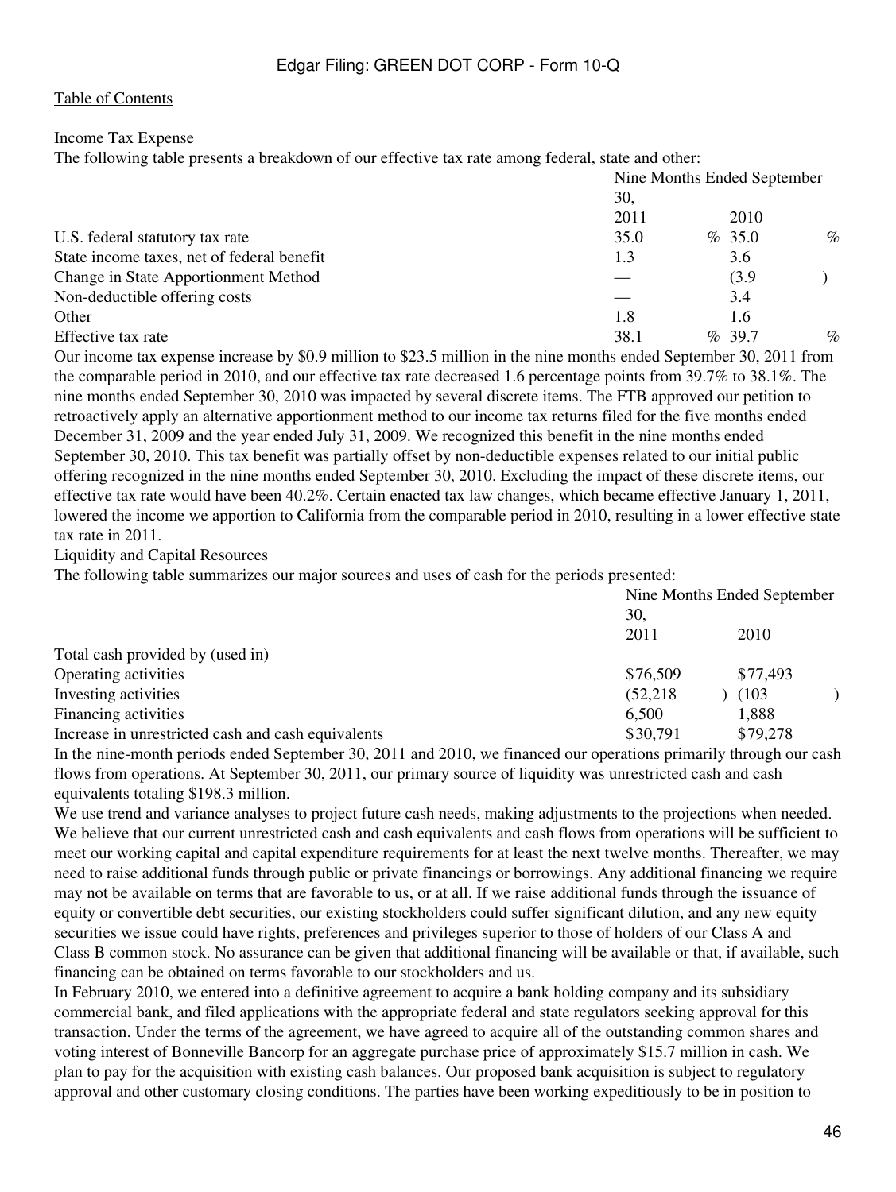Table of Contents

Income Tax Expense

The following table presents a breakdown of our effective tax rate among federal, state and other:

| | Nine Months Ended September 30, | |
|---|---|---|
| | 2011 | 2010 |
| U.S. federal statutory tax rate | 35.0 % | 35.0 % |
| State income taxes, net of federal benefit | 1.3 | 3.6 |
| Change in State Apportionment Method | — | (3.9 ) |
| Non-deductible offering costs | — | 3.4 |
| Other | 1.8 | 1.6 |
| Effective tax rate | 38.1 % | 39.7 % |

Our income tax expense increase by $0.9 million to $23.5 million in the nine months ended September 30, 2011 from the comparable period in 2010, and our effective tax rate decreased 1.6 percentage points from 39.7% to 38.1%. The nine months ended September 30, 2010 was impacted by several discrete items. The FTB approved our petition to retroactively apply an alternative apportionment method to our income tax returns filed for the five months ended December 31, 2009 and the year ended July 31, 2009. We recognized this benefit in the nine months ended September 30, 2010. This tax benefit was partially offset by non-deductible expenses related to our initial public offering recognized in the nine months ended September 30, 2010. Excluding the impact of these discrete items, our effective tax rate would have been 40.2%. Certain enacted tax law changes, which became effective January 1, 2011, lowered the income we apportion to California from the comparable period in 2010, resulting in a lower effective state tax rate in 2011.

Liquidity and Capital Resources

The following table summarizes our major sources and uses of cash for the periods presented:

| | Nine Months Ended September 30, | |
|---|---|---|
| | 2011 | 2010 |
| Total cash provided by (used in) | | |
| Operating activities | $76,509 | $77,493 |
| Investing activities | (52,218 ) | (103 ) |
| Financing activities | 6,500 | 1,888 |
| Increase in unrestricted cash and cash equivalents | $30,791 | $79,278 |

In the nine-month periods ended September 30, 2011 and 2010, we financed our operations primarily through our cash flows from operations. At September 30, 2011, our primary source of liquidity was unrestricted cash and cash equivalents totaling $198.3 million.

We use trend and variance analyses to project future cash needs, making adjustments to the projections when needed. We believe that our current unrestricted cash and cash equivalents and cash flows from operations will be sufficient to meet our working capital and capital expenditure requirements for at least the next twelve months. Thereafter, we may need to raise additional funds through public or private financings or borrowings. Any additional financing we require may not be available on terms that are favorable to us, or at all. If we raise additional funds through the issuance of equity or convertible debt securities, our existing stockholders could suffer significant dilution, and any new equity securities we issue could have rights, preferences and privileges superior to those of holders of our Class A and Class B common stock. No assurance can be given that additional financing will be available or that, if available, such financing can be obtained on terms favorable to our stockholders and us.

In February 2010, we entered into a definitive agreement to acquire a bank holding company and its subsidiary commercial bank, and filed applications with the appropriate federal and state regulators seeking approval for this transaction. Under the terms of the agreement, we have agreed to acquire all of the outstanding common shares and voting interest of Bonneville Bancorp for an aggregate purchase price of approximately $15.7 million in cash. We plan to pay for the acquisition with existing cash balances. Our proposed bank acquisition is subject to regulatory approval and other customary closing conditions. The parties have been working expeditiously to be in position to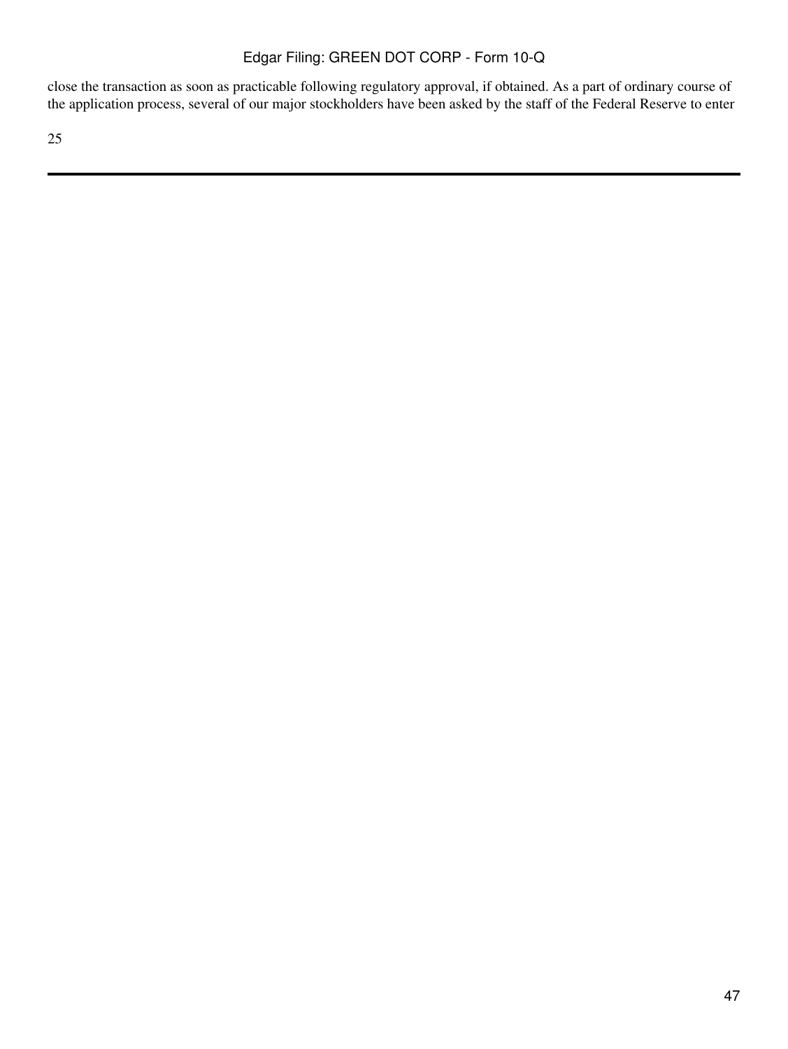close the transaction as soon as practicable following regulatory approval, if obtained. As a part of ordinary course of the application process, several of our major stockholders have been asked by the staff of the Federal Reserve to enter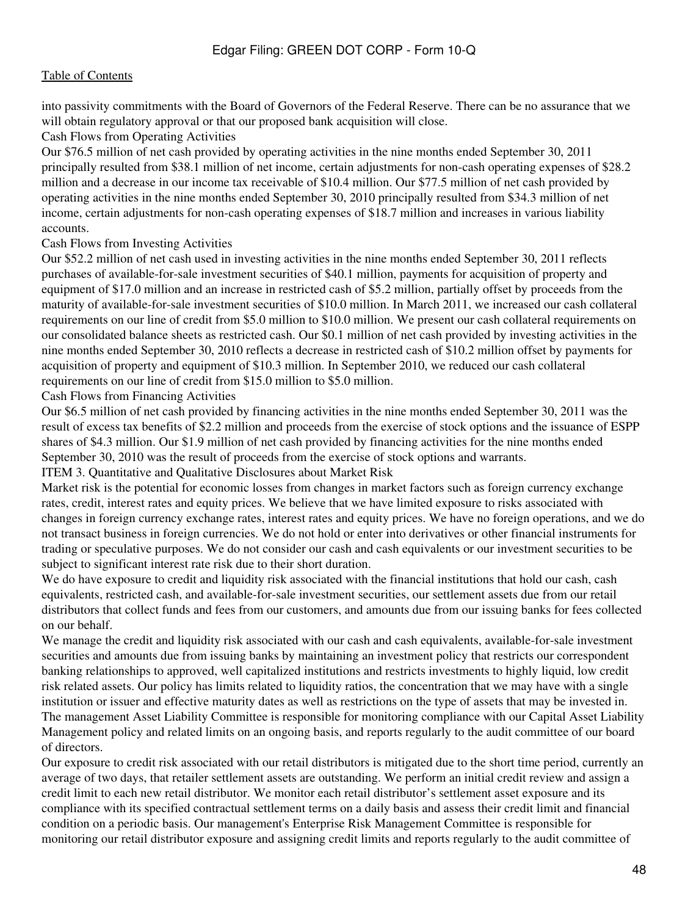into passivity commitments with the Board of Governors of the Federal Reserve. There can be no assurance that we will obtain regulatory approval or that our proposed bank acquisition will close.

### Cash Flows from Operating Activities

Our $76.5 million of net cash provided by operating activities in the nine months ended September 30, 2011 principally resulted from $38.1 million of net income, certain adjustments for non-cash operating expenses of $28.2 million and a decrease in our income tax receivable of $10.4 million. Our $77.5 million of net cash provided by operating activities in the nine months ended September 30, 2010 principally resulted from $34.3 million of net income, certain adjustments for non-cash operating expenses of $18.7 million and increases in various liability accounts.

### Cash Flows from Investing Activities

Our $52.2 million of net cash used in investing activities in the nine months ended September 30, 2011 reflects purchases of available-for-sale investment securities of $40.1 million, payments for acquisition of property and equipment of $17.0 million and an increase in restricted cash of $5.2 million, partially offset by proceeds from the maturity of available-for-sale investment securities of $10.0 million. In March 2011, we increased our cash collateral requirements on our line of credit from $5.0 million to $10.0 million. We present our cash collateral requirements on our consolidated balance sheets as restricted cash. Our $0.1 million of net cash provided by investing activities in the nine months ended September 30, 2010 reflects a decrease in restricted cash of $10.2 million offset by payments for acquisition of property and equipment of $10.3 million. In September 2010, we reduced our cash collateral requirements on our line of credit from $15.0 million to $5.0 million.

### Cash Flows from Financing Activities

Our $6.5 million of net cash provided by financing activities in the nine months ended September 30, 2011 was the result of excess tax benefits of $2.2 million and proceeds from the exercise of stock options and the issuance of ESPP shares of $4.3 million. Our $1.9 million of net cash provided by financing activities for the nine months ended September 30, 2010 was the result of proceeds from the exercise of stock options and warrants.

## ITEM 3. Quantitative and Qualitative Disclosures about Market Risk

Market risk is the potential for economic losses from changes in market factors such as foreign currency exchange rates, credit, interest rates and equity prices. We believe that we have limited exposure to risks associated with changes in foreign currency exchange rates, interest rates and equity prices. We have no foreign operations, and we do not transact business in foreign currencies. We do not hold or enter into derivatives or other financial instruments for trading or speculative purposes. We do not consider our cash and cash equivalents or our investment securities to be subject to significant interest rate risk due to their short duration.

We do have exposure to credit and liquidity risk associated with the financial institutions that hold our cash, cash equivalents, restricted cash, and available-for-sale investment securities, our settlement assets due from our retail distributors that collect funds and fees from our customers, and amounts due from our issuing banks for fees collected on our behalf.

We manage the credit and liquidity risk associated with our cash and cash equivalents, available-for-sale investment securities and amounts due from issuing banks by maintaining an investment policy that restricts our correspondent banking relationships to approved, well capitalized institutions and restricts investments to highly liquid, low credit risk related assets. Our policy has limits related to liquidity ratios, the concentration that we may have with a single institution or issuer and effective maturity dates as well as restrictions on the type of assets that may be invested in. The management Asset Liability Committee is responsible for monitoring compliance with our Capital Asset Liability Management policy and related limits on an ongoing basis, and reports regularly to the audit committee of our board of directors.

Our exposure to credit risk associated with our retail distributors is mitigated due to the short time period, currently an average of two days, that retailer settlement assets are outstanding. We perform an initial credit review and assign a credit limit to each new retail distributor. We monitor each retail distributor's settlement asset exposure and its compliance with its specified contractual settlement terms on a daily basis and assess their credit limit and financial condition on a periodic basis. Our management's Enterprise Risk Management Committee is responsible for monitoring our retail distributor exposure and assigning credit limits and reports regularly to the audit committee of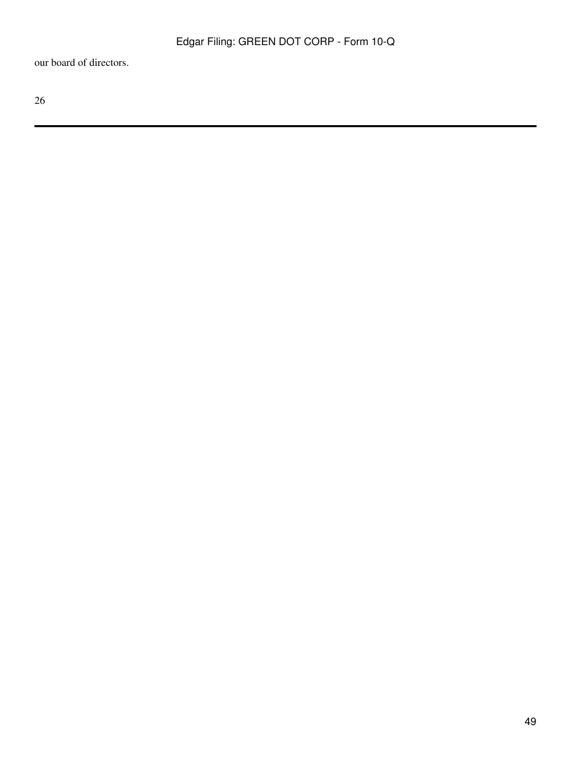our board of directors.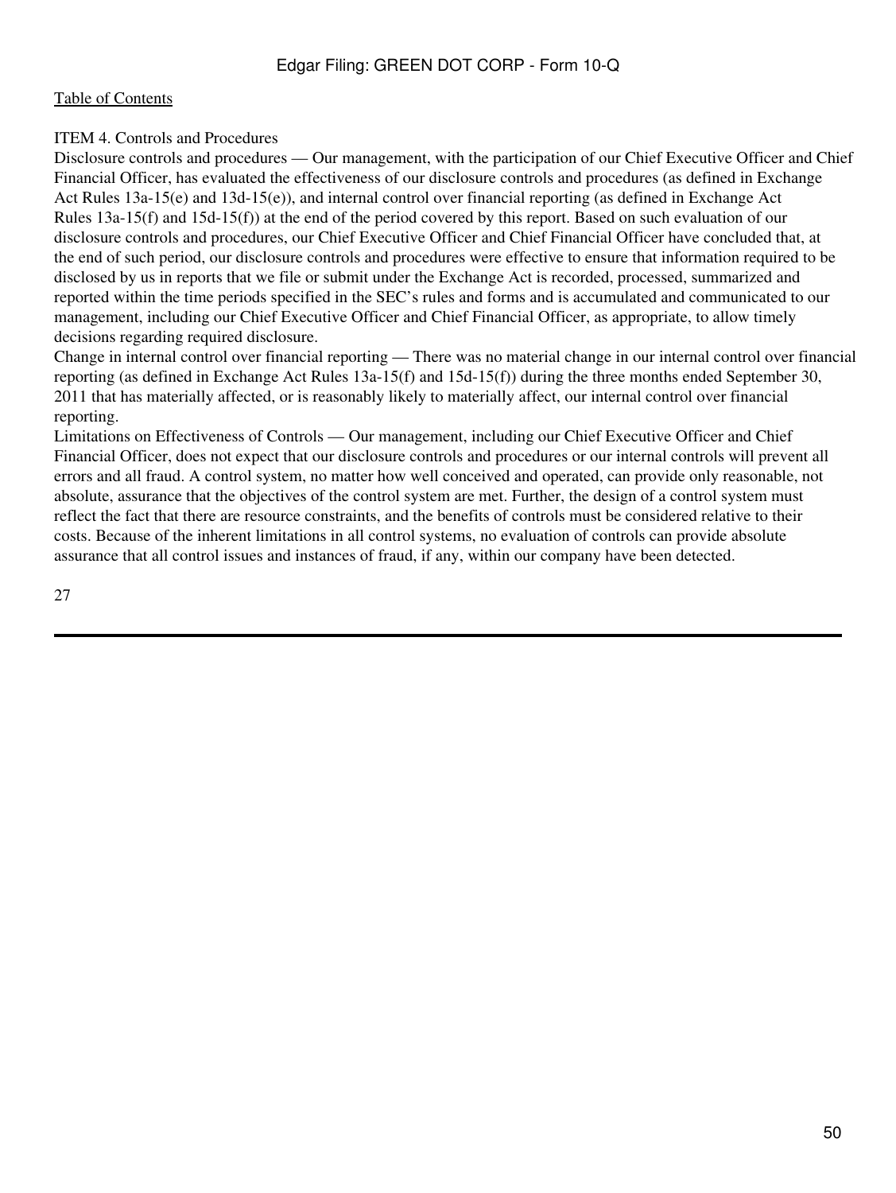[Table of Contents](#)

## ITEM 4. Controls and Procedures

Disclosure controls and procedures — Our management, with the participation of our Chief Executive Officer and Chief Financial Officer, has evaluated the effectiveness of our disclosure controls and procedures (as defined in Exchange Act Rules 13a-15(e) and 13d-15(e)), and internal control over financial reporting (as defined in Exchange Act Rules 13a-15(f) and 15d-15(f)) at the end of the period covered by this report. Based on such evaluation of our disclosure controls and procedures, our Chief Executive Officer and Chief Financial Officer have concluded that, at the end of such period, our disclosure controls and procedures were effective to ensure that information required to be disclosed by us in reports that we file or submit under the Exchange Act is recorded, processed, summarized and reported within the time periods specified in the SEC's rules and forms and is accumulated and communicated to our management, including our Chief Executive Officer and Chief Financial Officer, as appropriate, to allow timely decisions regarding required disclosure.

Change in internal control over financial reporting — There was no material change in our internal control over financial reporting (as defined in Exchange Act Rules 13a-15(f) and 15d-15(f)) during the three months ended September 30, 2011 that has materially affected, or is reasonably likely to materially affect, our internal control over financial reporting.

Limitations on Effectiveness of Controls — Our management, including our Chief Executive Officer and Chief Financial Officer, does not expect that our disclosure controls and procedures or our internal controls will prevent all errors and all fraud. A control system, no matter how well conceived and operated, can provide only reasonable, not absolute, assurance that the objectives of the control system are met. Further, the design of a control system must reflect the fact that there are resource constraints, and the benefits of controls must be considered relative to their costs. Because of the inherent limitations in all control systems, no evaluation of controls can provide absolute assurance that all control issues and instances of fraud, if any, within our company have been detected.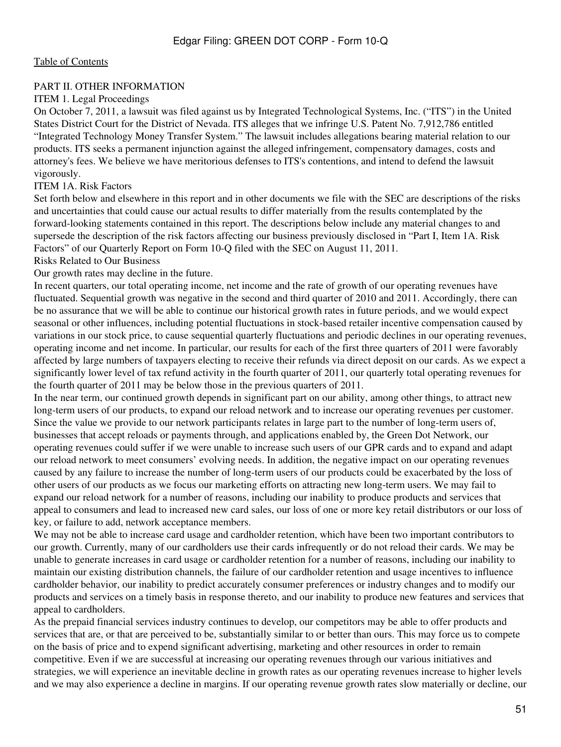[Table of Contents](#)

## PART II. OTHER INFORMATION

### ITEM 1. Legal Proceedings

On October 7, 2011, a lawsuit was filed against us by Integrated Technological Systems, Inc. ("ITS") in the United States District Court for the District of Nevada. ITS alleges that we infringe U.S. Patent No. 7,912,786 entitled "Integrated Technology Money Transfer System." The lawsuit includes allegations bearing material relation to our products. ITS seeks a permanent injunction against the alleged infringement, compensatory damages, costs and attorney's fees. We believe we have meritorious defenses to ITS's contentions, and intend to defend the lawsuit vigorously.

### ITEM 1A. Risk Factors

Set forth below and elsewhere in this report and in other documents we file with the SEC are descriptions of the risks and uncertainties that could cause our actual results to differ materially from the results contemplated by the forward-looking statements contained in this report. The descriptions below include any material changes to and supersede the description of the risk factors affecting our business previously disclosed in "Part I, Item 1A. Risk Factors" of our Quarterly Report on Form 10-Q filed with the SEC on August 11, 2011.

Risks Related to Our Business

Our growth rates may decline in the future.

In recent quarters, our total operating income, net income and the rate of growth of our operating revenues have fluctuated. Sequential growth was negative in the second and third quarter of 2010 and 2011. Accordingly, there can be no assurance that we will be able to continue our historical growth rates in future periods, and we would expect seasonal or other influences, including potential fluctuations in stock-based retailer incentive compensation caused by variations in our stock price, to cause sequential quarterly fluctuations and periodic declines in our operating revenues, operating income and net income. In particular, our results for each of the first three quarters of 2011 were favorably affected by large numbers of taxpayers electing to receive their refunds via direct deposit on our cards. As we expect a significantly lower level of tax refund activity in the fourth quarter of 2011, our quarterly total operating revenues for the fourth quarter of 2011 may be below those in the previous quarters of 2011.

In the near term, our continued growth depends in significant part on our ability, among other things, to attract new long-term users of our products, to expand our reload network and to increase our operating revenues per customer. Since the value we provide to our network participants relates in large part to the number of long-term users of, businesses that accept reloads or payments through, and applications enabled by, the Green Dot Network, our operating revenues could suffer if we were unable to increase such users of our GPR cards and to expand and adapt our reload network to meet consumers' evolving needs. In addition, the negative impact on our operating revenues caused by any failure to increase the number of long-term users of our products could be exacerbated by the loss of other users of our products as we focus our marketing efforts on attracting new long-term users. We may fail to expand our reload network for a number of reasons, including our inability to produce products and services that appeal to consumers and lead to increased new card sales, our loss of one or more key retail distributors or our loss of key, or failure to add, network acceptance members.

We may not be able to increase card usage and cardholder retention, which have been two important contributors to our growth. Currently, many of our cardholders use their cards infrequently or do not reload their cards. We may be unable to generate increases in card usage or cardholder retention for a number of reasons, including our inability to maintain our existing distribution channels, the failure of our cardholder retention and usage incentives to influence cardholder behavior, our inability to predict accurately consumer preferences or industry changes and to modify our products and services on a timely basis in response thereto, and our inability to produce new features and services that appeal to cardholders.

As the prepaid financial services industry continues to develop, our competitors may be able to offer products and services that are, or that are perceived to be, substantially similar to or better than ours. This may force us to compete on the basis of price and to expend significant advertising, marketing and other resources in order to remain competitive. Even if we are successful at increasing our operating revenues through our various initiatives and strategies, we will experience an inevitable decline in growth rates as our operating revenues increase to higher levels and we may also experience a decline in margins. If our operating revenue growth rates slow materially or decline, our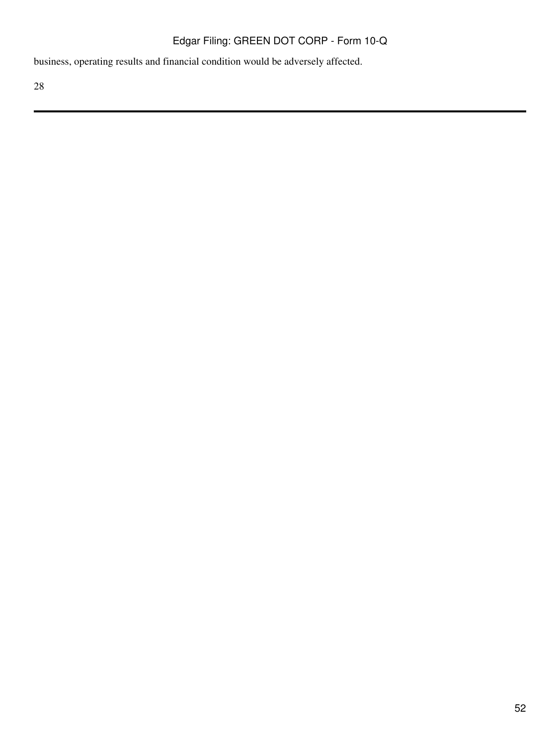business, operating results and financial condition would be adversely affected.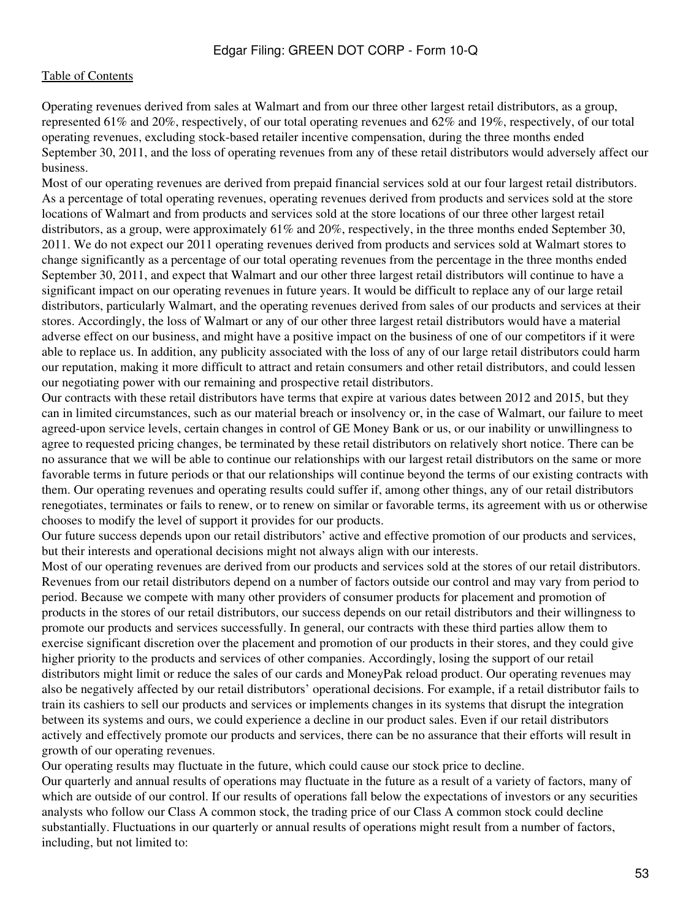Operating revenues derived from sales at Walmart and from our three other largest retail distributors, as a group, represented 61% and 20%, respectively, of our total operating revenues and 62% and 19%, respectively, of our total operating revenues, excluding stock-based retailer incentive compensation, during the three months ended September 30, 2011, and the loss of operating revenues from any of these retail distributors would adversely affect our business.

Most of our operating revenues are derived from prepaid financial services sold at our four largest retail distributors. As a percentage of total operating revenues, operating revenues derived from products and services sold at the store locations of Walmart and from products and services sold at the store locations of our three other largest retail distributors, as a group, were approximately 61% and 20%, respectively, in the three months ended September 30, 2011. We do not expect our 2011 operating revenues derived from products and services sold at Walmart stores to change significantly as a percentage of our total operating revenues from the percentage in the three months ended September 30, 2011, and expect that Walmart and our other three largest retail distributors will continue to have a significant impact on our operating revenues in future years. It would be difficult to replace any of our large retail distributors, particularly Walmart, and the operating revenues derived from sales of our products and services at their stores. Accordingly, the loss of Walmart or any of our other three largest retail distributors would have a material adverse effect on our business, and might have a positive impact on the business of one of our competitors if it were able to replace us. In addition, any publicity associated with the loss of any of our large retail distributors could harm our reputation, making it more difficult to attract and retain consumers and other retail distributors, and could lessen our negotiating power with our remaining and prospective retail distributors.

Our contracts with these retail distributors have terms that expire at various dates between 2012 and 2015, but they can in limited circumstances, such as our material breach or insolvency or, in the case of Walmart, our failure to meet agreed-upon service levels, certain changes in control of GE Money Bank or us, or our inability or unwillingness to agree to requested pricing changes, be terminated by these retail distributors on relatively short notice. There can be no assurance that we will be able to continue our relationships with our largest retail distributors on the same or more favorable terms in future periods or that our relationships will continue beyond the terms of our existing contracts with them. Our operating revenues and operating results could suffer if, among other things, any of our retail distributors renegotiates, terminates or fails to renew, or to renew on similar or favorable terms, its agreement with us or otherwise chooses to modify the level of support it provides for our products.

Our future success depends upon our retail distributors' active and effective promotion of our products and services, but their interests and operational decisions might not always align with our interests.

Most of our operating revenues are derived from our products and services sold at the stores of our retail distributors. Revenues from our retail distributors depend on a number of factors outside our control and may vary from period to period. Because we compete with many other providers of consumer products for placement and promotion of products in the stores of our retail distributors, our success depends on our retail distributors and their willingness to promote our products and services successfully. In general, our contracts with these third parties allow them to exercise significant discretion over the placement and promotion of our products in their stores, and they could give higher priority to the products and services of other companies. Accordingly, losing the support of our retail distributors might limit or reduce the sales of our cards and MoneyPak reload product. Our operating revenues may also be negatively affected by our retail distributors' operational decisions. For example, if a retail distributor fails to train its cashiers to sell our products and services or implements changes in its systems that disrupt the integration between its systems and ours, we could experience a decline in our product sales. Even if our retail distributors actively and effectively promote our products and services, there can be no assurance that their efforts will result in growth of our operating revenues.

Our operating results may fluctuate in the future, which could cause our stock price to decline.

Our quarterly and annual results of operations may fluctuate in the future as a result of a variety of factors, many of which are outside of our control. If our results of operations fall below the expectations of investors or any securities analysts who follow our Class A common stock, the trading price of our Class A common stock could decline substantially. Fluctuations in our quarterly or annual results of operations might result from a number of factors, including, but not limited to: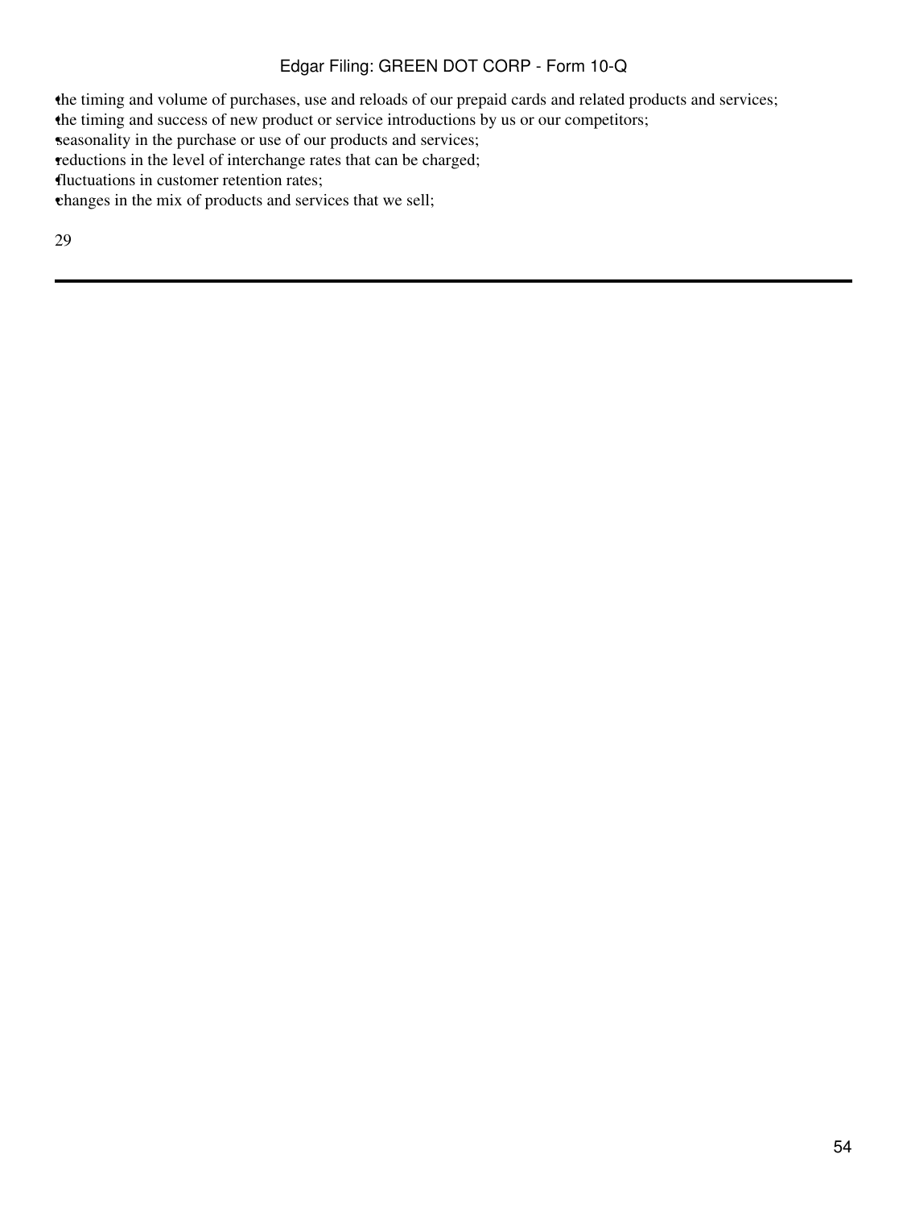- the timing and volume of purchases, use and reloads of our prepaid cards and related products and services;
- the timing and success of new product or service introductions by us or our competitors;
- seasonality in the purchase or use of our products and services;
- reductions in the level of interchange rates that can be charged;
- fluctuations in customer retention rates;
- changes in the mix of products and services that we sell;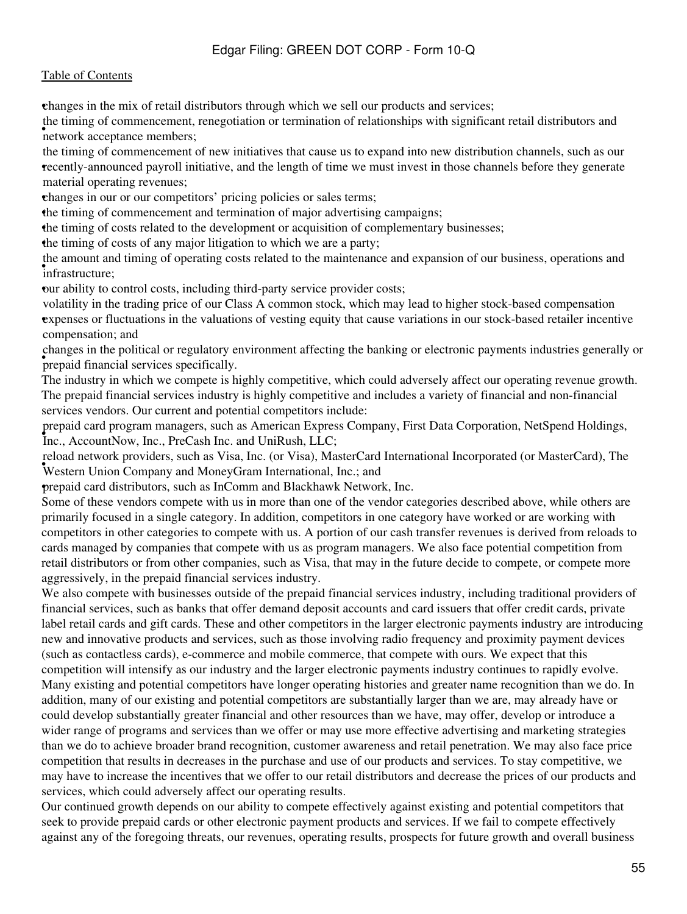- changes in the mix of retail distributors through which we sell our products and services;
- the timing of commencement, renegotiation or termination of relationships with significant retail distributors and network acceptance members;
- the timing of commencement of new initiatives that cause us to expand into new distribution channels, such as our recently-announced payroll initiative, and the length of time we must invest in those channels before they generate material operating revenues;
- changes in our or our competitors' pricing policies or sales terms;
- the timing of commencement and termination of major advertising campaigns;
- the timing of costs related to the development or acquisition of complementary businesses;
- the timing of costs of any major litigation to which we are a party;
- the amount and timing of operating costs related to the maintenance and expansion of our business, operations and infrastructure;
- our ability to control costs, including third-party service provider costs;
- volatility in the trading price of our Class A common stock, which may lead to higher stock-based compensation expenses or fluctuations in the valuations of vesting equity that cause variations in our stock-based retailer incentive compensation; and
- changes in the political or regulatory environment affecting the banking or electronic payments industries generally or prepaid financial services specifically.

The industry in which we compete is highly competitive, which could adversely affect our operating revenue growth.

The prepaid financial services industry is highly competitive and includes a variety of financial and non-financial services vendors. Our current and potential competitors include:

- prepaid card program managers, such as American Express Company, First Data Corporation, NetSpend Holdings, Inc., AccountNow, Inc., PreCash Inc. and UniRush, LLC;
- reload network providers, such as Visa, Inc. (or Visa), MasterCard International Incorporated (or MasterCard), The Western Union Company and MoneyGram International, Inc.; and
- prepaid card distributors, such as InComm and Blackhawk Network, Inc.

Some of these vendors compete with us in more than one of the vendor categories described above, while others are primarily focused in a single category. In addition, competitors in one category have worked or are working with competitors in other categories to compete with us. A portion of our cash transfer revenues is derived from reloads to cards managed by companies that compete with us as program managers. We also face potential competition from retail distributors or from other companies, such as Visa, that may in the future decide to compete, or compete more aggressively, in the prepaid financial services industry.

We also compete with businesses outside of the prepaid financial services industry, including traditional providers of financial services, such as banks that offer demand deposit accounts and card issuers that offer credit cards, private label retail cards and gift cards. These and other competitors in the larger electronic payments industry are introducing new and innovative products and services, such as those involving radio frequency and proximity payment devices (such as contactless cards), e-commerce and mobile commerce, that compete with ours. We expect that this competition will intensify as our industry and the larger electronic payments industry continues to rapidly evolve.

Many existing and potential competitors have longer operating histories and greater name recognition than we do. In addition, many of our existing and potential competitors are substantially larger than we are, may already have or could develop substantially greater financial and other resources than we have, may offer, develop or introduce a wider range of programs and services than we offer or may use more effective advertising and marketing strategies than we do to achieve broader brand recognition, customer awareness and retail penetration. We may also face price competition that results in decreases in the purchase and use of our products and services. To stay competitive, we may have to increase the incentives that we offer to our retail distributors and decrease the prices of our products and services, which could adversely affect our operating results.

Our continued growth depends on our ability to compete effectively against existing and potential competitors that seek to provide prepaid cards or other electronic payment products and services. If we fail to compete effectively against any of the foregoing threats, our revenues, operating results, prospects for future growth and overall business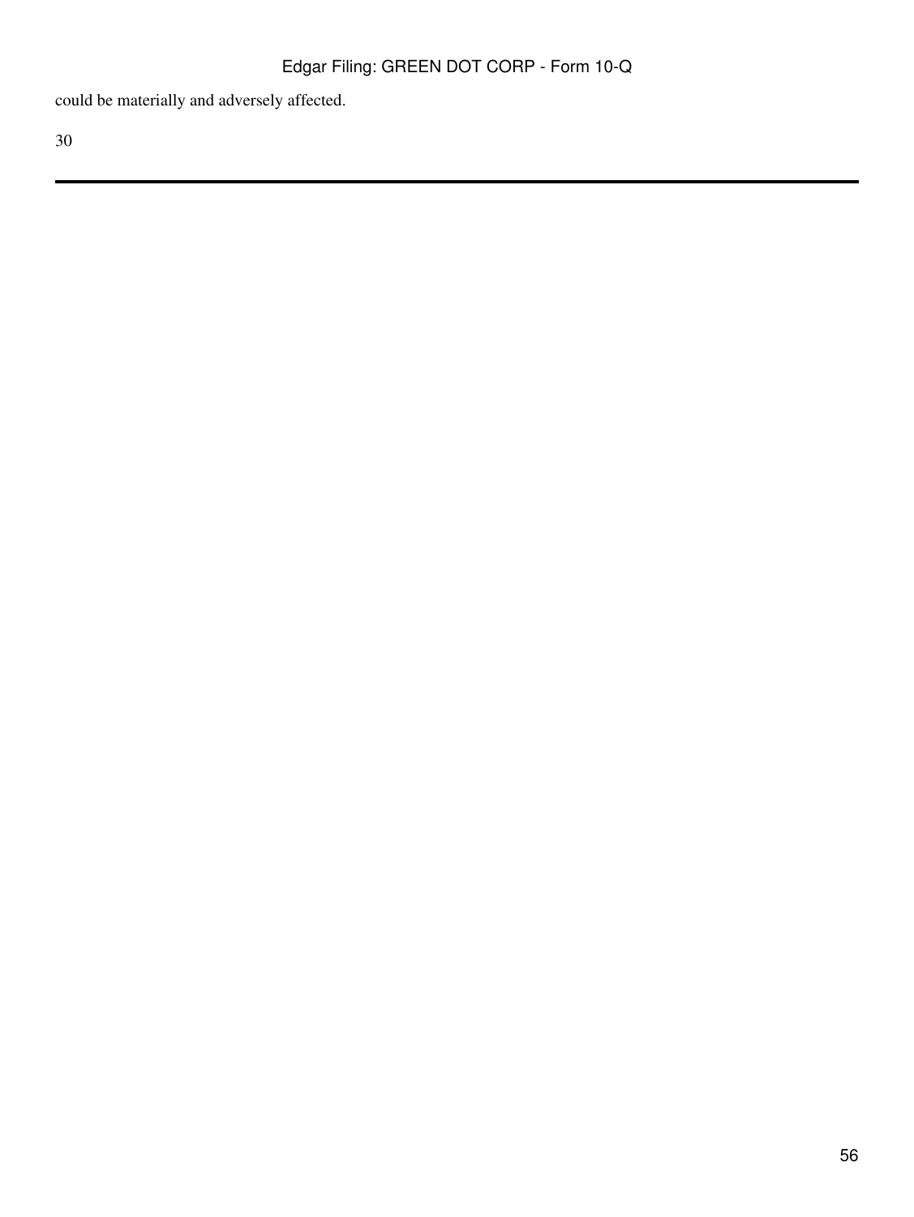could be materially and adversely affected.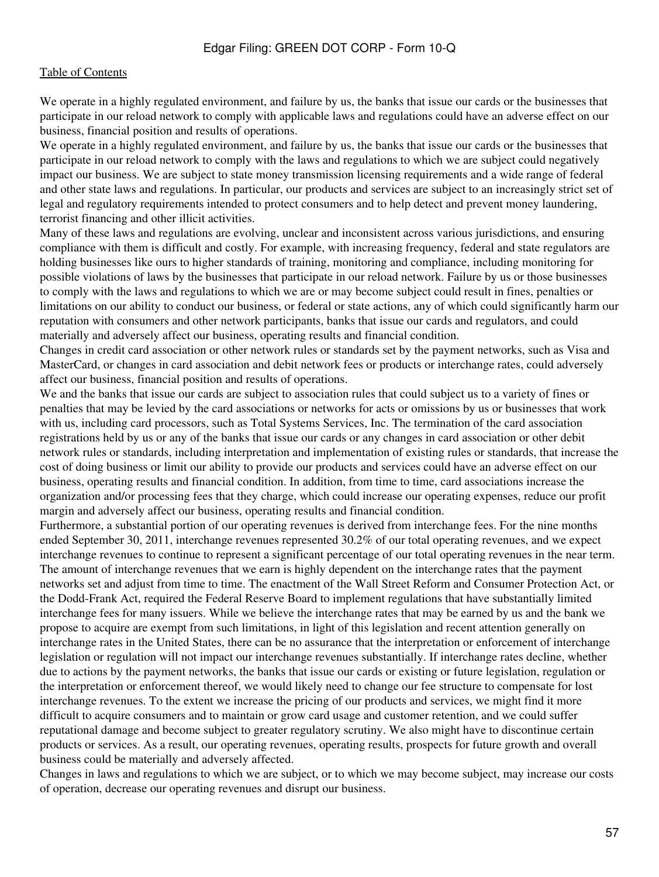We operate in a highly regulated environment, and failure by us, the banks that issue our cards or the businesses that participate in our reload network to comply with applicable laws and regulations could have an adverse effect on our business, financial position and results of operations.

We operate in a highly regulated environment, and failure by us, the banks that issue our cards or the businesses that participate in our reload network to comply with the laws and regulations to which we are subject could negatively impact our business. We are subject to state money transmission licensing requirements and a wide range of federal and other state laws and regulations. In particular, our products and services are subject to an increasingly strict set of legal and regulatory requirements intended to protect consumers and to help detect and prevent money laundering, terrorist financing and other illicit activities.

Many of these laws and regulations are evolving, unclear and inconsistent across various jurisdictions, and ensuring compliance with them is difficult and costly. For example, with increasing frequency, federal and state regulators are holding businesses like ours to higher standards of training, monitoring and compliance, including monitoring for possible violations of laws by the businesses that participate in our reload network. Failure by us or those businesses to comply with the laws and regulations to which we are or may become subject could result in fines, penalties or limitations on our ability to conduct our business, or federal or state actions, any of which could significantly harm our reputation with consumers and other network participants, banks that issue our cards and regulators, and could materially and adversely affect our business, operating results and financial condition.

Changes in credit card association or other network rules or standards set by the payment networks, such as Visa and MasterCard, or changes in card association and debit network fees or products or interchange rates, could adversely affect our business, financial position and results of operations.

We and the banks that issue our cards are subject to association rules that could subject us to a variety of fines or penalties that may be levied by the card associations or networks for acts or omissions by us or businesses that work with us, including card processors, such as Total Systems Services, Inc. The termination of the card association registrations held by us or any of the banks that issue our cards or any changes in card association or other debit network rules or standards, including interpretation and implementation of existing rules or standards, that increase the cost of doing business or limit our ability to provide our products and services could have an adverse effect on our business, operating results and financial condition. In addition, from time to time, card associations increase the organization and/or processing fees that they charge, which could increase our operating expenses, reduce our profit margin and adversely affect our business, operating results and financial condition.

Furthermore, a substantial portion of our operating revenues is derived from interchange fees. For the nine months ended September 30, 2011, interchange revenues represented 30.2% of our total operating revenues, and we expect interchange revenues to continue to represent a significant percentage of our total operating revenues in the near term. The amount of interchange revenues that we earn is highly dependent on the interchange rates that the payment networks set and adjust from time to time. The enactment of the Wall Street Reform and Consumer Protection Act, or the Dodd-Frank Act, required the Federal Reserve Board to implement regulations that have substantially limited interchange fees for many issuers. While we believe the interchange rates that may be earned by us and the bank we propose to acquire are exempt from such limitations, in light of this legislation and recent attention generally on interchange rates in the United States, there can be no assurance that the interpretation or enforcement of interchange legislation or regulation will not impact our interchange revenues substantially. If interchange rates decline, whether due to actions by the payment networks, the banks that issue our cards or existing or future legislation, regulation or the interpretation or enforcement thereof, we would likely need to change our fee structure to compensate for lost interchange revenues. To the extent we increase the pricing of our products and services, we might find it more difficult to acquire consumers and to maintain or grow card usage and customer retention, and we could suffer reputational damage and become subject to greater regulatory scrutiny. We also might have to discontinue certain products or services. As a result, our operating revenues, operating results, prospects for future growth and overall business could be materially and adversely affected.

Changes in laws and regulations to which we are subject, or to which we may become subject, may increase our costs of operation, decrease our operating revenues and disrupt our business.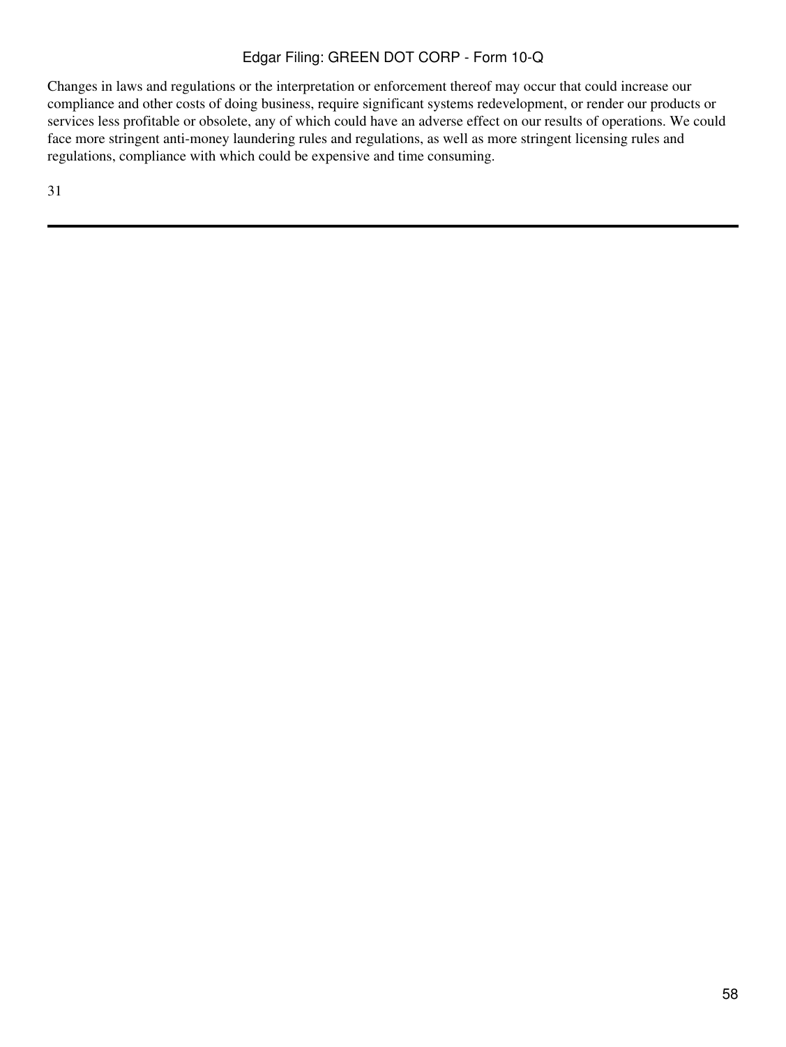Changes in laws and regulations or the interpretation or enforcement thereof may occur that could increase our compliance and other costs of doing business, require significant systems redevelopment, or render our products or services less profitable or obsolete, any of which could have an adverse effect on our results of operations. We could face more stringent anti-money laundering rules and regulations, as well as more stringent licensing rules and regulations, compliance with which could be expensive and time consuming.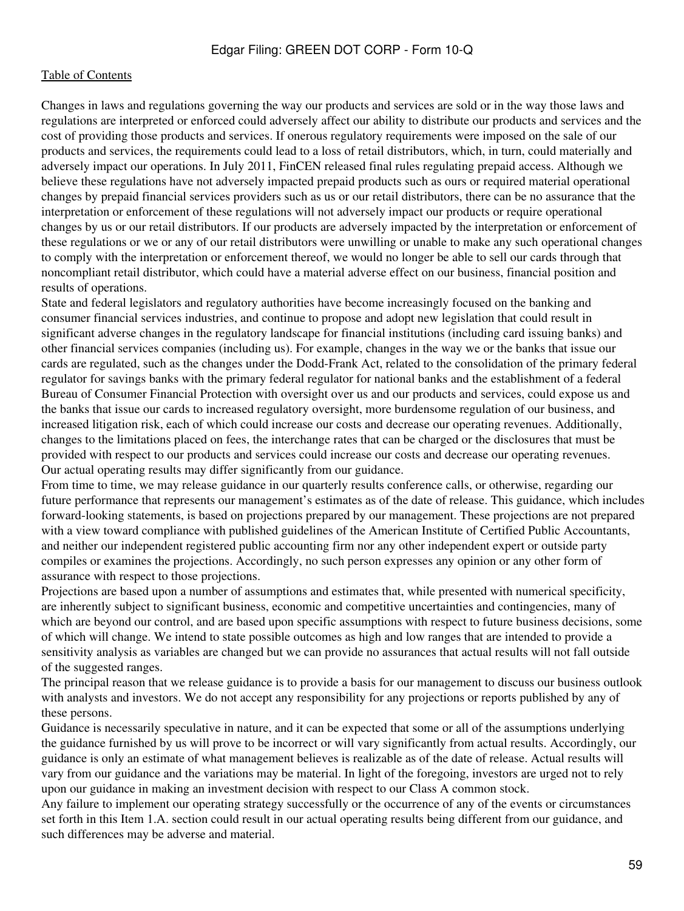Changes in laws and regulations governing the way our products and services are sold or in the way those laws and regulations are interpreted or enforced could adversely affect our ability to distribute our products and services and the cost of providing those products and services. If onerous regulatory requirements were imposed on the sale of our products and services, the requirements could lead to a loss of retail distributors, which, in turn, could materially and adversely impact our operations. In July 2011, FinCEN released final rules regulating prepaid access. Although we believe these regulations have not adversely impacted prepaid products such as ours or required material operational changes by prepaid financial services providers such as us or our retail distributors, there can be no assurance that the interpretation or enforcement of these regulations will not adversely impact our products or require operational changes by us or our retail distributors. If our products are adversely impacted by the interpretation or enforcement of these regulations or we or any of our retail distributors were unwilling or unable to make any such operational changes to comply with the interpretation or enforcement thereof, we would no longer be able to sell our cards through that noncompliant retail distributor, which could have a material adverse effect on our business, financial position and results of operations.

State and federal legislators and regulatory authorities have become increasingly focused on the banking and consumer financial services industries, and continue to propose and adopt new legislation that could result in significant adverse changes in the regulatory landscape for financial institutions (including card issuing banks) and other financial services companies (including us). For example, changes in the way we or the banks that issue our cards are regulated, such as the changes under the Dodd-Frank Act, related to the consolidation of the primary federal regulator for savings banks with the primary federal regulator for national banks and the establishment of a federal Bureau of Consumer Financial Protection with oversight over us and our products and services, could expose us and the banks that issue our cards to increased regulatory oversight, more burdensome regulation of our business, and increased litigation risk, each of which could increase our costs and decrease our operating revenues. Additionally, changes to the limitations placed on fees, the interchange rates that can be charged or the disclosures that must be provided with respect to our products and services could increase our costs and decrease our operating revenues.

**Our actual operating results may differ significantly from our guidance.**

From time to time, we may release guidance in our quarterly results conference calls, or otherwise, regarding our future performance that represents our management's estimates as of the date of release. This guidance, which includes forward-looking statements, is based on projections prepared by our management. These projections are not prepared with a view toward compliance with published guidelines of the American Institute of Certified Public Accountants, and neither our independent registered public accounting firm nor any other independent expert or outside party compiles or examines the projections. Accordingly, no such person expresses any opinion or any other form of assurance with respect to those projections.

Projections are based upon a number of assumptions and estimates that, while presented with numerical specificity, are inherently subject to significant business, economic and competitive uncertainties and contingencies, many of which are beyond our control, and are based upon specific assumptions with respect to future business decisions, some of which will change. We intend to state possible outcomes as high and low ranges that are intended to provide a sensitivity analysis as variables are changed but we can provide no assurances that actual results will not fall outside of the suggested ranges.

The principal reason that we release guidance is to provide a basis for our management to discuss our business outlook with analysts and investors. We do not accept any responsibility for any projections or reports published by any of these persons.

Guidance is necessarily speculative in nature, and it can be expected that some or all of the assumptions underlying the guidance furnished by us will prove to be incorrect or will vary significantly from actual results. Accordingly, our guidance is only an estimate of what management believes is realizable as of the date of release. Actual results will vary from our guidance and the variations may be material. In light of the foregoing, investors are urged not to rely upon our guidance in making an investment decision with respect to our Class A common stock.

Any failure to implement our operating strategy successfully or the occurrence of any of the events or circumstances set forth in this Item 1.A. section could result in our actual operating results being different from our guidance, and such differences may be adverse and material.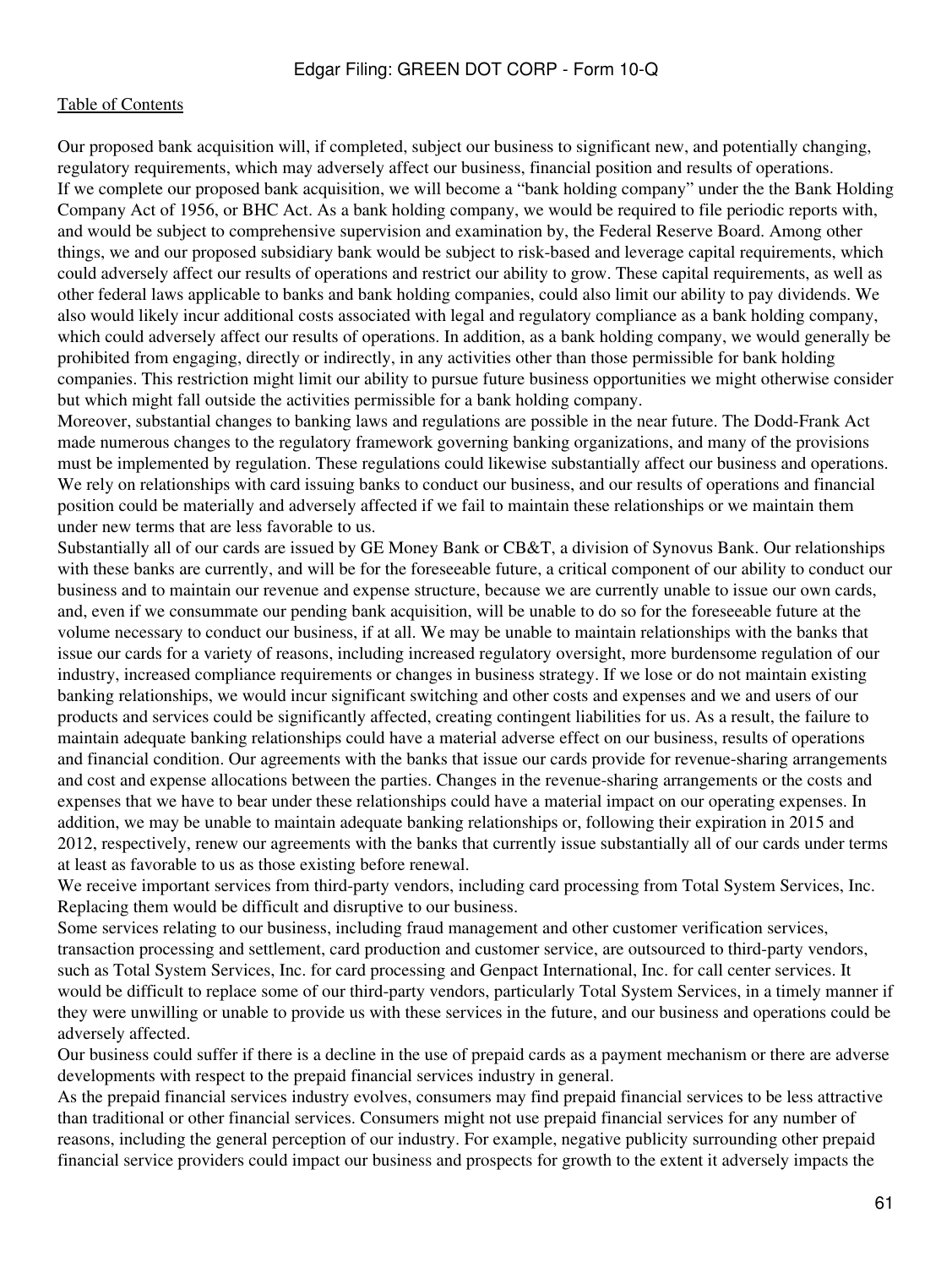Our proposed bank acquisition will, if completed, subject our business to significant new, and potentially changing, regulatory requirements, which may adversely affect our business, financial position and results of operations.

If we complete our proposed bank acquisition, we will become a "bank holding company" under the the Bank Holding Company Act of 1956, or BHC Act. As a bank holding company, we would be required to file periodic reports with, and would be subject to comprehensive supervision and examination by, the Federal Reserve Board. Among other things, we and our proposed subsidiary bank would be subject to risk-based and leverage capital requirements, which could adversely affect our results of operations and restrict our ability to grow. These capital requirements, as well as other federal laws applicable to banks and bank holding companies, could also limit our ability to pay dividends. We also would likely incur additional costs associated with legal and regulatory compliance as a bank holding company, which could adversely affect our results of operations. In addition, as a bank holding company, we would generally be prohibited from engaging, directly or indirectly, in any activities other than those permissible for bank holding companies. This restriction might limit our ability to pursue future business opportunities we might otherwise consider but which might fall outside the activities permissible for a bank holding company.

Moreover, substantial changes to banking laws and regulations are possible in the near future. The Dodd-Frank Act made numerous changes to the regulatory framework governing banking organizations, and many of the provisions must be implemented by regulation. These regulations could likewise substantially affect our business and operations.

We rely on relationships with card issuing banks to conduct our business, and our results of operations and financial position could be materially and adversely affected if we fail to maintain these relationships or we maintain them under new terms that are less favorable to us.

Substantially all of our cards are issued by GE Money Bank or CB&T, a division of Synovus Bank. Our relationships with these banks are currently, and will be for the foreseeable future, a critical component of our ability to conduct our business and to maintain our revenue and expense structure, because we are currently unable to issue our own cards, and, even if we consummate our pending bank acquisition, will be unable to do so for the foreseeable future at the volume necessary to conduct our business, if at all. We may be unable to maintain relationships with the banks that issue our cards for a variety of reasons, including increased regulatory oversight, more burdensome regulation of our industry, increased compliance requirements or changes in business strategy. If we lose or do not maintain existing banking relationships, we would incur significant switching and other costs and expenses and we and users of our products and services could be significantly affected, creating contingent liabilities for us. As a result, the failure to maintain adequate banking relationships could have a material adverse effect on our business, results of operations and financial condition. Our agreements with the banks that issue our cards provide for revenue-sharing arrangements and cost and expense allocations between the parties. Changes in the revenue-sharing arrangements or the costs and expenses that we have to bear under these relationships could have a material impact on our operating expenses. In addition, we may be unable to maintain adequate banking relationships or, following their expiration in 2015 and 2012, respectively, renew our agreements with the banks that currently issue substantially all of our cards under terms at least as favorable to us as those existing before renewal.

We receive important services from third-party vendors, including card processing from Total System Services, Inc. Replacing them would be difficult and disruptive to our business.

Some services relating to our business, including fraud management and other customer verification services, transaction processing and settlement, card production and customer service, are outsourced to third-party vendors, such as Total System Services, Inc. for card processing and Genpact International, Inc. for call center services. It would be difficult to replace some of our third-party vendors, particularly Total System Services, in a timely manner if they were unwilling or unable to provide us with these services in the future, and our business and operations could be adversely affected.

Our business could suffer if there is a decline in the use of prepaid cards as a payment mechanism or there are adverse developments with respect to the prepaid financial services industry in general.

As the prepaid financial services industry evolves, consumers may find prepaid financial services to be less attractive than traditional or other financial services. Consumers might not use prepaid financial services for any number of reasons, including the general perception of our industry. For example, negative publicity surrounding other prepaid financial service providers could impact our business and prospects for growth to the extent it adversely impacts the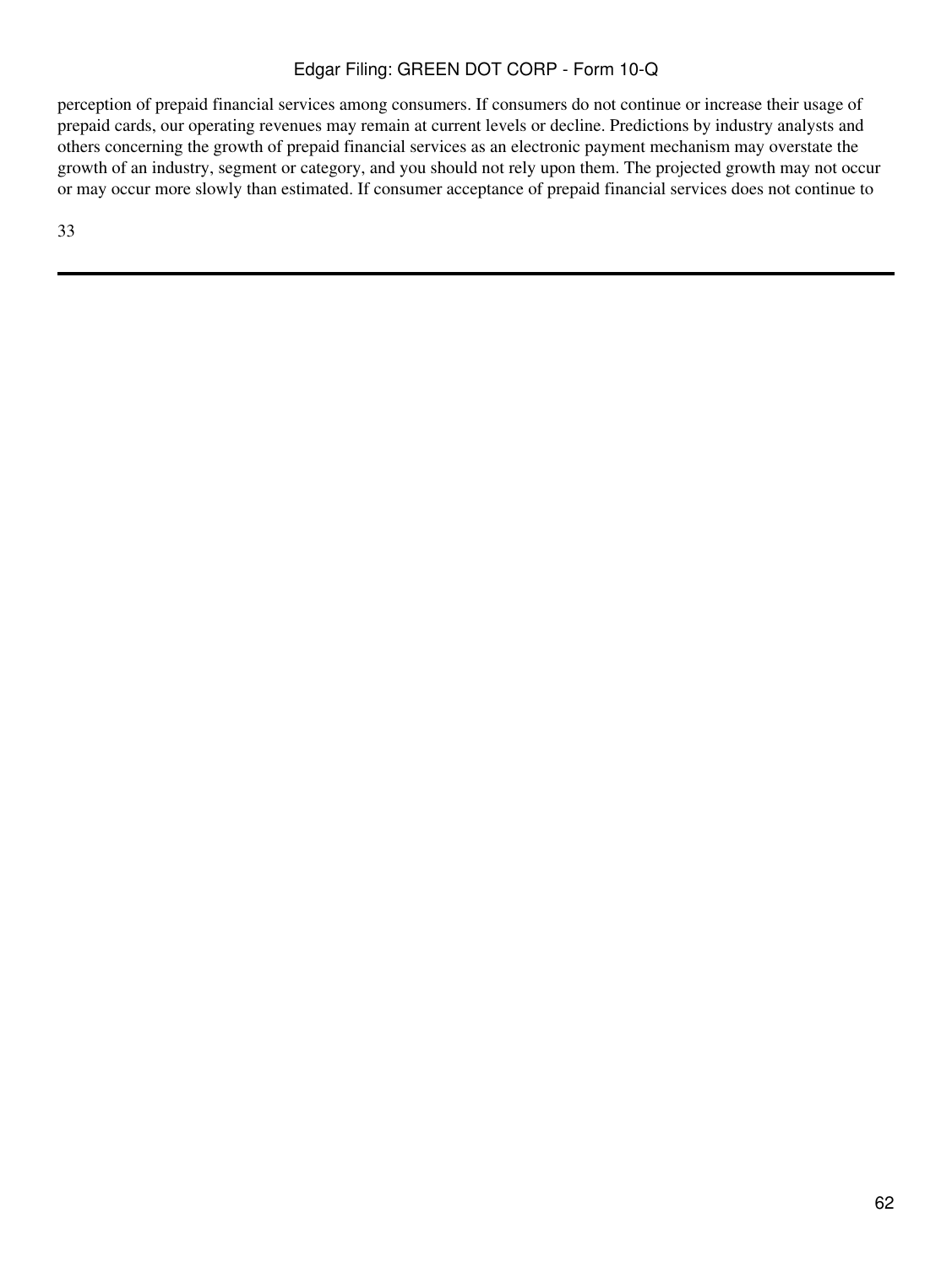perception of prepaid financial services among consumers. If consumers do not continue or increase their usage of prepaid cards, our operating revenues may remain at current levels or decline. Predictions by industry analysts and others concerning the growth of prepaid financial services as an electronic payment mechanism may overstate the growth of an industry, segment or category, and you should not rely upon them. The projected growth may not occur or may occur more slowly than estimated. If consumer acceptance of prepaid financial services does not continue to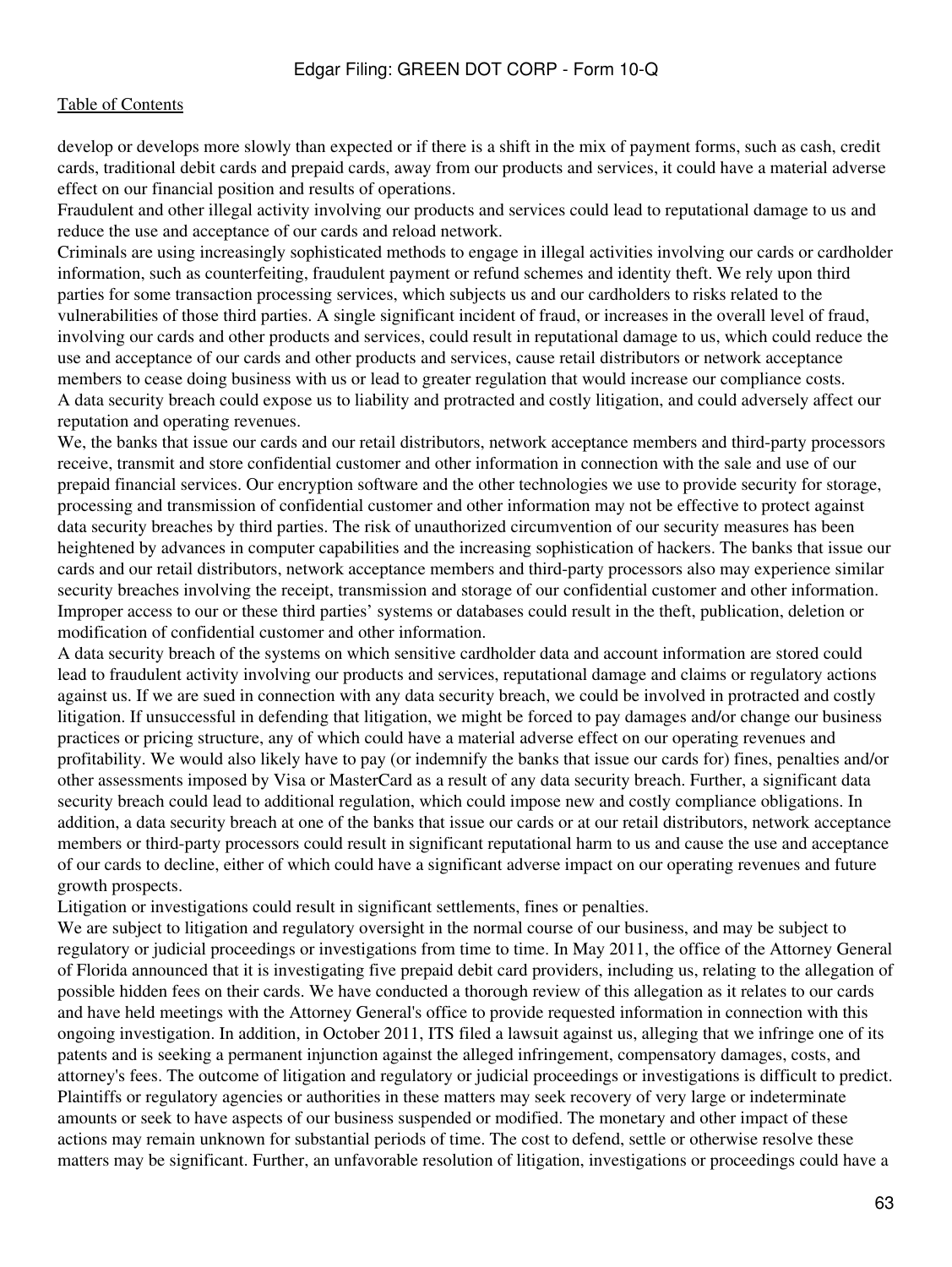develop or develops more slowly than expected or if there is a shift in the mix of payment forms, such as cash, credit cards, traditional debit cards and prepaid cards, away from our products and services, it could have a material adverse effect on our financial position and results of operations.

Fraudulent and other illegal activity involving our products and services could lead to reputational damage to us and reduce the use and acceptance of our cards and reload network.

Criminals are using increasingly sophisticated methods to engage in illegal activities involving our cards or cardholder information, such as counterfeiting, fraudulent payment or refund schemes and identity theft. We rely upon third parties for some transaction processing services, which subjects us and our cardholders to risks related to the vulnerabilities of those third parties. A single significant incident of fraud, or increases in the overall level of fraud, involving our cards and other products and services, could result in reputational damage to us, which could reduce the use and acceptance of our cards and other products and services, cause retail distributors or network acceptance members to cease doing business with us or lead to greater regulation that would increase our compliance costs.

A data security breach could expose us to liability and protracted and costly litigation, and could adversely affect our reputation and operating revenues.

We, the banks that issue our cards and our retail distributors, network acceptance members and third-party processors receive, transmit and store confidential customer and other information in connection with the sale and use of our prepaid financial services. Our encryption software and the other technologies we use to provide security for storage, processing and transmission of confidential customer and other information may not be effective to protect against data security breaches by third parties. The risk of unauthorized circumvention of our security measures has been heightened by advances in computer capabilities and the increasing sophistication of hackers. The banks that issue our cards and our retail distributors, network acceptance members and third-party processors also may experience similar security breaches involving the receipt, transmission and storage of our confidential customer and other information. Improper access to our or these third parties' systems or databases could result in the theft, publication, deletion or modification of confidential customer and other information.

A data security breach of the systems on which sensitive cardholder data and account information are stored could lead to fraudulent activity involving our products and services, reputational damage and claims or regulatory actions against us. If we are sued in connection with any data security breach, we could be involved in protracted and costly litigation. If unsuccessful in defending that litigation, we might be forced to pay damages and/or change our business practices or pricing structure, any of which could have a material adverse effect on our operating revenues and profitability. We would also likely have to pay (or indemnify the banks that issue our cards for) fines, penalties and/or other assessments imposed by Visa or MasterCard as a result of any data security breach. Further, a significant data security breach could lead to additional regulation, which could impose new and costly compliance obligations. In addition, a data security breach at one of the banks that issue our cards or at our retail distributors, network acceptance members or third-party processors could result in significant reputational harm to us and cause the use and acceptance of our cards to decline, either of which could have a significant adverse impact on our operating revenues and future growth prospects.

Litigation or investigations could result in significant settlements, fines or penalties.

We are subject to litigation and regulatory oversight in the normal course of our business, and may be subject to regulatory or judicial proceedings or investigations from time to time. In May 2011, the office of the Attorney General of Florida announced that it is investigating five prepaid debit card providers, including us, relating to the allegation of possible hidden fees on their cards. We have conducted a thorough review of this allegation as it relates to our cards and have held meetings with the Attorney General's office to provide requested information in connection with this ongoing investigation. In addition, in October 2011, ITS filed a lawsuit against us, alleging that we infringe one of its patents and is seeking a permanent injunction against the alleged infringement, compensatory damages, costs, and attorney's fees. The outcome of litigation and regulatory or judicial proceedings or investigations is difficult to predict. Plaintiffs or regulatory agencies or authorities in these matters may seek recovery of very large or indeterminate amounts or seek to have aspects of our business suspended or modified. The monetary and other impact of these actions may remain unknown for substantial periods of time. The cost to defend, settle or otherwise resolve these matters may be significant. Further, an unfavorable resolution of litigation, investigations or proceedings could have a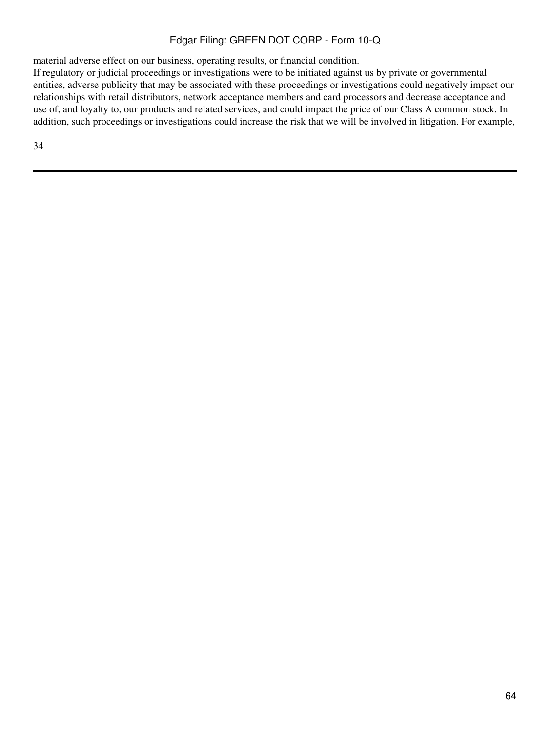material adverse effect on our business, operating results, or financial condition.

If regulatory or judicial proceedings or investigations were to be initiated against us by private or governmental entities, adverse publicity that may be associated with these proceedings or investigations could negatively impact our relationships with retail distributors, network acceptance members and card processors and decrease acceptance and use of, and loyalty to, our products and related services, and could impact the price of our Class A common stock. In addition, such proceedings or investigations could increase the risk that we will be involved in litigation. For example,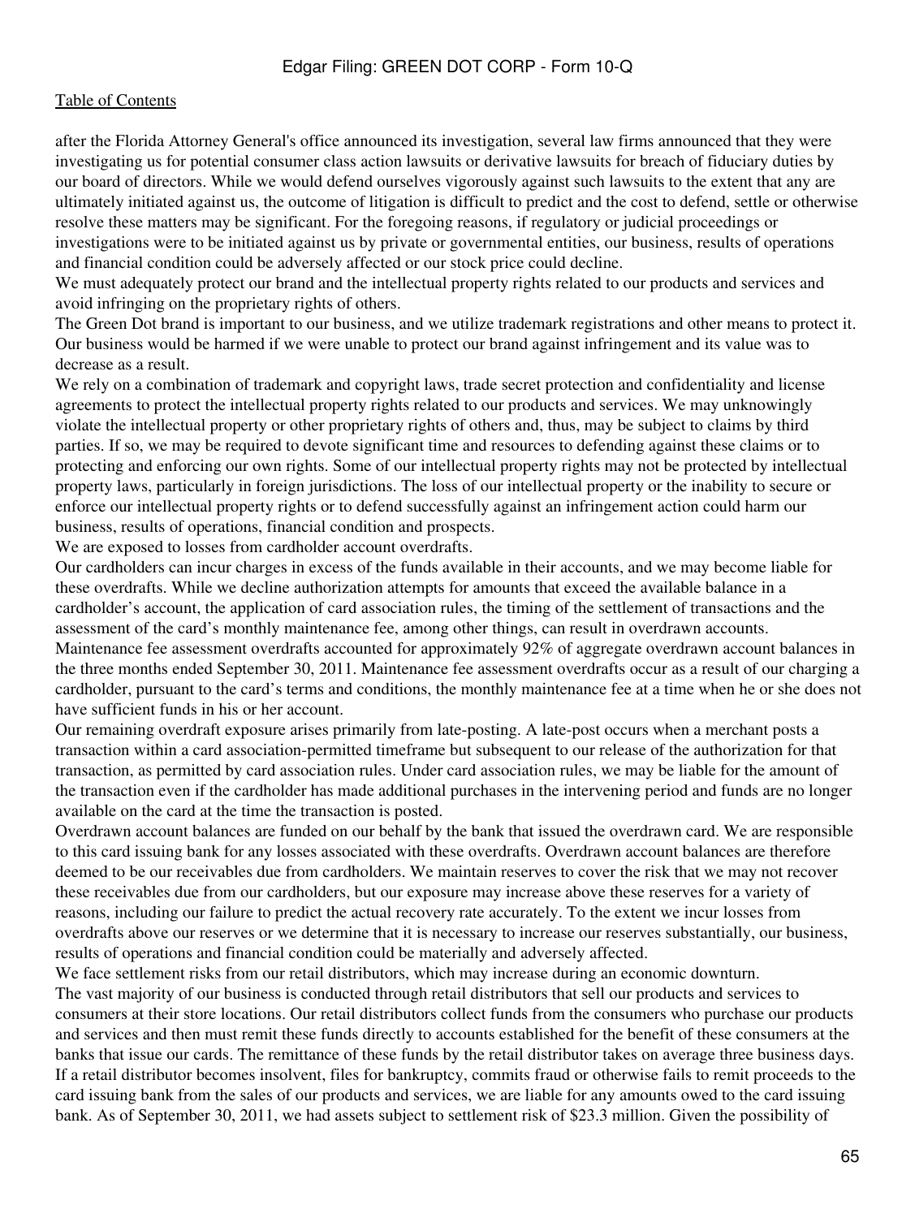after the Florida Attorney General's office announced its investigation, several law firms announced that they were investigating us for potential consumer class action lawsuits or derivative lawsuits for breach of fiduciary duties by our board of directors. While we would defend ourselves vigorously against such lawsuits to the extent that any are ultimately initiated against us, the outcome of litigation is difficult to predict and the cost to defend, settle or otherwise resolve these matters may be significant. For the foregoing reasons, if regulatory or judicial proceedings or investigations were to be initiated against us by private or governmental entities, our business, results of operations and financial condition could be adversely affected or our stock price could decline.

We must adequately protect our brand and the intellectual property rights related to our products and services and avoid infringing on the proprietary rights of others.

The Green Dot brand is important to our business, and we utilize trademark registrations and other means to protect it. Our business would be harmed if we were unable to protect our brand against infringement and its value was to decrease as a result.

We rely on a combination of trademark and copyright laws, trade secret protection and confidentiality and license agreements to protect the intellectual property rights related to our products and services. We may unknowingly violate the intellectual property or other proprietary rights of others and, thus, may be subject to claims by third parties. If so, we may be required to devote significant time and resources to defending against these claims or to protecting and enforcing our own rights. Some of our intellectual property rights may not be protected by intellectual property laws, particularly in foreign jurisdictions. The loss of our intellectual property or the inability to secure or enforce our intellectual property rights or to defend successfully against an infringement action could harm our business, results of operations, financial condition and prospects.

We are exposed to losses from cardholder account overdrafts.

Our cardholders can incur charges in excess of the funds available in their accounts, and we may become liable for these overdrafts. While we decline authorization attempts for amounts that exceed the available balance in a cardholder's account, the application of card association rules, the timing of the settlement of transactions and the assessment of the card's monthly maintenance fee, among other things, can result in overdrawn accounts. Maintenance fee assessment overdrafts accounted for approximately 92% of aggregate overdrawn account balances in the three months ended September 30, 2011. Maintenance fee assessment overdrafts occur as a result of our charging a cardholder, pursuant to the card's terms and conditions, the monthly maintenance fee at a time when he or she does not have sufficient funds in his or her account.

Our remaining overdraft exposure arises primarily from late-posting. A late-post occurs when a merchant posts a transaction within a card association-permitted timeframe but subsequent to our release of the authorization for that transaction, as permitted by card association rules. Under card association rules, we may be liable for the amount of the transaction even if the cardholder has made additional purchases in the intervening period and funds are no longer available on the card at the time the transaction is posted.

Overdrawn account balances are funded on our behalf by the bank that issued the overdrawn card. We are responsible to this card issuing bank for any losses associated with these overdrafts. Overdrawn account balances are therefore deemed to be our receivables due from cardholders. We maintain reserves to cover the risk that we may not recover these receivables due from our cardholders, but our exposure may increase above these reserves for a variety of reasons, including our failure to predict the actual recovery rate accurately. To the extent we incur losses from overdrafts above our reserves or we determine that it is necessary to increase our reserves substantially, our business, results of operations and financial condition could be materially and adversely affected.

We face settlement risks from our retail distributors, which may increase during an economic downturn.

The vast majority of our business is conducted through retail distributors that sell our products and services to consumers at their store locations. Our retail distributors collect funds from the consumers who purchase our products and services and then must remit these funds directly to accounts established for the benefit of these consumers at the banks that issue our cards. The remittance of these funds by the retail distributor takes on average three business days. If a retail distributor becomes insolvent, files for bankruptcy, commits fraud or otherwise fails to remit proceeds to the card issuing bank from the sales of our products and services, we are liable for any amounts owed to the card issuing bank. As of September 30, 2011, we had assets subject to settlement risk of $23.3 million. Given the possibility of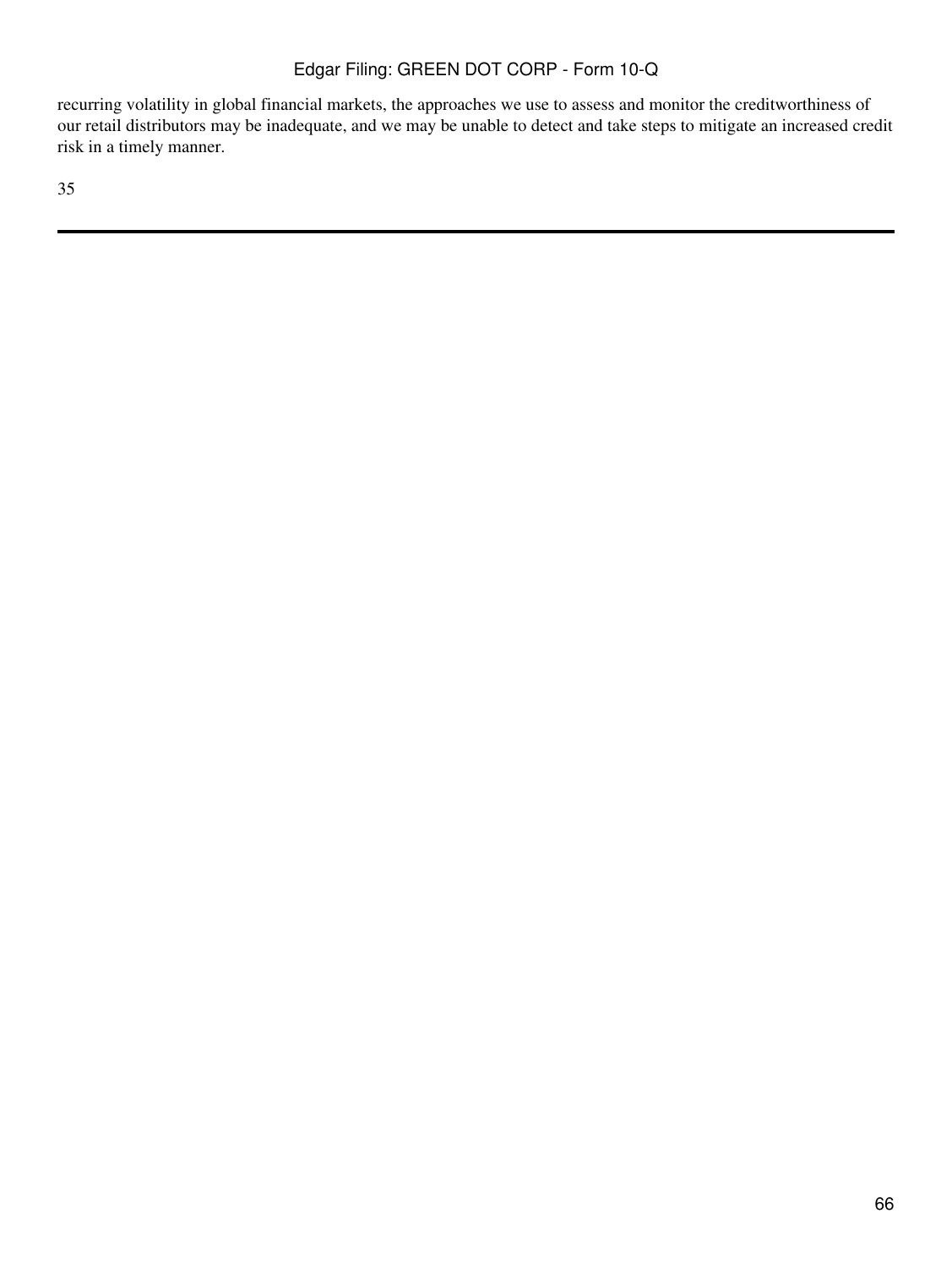recurring volatility in global financial markets, the approaches we use to assess and monitor the creditworthiness of our retail distributors may be inadequate, and we may be unable to detect and take steps to mitigate an increased credit risk in a timely manner.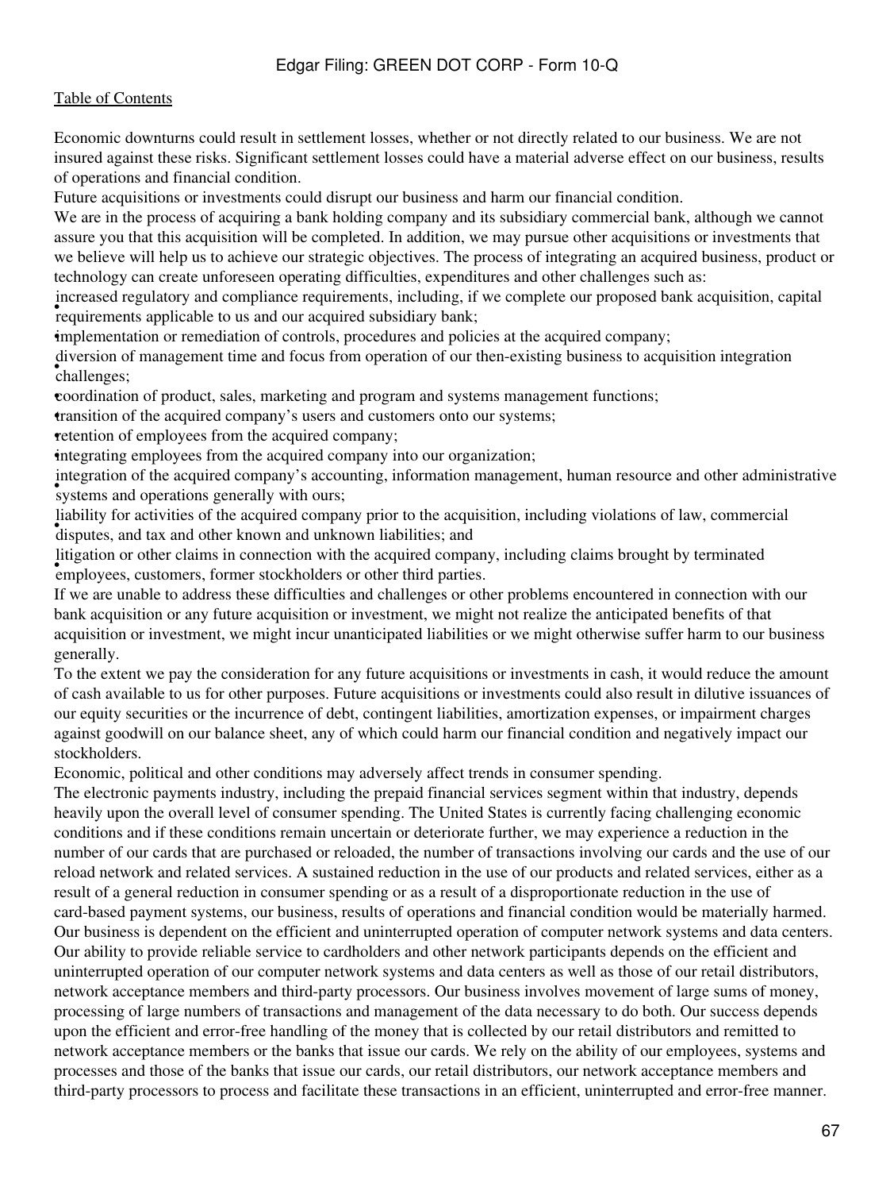Economic downturns could result in settlement losses, whether or not directly related to our business. We are not insured against these risks. Significant settlement losses could have a material adverse effect on our business, results of operations and financial condition.

Future acquisitions or investments could disrupt our business and harm our financial condition.

We are in the process of acquiring a bank holding company and its subsidiary commercial bank, although we cannot assure you that this acquisition will be completed. In addition, we may pursue other acquisitions or investments that we believe will help us to achieve our strategic objectives. The process of integrating an acquired business, product or technology can create unforeseen operating difficulties, expenditures and other challenges such as:

- increased regulatory and compliance requirements, including, if we complete our proposed bank acquisition, capital requirements applicable to us and our acquired subsidiary bank;
- implementation or remediation of controls, procedures and policies at the acquired company;
- diversion of management time and focus from operation of our then-existing business to acquisition integration challenges;
- coordination of product, sales, marketing and program and systems management functions;
- transition of the acquired company's users and customers onto our systems;
- retention of employees from the acquired company;
- integrating employees from the acquired company into our organization;
- integration of the acquired company's accounting, information management, human resource and other administrative systems and operations generally with ours;
- liability for activities of the acquired company prior to the acquisition, including violations of law, commercial disputes, and tax and other known and unknown liabilities; and
- litigation or other claims in connection with the acquired company, including claims brought by terminated employees, customers, former stockholders or other third parties.

If we are unable to address these difficulties and challenges or other problems encountered in connection with our bank acquisition or any future acquisition or investment, we might not realize the anticipated benefits of that acquisition or investment, we might incur unanticipated liabilities or we might otherwise suffer harm to our business generally.

To the extent we pay the consideration for any future acquisitions or investments in cash, it would reduce the amount of cash available to us for other purposes. Future acquisitions or investments could also result in dilutive issuances of our equity securities or the incurrence of debt, contingent liabilities, amortization expenses, or impairment charges against goodwill on our balance sheet, any of which could harm our financial condition and negatively impact our stockholders.

Economic, political and other conditions may adversely affect trends in consumer spending.

The electronic payments industry, including the prepaid financial services segment within that industry, depends heavily upon the overall level of consumer spending. The United States is currently facing challenging economic conditions and if these conditions remain uncertain or deteriorate further, we may experience a reduction in the number of our cards that are purchased or reloaded, the number of transactions involving our cards and the use of our reload network and related services. A sustained reduction in the use of our products and related services, either as a result of a general reduction in consumer spending or as a result of a disproportionate reduction in the use of card-based payment systems, our business, results of operations and financial condition would be materially harmed.

Our business is dependent on the efficient and uninterrupted operation of computer network systems and data centers.

Our ability to provide reliable service to cardholders and other network participants depends on the efficient and uninterrupted operation of our computer network systems and data centers as well as those of our retail distributors, network acceptance members and third-party processors. Our business involves movement of large sums of money, processing of large numbers of transactions and management of the data necessary to do both. Our success depends upon the efficient and error-free handling of the money that is collected by our retail distributors and remitted to network acceptance members or the banks that issue our cards. We rely on the ability of our employees, systems and processes and those of the banks that issue our cards, our retail distributors, our network acceptance members and third-party processors to process and facilitate these transactions in an efficient, uninterrupted and error-free manner.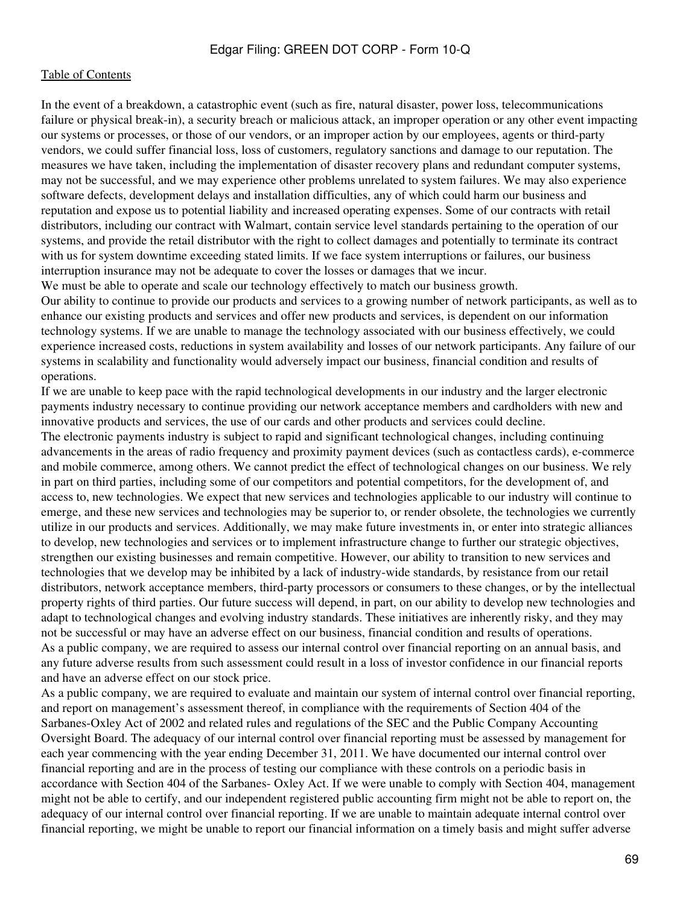In the event of a breakdown, a catastrophic event (such as fire, natural disaster, power loss, telecommunications failure or physical break-in), a security breach or malicious attack, an improper operation or any other event impacting our systems or processes, or those of our vendors, or an improper action by our employees, agents or third-party vendors, we could suffer financial loss, loss of customers, regulatory sanctions and damage to our reputation. The measures we have taken, including the implementation of disaster recovery plans and redundant computer systems, may not be successful, and we may experience other problems unrelated to system failures. We may also experience software defects, development delays and installation difficulties, any of which could harm our business and reputation and expose us to potential liability and increased operating expenses. Some of our contracts with retail distributors, including our contract with Walmart, contain service level standards pertaining to the operation of our systems, and provide the retail distributor with the right to collect damages and potentially to terminate its contract with us for system downtime exceeding stated limits. If we face system interruptions or failures, our business interruption insurance may not be adequate to cover the losses or damages that we incur.

We must be able to operate and scale our technology effectively to match our business growth.

Our ability to continue to provide our products and services to a growing number of network participants, as well as to enhance our existing products and services and offer new products and services, is dependent on our information technology systems. If we are unable to manage the technology associated with our business effectively, we could experience increased costs, reductions in system availability and losses of our network participants. Any failure of our systems in scalability and functionality would adversely impact our business, financial condition and results of operations.

If we are unable to keep pace with the rapid technological developments in our industry and the larger electronic payments industry necessary to continue providing our network acceptance members and cardholders with new and innovative products and services, the use of our cards and other products and services could decline.

The electronic payments industry is subject to rapid and significant technological changes, including continuing advancements in the areas of radio frequency and proximity payment devices (such as contactless cards), e-commerce and mobile commerce, among others. We cannot predict the effect of technological changes on our business. We rely in part on third parties, including some of our competitors and potential competitors, for the development of, and access to, new technologies. We expect that new services and technologies applicable to our industry will continue to emerge, and these new services and technologies may be superior to, or render obsolete, the technologies we currently utilize in our products and services. Additionally, we may make future investments in, or enter into strategic alliances to develop, new technologies and services or to implement infrastructure change to further our strategic objectives, strengthen our existing businesses and remain competitive. However, our ability to transition to new services and technologies that we develop may be inhibited by a lack of industry-wide standards, by resistance from our retail distributors, network acceptance members, third-party processors or consumers to these changes, or by the intellectual property rights of third parties. Our future success will depend, in part, on our ability to develop new technologies and adapt to technological changes and evolving industry standards. These initiatives are inherently risky, and they may not be successful or may have an adverse effect on our business, financial condition and results of operations.

As a public company, we are required to assess our internal control over financial reporting on an annual basis, and any future adverse results from such assessment could result in a loss of investor confidence in our financial reports and have an adverse effect on our stock price.

As a public company, we are required to evaluate and maintain our system of internal control over financial reporting, and report on management's assessment thereof, in compliance with the requirements of Section 404 of the Sarbanes-Oxley Act of 2002 and related rules and regulations of the SEC and the Public Company Accounting Oversight Board. The adequacy of our internal control over financial reporting must be assessed by management for each year commencing with the year ending December 31, 2011. We have documented our internal control over financial reporting and are in the process of testing our compliance with these controls on a periodic basis in accordance with Section 404 of the Sarbanes- Oxley Act. If we were unable to comply with Section 404, management might not be able to certify, and our independent registered public accounting firm might not be able to report on, the adequacy of our internal control over financial reporting. If we are unable to maintain adequate internal control over financial reporting, we might be unable to report our financial information on a timely basis and might suffer adverse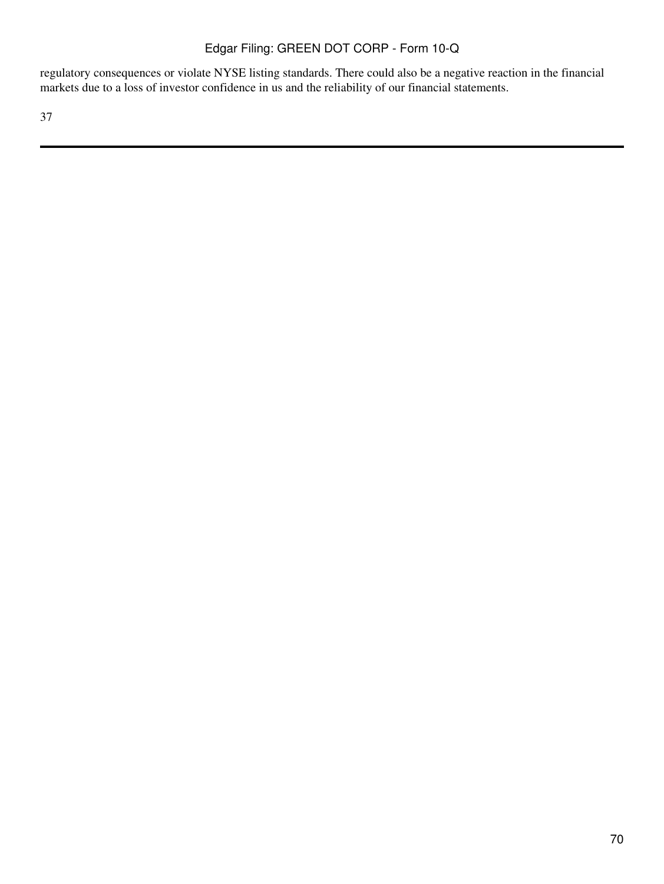regulatory consequences or violate NYSE listing standards. There could also be a negative reaction in the financial markets due to a loss of investor confidence in us and the reliability of our financial statements.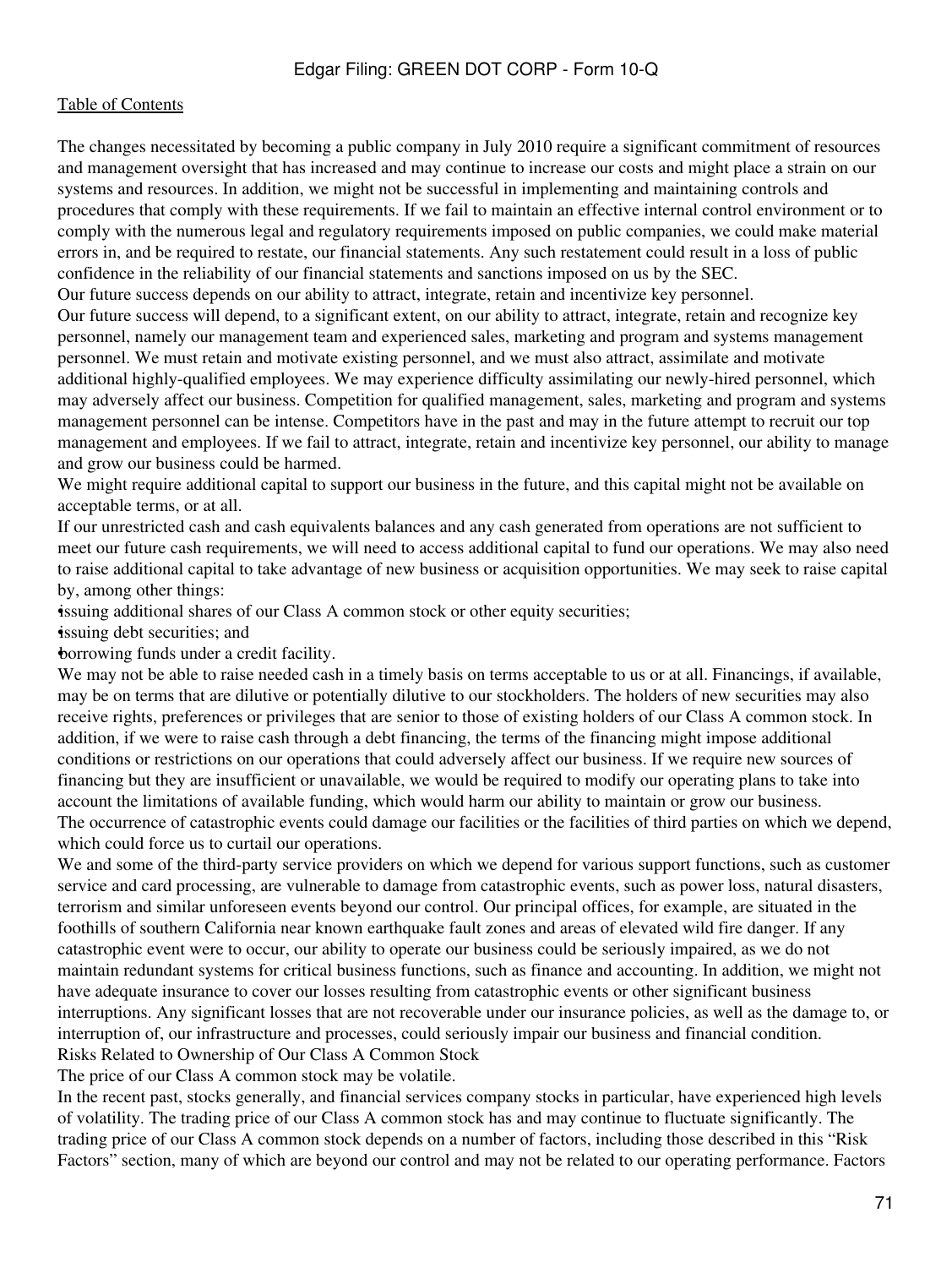The changes necessitated by becoming a public company in July 2010 require a significant commitment of resources and management oversight that has increased and may continue to increase our costs and might place a strain on our systems and resources. In addition, we might not be successful in implementing and maintaining controls and procedures that comply with these requirements. If we fail to maintain an effective internal control environment or to comply with the numerous legal and regulatory requirements imposed on public companies, we could make material errors in, and be required to restate, our financial statements. Any such restatement could result in a loss of public confidence in the reliability of our financial statements and sanctions imposed on us by the SEC.

Our future success depends on our ability to attract, integrate, retain and incentivize key personnel.

Our future success will depend, to a significant extent, on our ability to attract, integrate, retain and recognize key personnel, namely our management team and experienced sales, marketing and program and systems management personnel. We must retain and motivate existing personnel, and we must also attract, assimilate and motivate additional highly-qualified employees. We may experience difficulty assimilating our newly-hired personnel, which may adversely affect our business. Competition for qualified management, sales, marketing and program and systems management personnel can be intense. Competitors have in the past and may in the future attempt to recruit our top management and employees. If we fail to attract, integrate, retain and incentivize key personnel, our ability to manage and grow our business could be harmed.

We might require additional capital to support our business in the future, and this capital might not be available on acceptable terms, or at all.

If our unrestricted cash and cash equivalents balances and any cash generated from operations are not sufficient to meet our future cash requirements, we will need to access additional capital to fund our operations. We may also need to raise additional capital to take advantage of new business or acquisition opportunities. We may seek to raise capital by, among other things:

- issuing additional shares of our Class A common stock or other equity securities;
- issuing debt securities; and
- borrowing funds under a credit facility.

We may not be able to raise needed cash in a timely basis on terms acceptable to us or at all. Financings, if available, may be on terms that are dilutive or potentially dilutive to our stockholders. The holders of new securities may also receive rights, preferences or privileges that are senior to those of existing holders of our Class A common stock. In addition, if we were to raise cash through a debt financing, the terms of the financing might impose additional conditions or restrictions on our operations that could adversely affect our business. If we require new sources of financing but they are insufficient or unavailable, we would be required to modify our operating plans to take into account the limitations of available funding, which would harm our ability to maintain or grow our business.

The occurrence of catastrophic events could damage our facilities or the facilities of third parties on which we depend, which could force us to curtail our operations.

We and some of the third-party service providers on which we depend for various support functions, such as customer service and card processing, are vulnerable to damage from catastrophic events, such as power loss, natural disasters, terrorism and similar unforeseen events beyond our control. Our principal offices, for example, are situated in the foothills of southern California near known earthquake fault zones and areas of elevated wild fire danger. If any catastrophic event were to occur, our ability to operate our business could be seriously impaired, as we do not maintain redundant systems for critical business functions, such as finance and accounting. In addition, we might not have adequate insurance to cover our losses resulting from catastrophic events or other significant business interruptions. Any significant losses that are not recoverable under our insurance policies, as well as the damage to, or interruption of, our infrastructure and processes, could seriously impair our business and financial condition.

## Risks Related to Ownership of Our Class A Common Stock

The price of our Class A common stock may be volatile.

In the recent past, stocks generally, and financial services company stocks in particular, have experienced high levels of volatility. The trading price of our Class A common stock has and may continue to fluctuate significantly. The trading price of our Class A common stock depends on a number of factors, including those described in this "Risk Factors" section, many of which are beyond our control and may not be related to our operating performance. Factors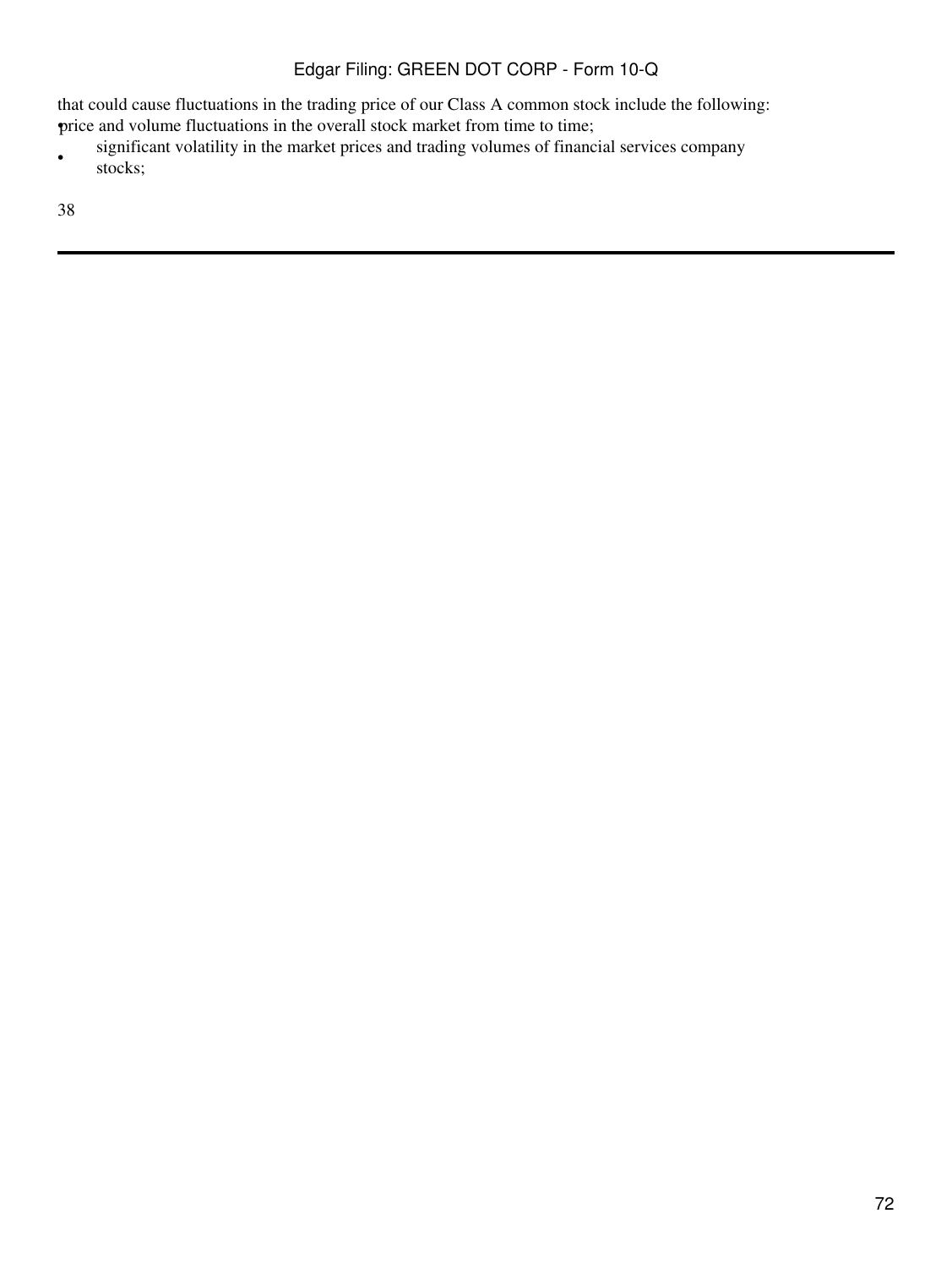that could cause fluctuations in the trading price of our Class A common stock include the following:

- price and volume fluctuations in the overall stock market from time to time;
- significant volatility in the market prices and trading volumes of financial services company stocks;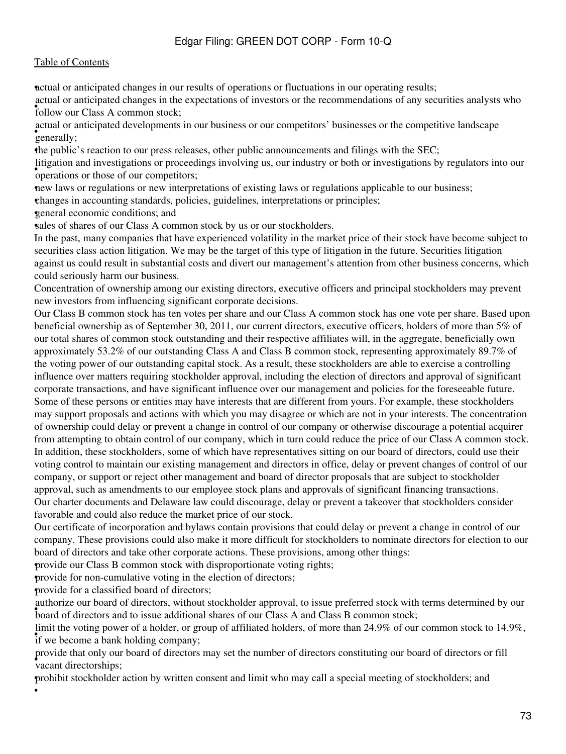- actual or anticipated changes in our results of operations or fluctuations in our operating results;
- actual or anticipated changes in the expectations of investors or the recommendations of any securities analysts who follow our Class A common stock;
- actual or anticipated developments in our business or our competitors' businesses or the competitive landscape generally;
- the public's reaction to our press releases, other public announcements and filings with the SEC;
- litigation and investigations or proceedings involving us, our industry or both or investigations by regulators into our operations or those of our competitors;
- new laws or regulations or new interpretations of existing laws or regulations applicable to our business;
- changes in accounting standards, policies, guidelines, interpretations or principles;
- general economic conditions; and
- sales of shares of our Class A common stock by us or our stockholders.

In the past, many companies that have experienced volatility in the market price of their stock have become subject to securities class action litigation. We may be the target of this type of litigation in the future. Securities litigation against us could result in substantial costs and divert our management's attention from other business concerns, which could seriously harm our business.

Concentration of ownership among our existing directors, executive officers and principal stockholders may prevent new investors from influencing significant corporate decisions.

Our Class B common stock has ten votes per share and our Class A common stock has one vote per share. Based upon beneficial ownership as of September 30, 2011, our current directors, executive officers, holders of more than 5% of our total shares of common stock outstanding and their respective affiliates will, in the aggregate, beneficially own approximately 53.2% of our outstanding Class A and Class B common stock, representing approximately 89.7% of the voting power of our outstanding capital stock. As a result, these stockholders are able to exercise a controlling influence over matters requiring stockholder approval, including the election of directors and approval of significant corporate transactions, and have significant influence over our management and policies for the foreseeable future. Some of these persons or entities may have interests that are different from yours. For example, these stockholders may support proposals and actions with which you may disagree or which are not in your interests. The concentration of ownership could delay or prevent a change in control of our company or otherwise discourage a potential acquirer from attempting to obtain control of our company, which in turn could reduce the price of our Class A common stock. In addition, these stockholders, some of which have representatives sitting on our board of directors, could use their voting control to maintain our existing management and directors in office, delay or prevent changes of control of our company, or support or reject other management and board of director proposals that are subject to stockholder approval, such as amendments to our employee stock plans and approvals of significant financing transactions.

Our charter documents and Delaware law could discourage, delay or prevent a takeover that stockholders consider favorable and could also reduce the market price of our stock.

Our certificate of incorporation and bylaws contain provisions that could delay or prevent a change in control of our company. These provisions could also make it more difficult for stockholders to nominate directors for election to our board of directors and take other corporate actions. These provisions, among other things:

- provide our Class B common stock with disproportionate voting rights;
- provide for non-cumulative voting in the election of directors;
- provide for a classified board of directors;
- authorize our board of directors, without stockholder approval, to issue preferred stock with terms determined by our board of directors and to issue additional shares of our Class A and Class B common stock;
- limit the voting power of a holder, or group of affiliated holders, of more than 24.9% of our common stock to 14.9%, if we become a bank holding company;
- provide that only our board of directors may set the number of directors constituting our board of directors or fill vacant directorships;
- prohibit stockholder action by written consent and limit who may call a special meeting of stockholders; and
-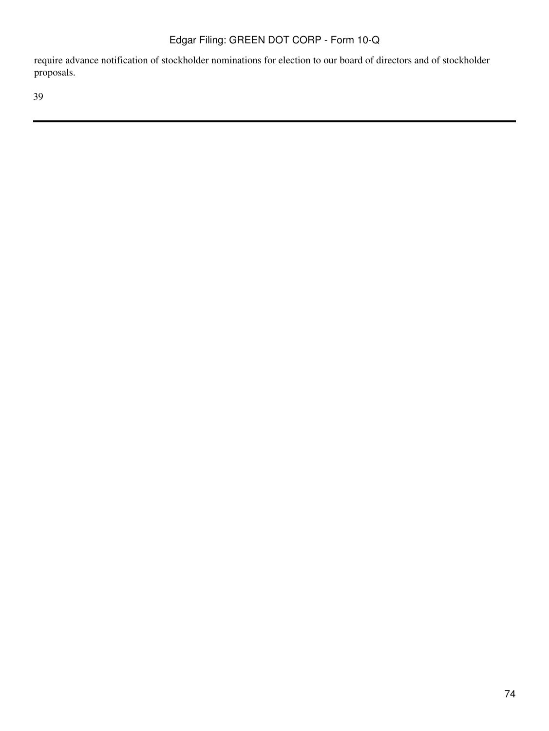require advance notification of stockholder nominations for election to our board of directors and of stockholder proposals.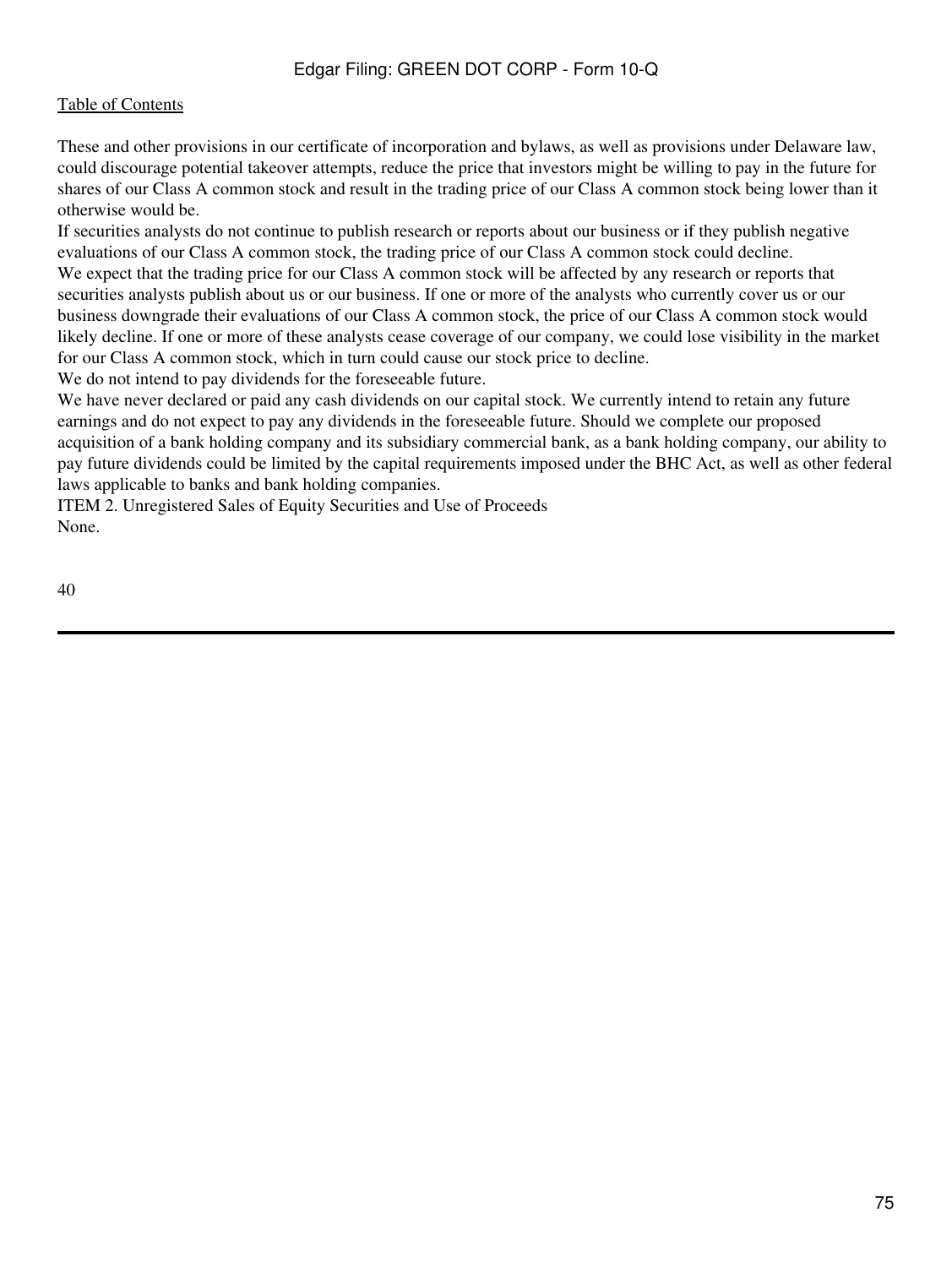These and other provisions in our certificate of incorporation and bylaws, as well as provisions under Delaware law, could discourage potential takeover attempts, reduce the price that investors might be willing to pay in the future for shares of our Class A common stock and result in the trading price of our Class A common stock being lower than it otherwise would be.

If securities analysts do not continue to publish research or reports about our business or if they publish negative evaluations of our Class A common stock, the trading price of our Class A common stock could decline.

We expect that the trading price for our Class A common stock will be affected by any research or reports that securities analysts publish about us or our business. If one or more of the analysts who currently cover us or our business downgrade their evaluations of our Class A common stock, the price of our Class A common stock would likely decline. If one or more of these analysts cease coverage of our company, we could lose visibility in the market for our Class A common stock, which in turn could cause our stock price to decline.

We do not intend to pay dividends for the foreseeable future.

We have never declared or paid any cash dividends on our capital stock. We currently intend to retain any future earnings and do not expect to pay any dividends in the foreseeable future. Should we complete our proposed acquisition of a bank holding company and its subsidiary commercial bank, as a bank holding company, our ability to pay future dividends could be limited by the capital requirements imposed under the BHC Act, as well as other federal laws applicable to banks and bank holding companies.

## ITEM 2. Unregistered Sales of Equity Securities and Use of Proceeds

None.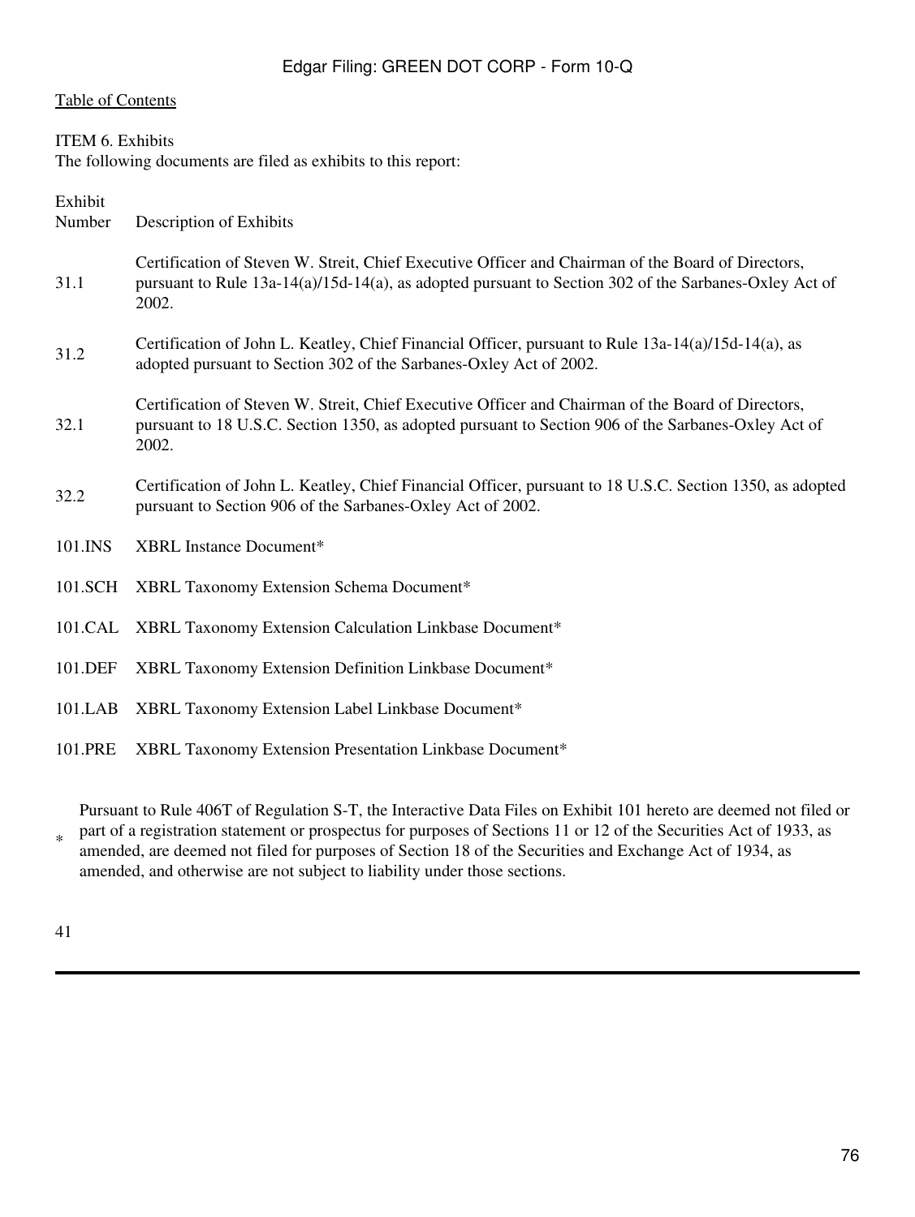[Table of Contents](#)

ITEM 6. Exhibits

The following documents are filed as exhibits to this report:

| Exhibit Number | Description of Exhibits |
| --- | --- |
| 31.1 | Certification of Steven W. Streit, Chief Executive Officer and Chairman of the Board of Directors, pursuant to Rule 13a-14(a)/15d-14(a), as adopted pursuant to Section 302 of the Sarbanes-Oxley Act of 2002. |
| 31.2 | Certification of John L. Keatley, Chief Financial Officer, pursuant to Rule 13a-14(a)/15d-14(a), as adopted pursuant to Section 302 of the Sarbanes-Oxley Act of 2002. |
| 32.1 | Certification of Steven W. Streit, Chief Executive Officer and Chairman of the Board of Directors, pursuant to 18 U.S.C. Section 1350, as adopted pursuant to Section 906 of the Sarbanes-Oxley Act of 2002. |
| 32.2 | Certification of John L. Keatley, Chief Financial Officer, pursuant to 18 U.S.C. Section 1350, as adopted pursuant to Section 906 of the Sarbanes-Oxley Act of 2002. |
| 101.INS | XBRL Instance Document* |
| 101.SCH | XBRL Taxonomy Extension Schema Document* |
| 101.CAL | XBRL Taxonomy Extension Calculation Linkbase Document* |
| 101.DEF | XBRL Taxonomy Extension Definition Linkbase Document* |
| 101.LAB | XBRL Taxonomy Extension Label Linkbase Document* |
| 101.PRE | XBRL Taxonomy Extension Presentation Linkbase Document* |

\* Pursuant to Rule 406T of Regulation S-T, the Interactive Data Files on Exhibit 101 hereto are deemed not filed or part of a registration statement or prospectus for purposes of Sections 11 or 12 of the Securities Act of 1933, as amended, are deemed not filed for purposes of Section 18 of the Securities and Exchange Act of 1934, as amended, and otherwise are not subject to liability under those sections.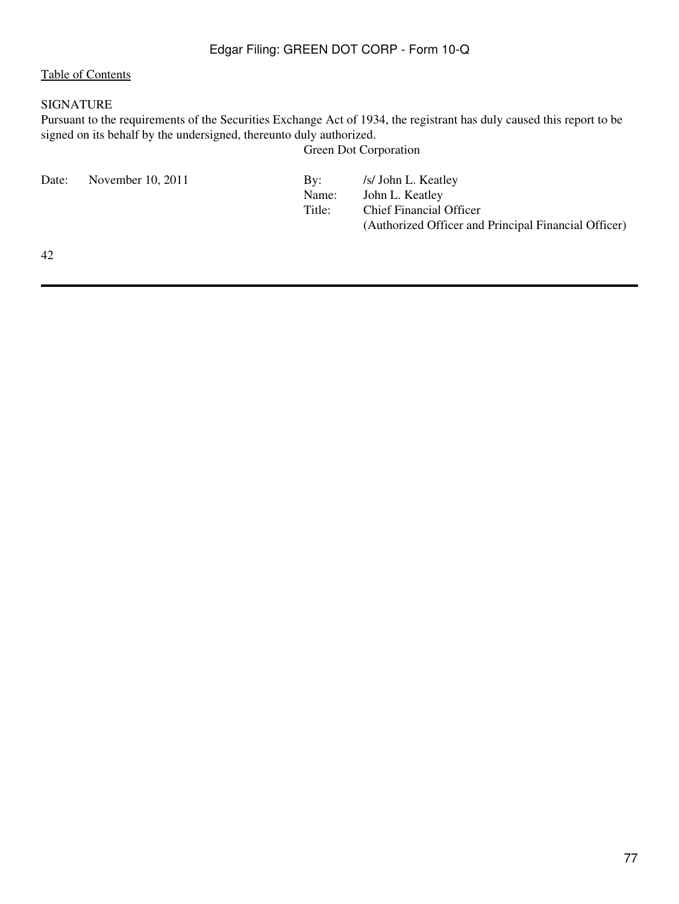SIGNATURE

Pursuant to the requirements of the Securities Exchange Act of 1934, the registrant has duly caused this report to be signed on its behalf by the undersigned, thereunto duly authorized.

Green Dot Corporation

| | | | |
|---|---|---|---|
| Date: | November 10, 2011 | By: | /s/ John L. Keatley |
| | | Name: | John L. Keatley |
| | | Title: | Chief Financial Officer (Authorized Officer and Principal Financial Officer) |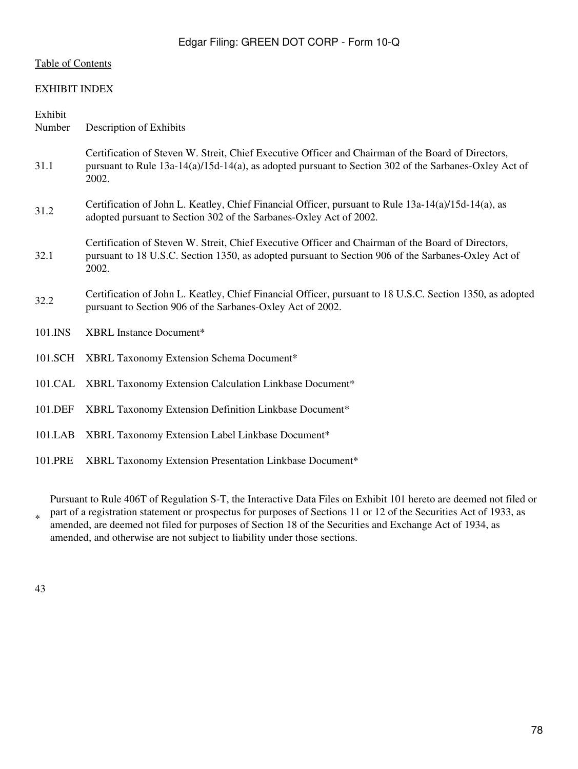[Table of Contents](#)

EXHIBIT INDEX

| Exhibit Number | Description of Exhibits |
| --- | --- |
| 31.1 | Certification of Steven W. Streit, Chief Executive Officer and Chairman of the Board of Directors, pursuant to Rule 13a-14(a)/15d-14(a), as adopted pursuant to Section 302 of the Sarbanes-Oxley Act of 2002. |
| 31.2 | Certification of John L. Keatley, Chief Financial Officer, pursuant to Rule 13a-14(a)/15d-14(a), as adopted pursuant to Section 302 of the Sarbanes-Oxley Act of 2002. |
| 32.1 | Certification of Steven W. Streit, Chief Executive Officer and Chairman of the Board of Directors, pursuant to 18 U.S.C. Section 1350, as adopted pursuant to Section 906 of the Sarbanes-Oxley Act of 2002. |
| 32.2 | Certification of John L. Keatley, Chief Financial Officer, pursuant to 18 U.S.C. Section 1350, as adopted pursuant to Section 906 of the Sarbanes-Oxley Act of 2002. |
| 101.INS | XBRL Instance Document* |
| 101.SCH | XBRL Taxonomy Extension Schema Document* |
| 101.CAL | XBRL Taxonomy Extension Calculation Linkbase Document* |
| 101.DEF | XBRL Taxonomy Extension Definition Linkbase Document* |
| 101.LAB | XBRL Taxonomy Extension Label Linkbase Document* |
| 101.PRE | XBRL Taxonomy Extension Presentation Linkbase Document* |

\* Pursuant to Rule 406T of Regulation S-T, the Interactive Data Files on Exhibit 101 hereto are deemed not filed or part of a registration statement or prospectus for purposes of Sections 11 or 12 of the Securities Act of 1933, as amended, are deemed not filed for purposes of Section 18 of the Securities and Exchange Act of 1934, as amended, and otherwise are not subject to liability under those sections.

43